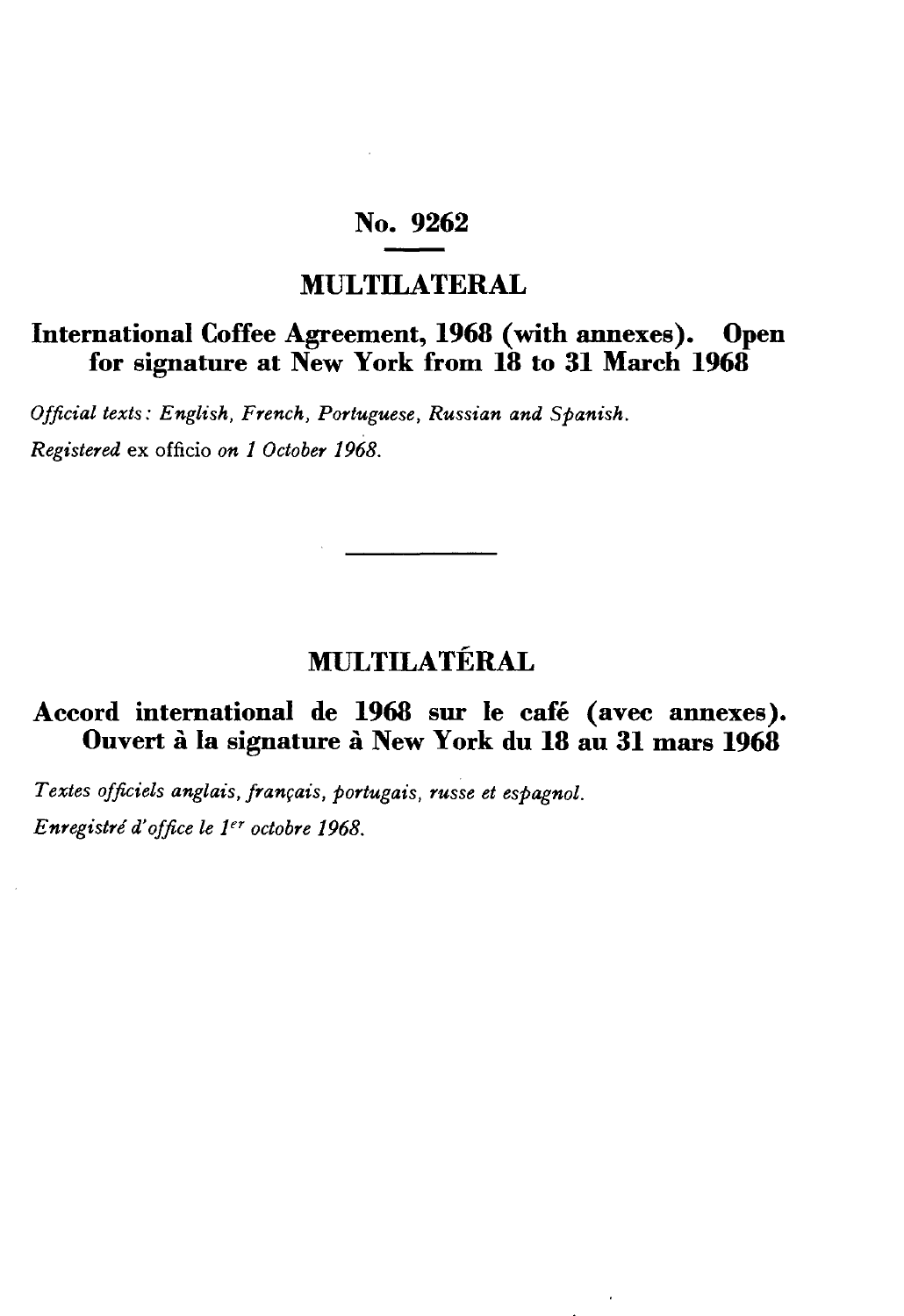# No. 9262

## MULTILATERAL

### International Coffee Agreement, 1968 (with annexes). Open for signature at New York from 18 to 31 March 1968

*Official texts: English, French, Portuguese, Russian and Spanish.*

*Registered* ex officio *on 1 October 1968.*

---

## MULTILATÉRAL

### Accord international de 1968 sur le café (avec annexes). Ouvert à la signature à New York du 18 au 31 mars 1968

*Textes officiels anglais, français, portugais, russe et espagnol.*

*Enregistré d'office le 1er octobre 1968.*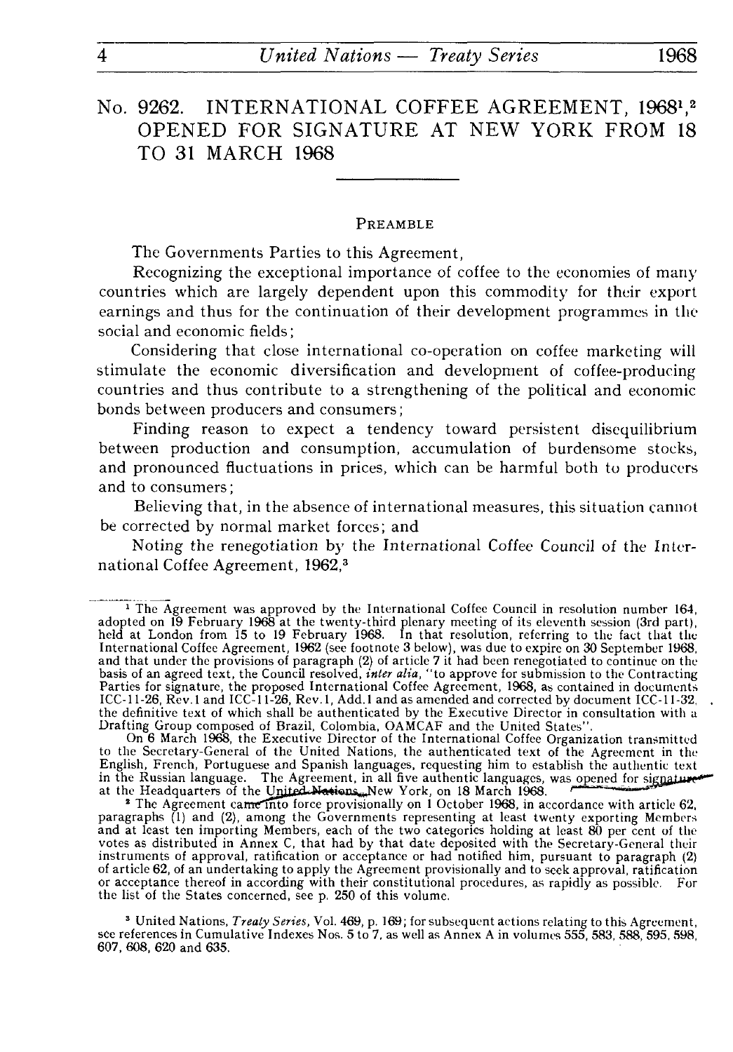# No. 9262. INTERNATIONAL COFFEE AGREEMENT, 1968[1],[2] OPENED FOR SIGNATURE AT NEW YORK FROM 18 TO 31 MARCH 1968

## PREAMBLE

The Governments Parties to this Agreement,

Recognizing the exceptional importance of coffee to the economies of many countries which are largely dependent upon this commodity for their export earnings and thus for the continuation of their development programmes in the social and economic fields;

Considering that close international co-operation on coffee marketing will stimulate the economic diversification and development of coffee-producing countries and thus contribute to a strengthening of the political and economic bonds between producers and consumers;

Finding reason to expect a tendency toward persistent disequilibrium between production and consumption, accumulation of burdensome stocks, and pronounced fluctuations in prices, which can be harmful both to producers and to consumers;

Believing that, in the absence of international measures, this situation cannot be corrected by normal market forces; and

Noting the renegotiation by the International Coffee Council of the International Coffee Agreement, 1962,[3]

---

[1] The Agreement was approved by the International Coffee Council in resolution number 164, adopted on 19 February 1968 at the twenty-third plenary meeting of its eleventh session (3rd part), held at London from 15 to 19 February 1968. In that resolution, referring to the fact that the International Coffee Agreement, 1962 (see footnote 3 below), was due to expire on 30 September 1968, and that under the provisions of paragraph (2) of article 7 it had been renegotiated to continue on the basis of an agreed text, the Council resolved, *inter alia*, "to approve for submission to the Contracting Parties for signature, the proposed International Coffee Agreement, 1968, as contained in documents ICC-11-26, Rev.1 and ICC-11-26, Rev.1, Add.1 and as amended and corrected by document ICC-11-32, the definitive text of which shall be authenticated by the Executive Director in consultation with a Drafting Group composed of Brazil, Colombia, OAMCAF and the United States".

On 6 March 1968, the Executive Director of the International Coffee Organization transmitted to the Secretary-General of the United Nations, the authenticated text of the Agreement in the English, French, Portuguese and Spanish languages, requesting him to establish the authentic text in the Russian language. The Agreement, in all five authentic languages, was opened for signature at the Headquarters of the United Nations, New York, on 18 March 1968.

[2] The Agreement came into force provisionally on 1 October 1968, in accordance with article 62, paragraphs (1) and (2), among the Governments representing at least twenty exporting Members and at least ten importing Members, each of the two categories holding at least 80 per cent of the votes as distributed in Annex C, that had by that date deposited with the Secretary-General their instruments of approval, ratification or acceptance or had notified him, pursuant to paragraph (2) of article 62, of an undertaking to apply the Agreement provisionally and to seek approval, ratification or acceptance thereof in according with their constitutional procedures, as rapidly as possible. For the list of the States concerned, see p. 250 of this volume.

[3] United Nations, *Treaty Series*, Vol. 469, p. 169; for subsequent actions relating to this Agreement, see references in Cumulative Indexes Nos. 5 to 7, as well as Annex A in volumes 555, 583, 588, 595, 598, 607, 608, 620 and 635.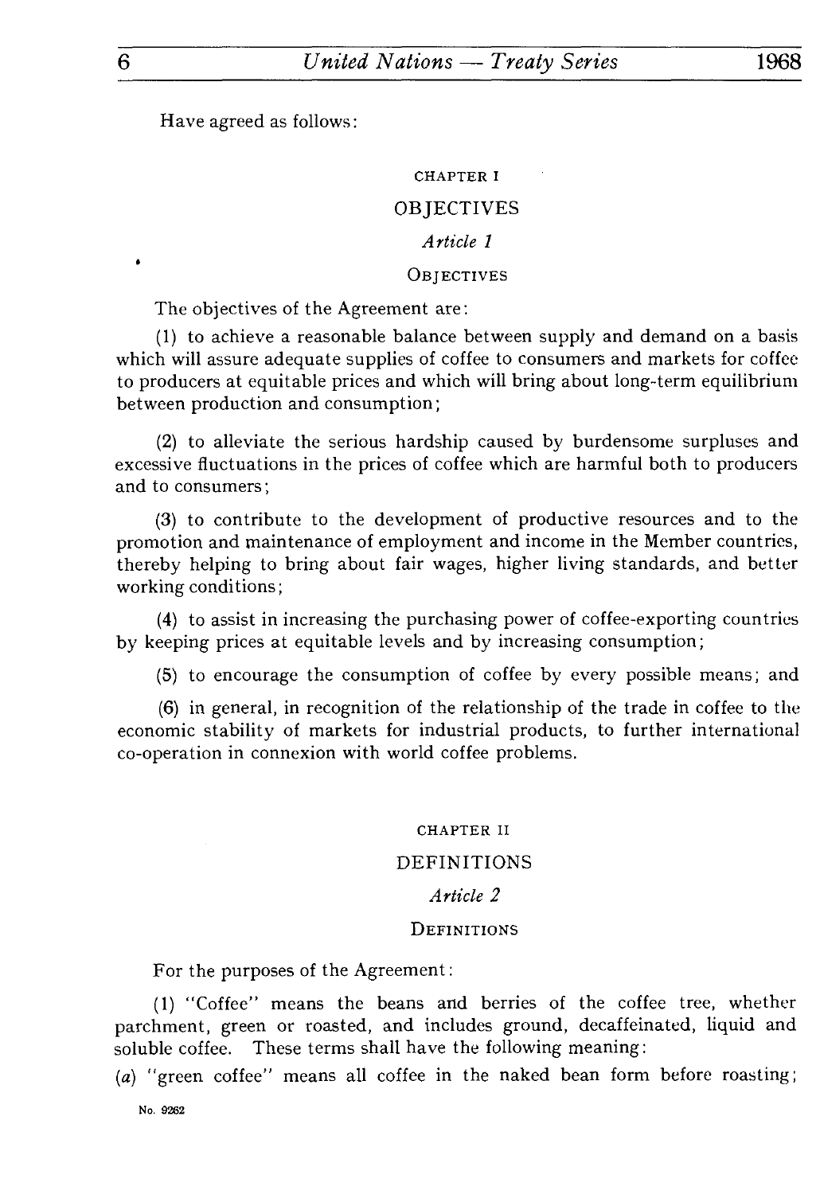Have agreed as follows:

## CHAPTER I

## OBJECTIVES

### *Article 1*

### Objectives

The objectives of the Agreement are:

(1) to achieve a reasonable balance between supply and demand on a basis which will assure adequate supplies of coffee to consumers and markets for coffee to producers at equitable prices and which will bring about long-term equilibrium between production and consumption;

(2) to alleviate the serious hardship caused by burdensome surpluses and excessive fluctuations in the prices of coffee which are harmful both to producers and to consumers;

(3) to contribute to the development of productive resources and to the promotion and maintenance of employment and income in the Member countries, thereby helping to bring about fair wages, higher living standards, and better working conditions;

(4) to assist in increasing the purchasing power of coffee-exporting countries by keeping prices at equitable levels and by increasing consumption;

(5) to encourage the consumption of coffee by every possible means; and

(6) in general, in recognition of the relationship of the trade in coffee to the economic stability of markets for industrial products, to further international co-operation in connexion with world coffee problems.

## CHAPTER II

## DEFINITIONS

### *Article 2*

### Definitions

For the purposes of the Agreement:

(1) "Coffee" means the beans and berries of the coffee tree, whether parchment, green or roasted, and includes ground, decaffeinated, liquid and soluble coffee. These terms shall have the following meaning:

(*a*) "green coffee" means all coffee in the naked bean form before roasting;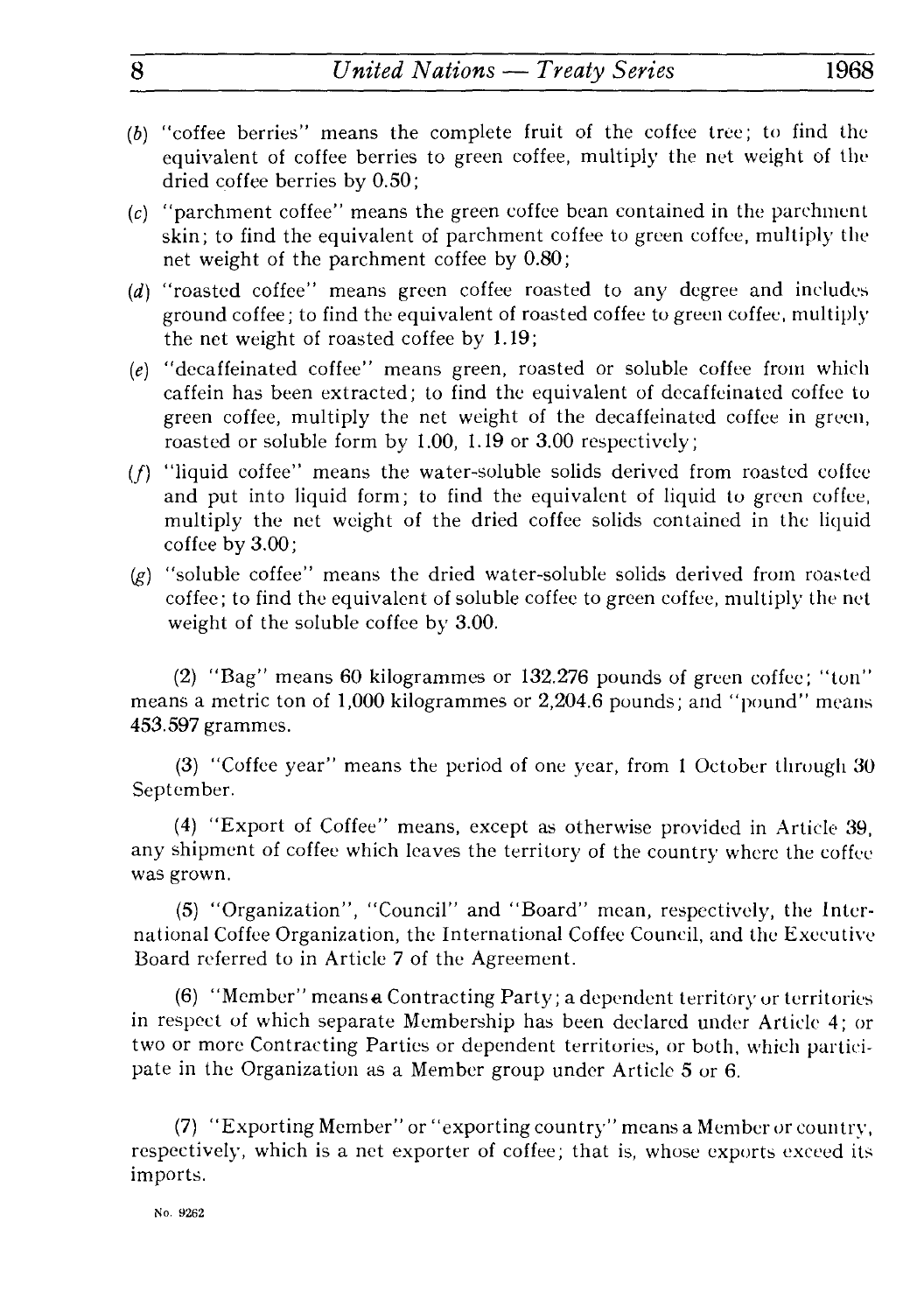(b) "coffee berries" means the complete fruit of the coffee tree; to find the equivalent of coffee berries to green coffee, multiply the net weight of the dried coffee berries by 0.50;

(c) "parchment coffee" means the green coffee bean contained in the parchment skin; to find the equivalent of parchment coffee to green coffee, multiply the net weight of the parchment coffee by 0.80;

(d) "roasted coffee" means green coffee roasted to any degree and includes ground coffee; to find the equivalent of roasted coffee to green coffee, multiply the net weight of roasted coffee by 1.19;

(e) "decaffeinated coffee" means green, roasted or soluble coffee from which caffein has been extracted; to find the equivalent of decaffeinated coffee to green coffee, multiply the net weight of the decaffeinated coffee in green, roasted or soluble form by 1.00, 1.19 or 3.00 respectively;

(f) "liquid coffee" means the water-soluble solids derived from roasted coffee and put into liquid form; to find the equivalent of liquid to green coffee, multiply the net weight of the dried coffee solids contained in the liquid coffee by 3.00;

(g) "soluble coffee" means the dried water-soluble solids derived from roasted coffee; to find the equivalent of soluble coffee to green coffee, multiply the net weight of the soluble coffee by 3.00.

(2) "Bag" means 60 kilogrammes or 132.276 pounds of green coffee; "ton" means a metric ton of 1,000 kilogrammes or 2,204.6 pounds; and "pound" means 453.597 grammes.

(3) "Coffee year" means the period of one year, from 1 October through 30 September.

(4) "Export of Coffee" means, except as otherwise provided in Article 39, any shipment of coffee which leaves the territory of the country where the coffee was grown.

(5) "Organization", "Council" and "Board" mean, respectively, the International Coffee Organization, the International Coffee Council, and the Executive Board referred to in Article 7 of the Agreement.

(6) "Member" means a Contracting Party; a dependent territory or territories in respect of which separate Membership has been declared under Article 4; or two or more Contracting Parties or dependent territories, or both, which participate in the Organization as a Member group under Article 5 or 6.

(7) "Exporting Member" or "exporting country" means a Member or country, respectively, which is a net exporter of coffee; that is, whose exports exceed its imports.

No. 9262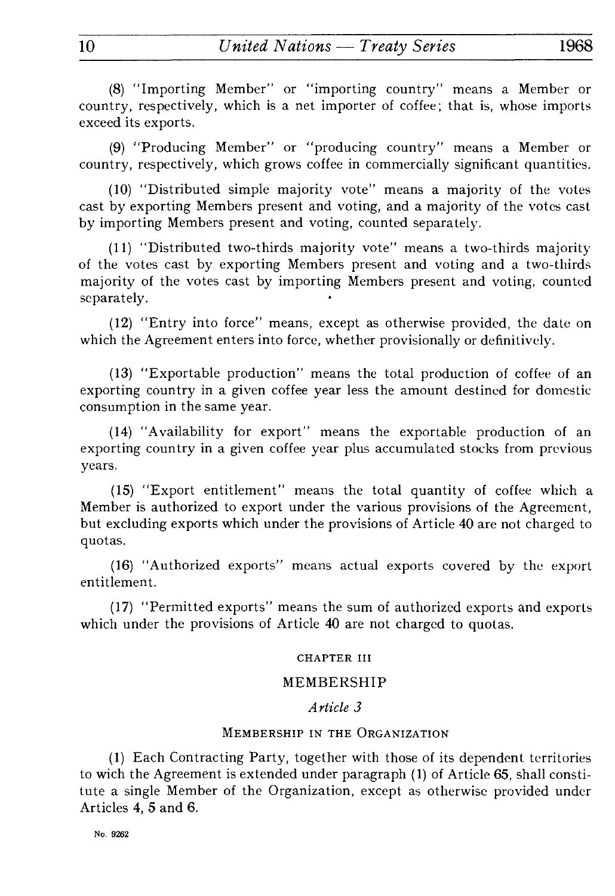(8) "Importing Member" or "importing country" means a Member or country, respectively, which is a net importer of coffee; that is, whose imports exceed its exports.

(9) "Producing Member" or "producing country" means a Member or country, respectively, which grows coffee in commercially significant quantities.

(10) "Distributed simple majority vote" means a majority of the votes cast by exporting Members present and voting, and a majority of the votes cast by importing Members present and voting, counted separately.

(11) "Distributed two-thirds majority vote" means a two-thirds majority of the votes cast by exporting Members present and voting and a two-thirds majority of the votes cast by importing Members present and voting, counted separately.

(12) "Entry into force" means, except as otherwise provided, the date on which the Agreement enters into force, whether provisionally or definitively.

(13) "Exportable production" means the total production of coffee of an exporting country in a given coffee year less the amount destined for domestic consumption in the same year.

(14) "Availability for export" means the exportable production of an exporting country in a given coffee year plus accumulated stocks from previous years.

(15) "Export entitlement" means the total quantity of coffee which a Member is authorized to export under the various provisions of the Agreement, but excluding exports which under the provisions of Article 40 are not charged to quotas.

(16) "Authorized exports" means actual exports covered by the export entitlement.

(17) "Permitted exports" means the sum of authorized exports and exports which under the provisions of Article 40 are not charged to quotas.

## CHAPTER III

## MEMBERSHIP

### *Article 3*

### MEMBERSHIP IN THE ORGANIZATION

(1) Each Contracting Party, together with those of its dependent territories to wich the Agreement is extended under paragraph (1) of Article 65, shall constitute a single Member of the Organization, except as otherwise provided under Articles 4, 5 and 6.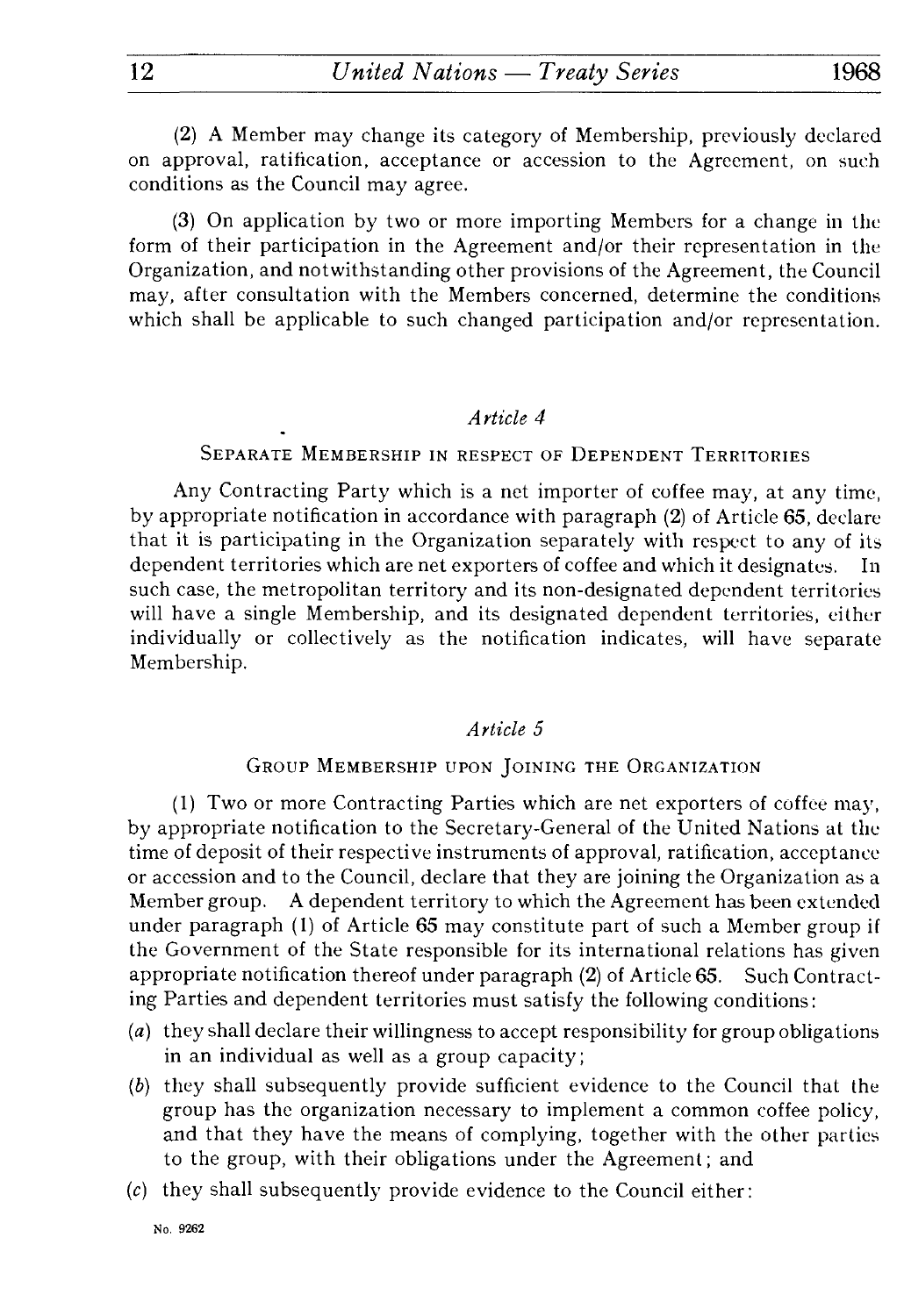(2) A Member may change its category of Membership, previously declared on approval, ratification, acceptance or accession to the Agreement, on such conditions as the Council may agree.

(3) On application by two or more importing Members for a change in the form of their participation in the Agreement and/or their representation in the Organization, and notwithstanding other provisions of the Agreement, the Council may, after consultation with the Members concerned, determine the conditions which shall be applicable to such changed participation and/or representation.

### *Article 4*

### SEPARATE MEMBERSHIP IN RESPECT OF DEPENDENT TERRITORIES

Any Contracting Party which is a net importer of coffee may, at any time, by appropriate notification in accordance with paragraph (2) of Article 65, declare that it is participating in the Organization separately with respect to any of its dependent territories which are net exporters of coffee and which it designates. In such case, the metropolitan territory and its non-designated dependent territories will have a single Membership, and its designated dependent territories, either individually or collectively as the notification indicates, will have separate Membership.

### *Article 5*

### GROUP MEMBERSHIP UPON JOINING THE ORGANIZATION

(1) Two or more Contracting Parties which are net exporters of coffee may, by appropriate notification to the Secretary-General of the United Nations at the time of deposit of their respective instruments of approval, ratification, acceptance or accession and to the Council, declare that they are joining the Organization as a Member group. A dependent territory to which the Agreement has been extended under paragraph (1) of Article 65 may constitute part of such a Member group if the Government of the State responsible for its international relations has given appropriate notification thereof under paragraph (2) of Article 65. Such Contracting Parties and dependent territories must satisfy the following conditions:

(*a*) they shall declare their willingness to accept responsibility for group obligations in an individual as well as a group capacity;

(*b*) they shall subsequently provide sufficient evidence to the Council that the group has the organization necessary to implement a common coffee policy, and that they have the means of complying, together with the other parties to the group, with their obligations under the Agreement; and

(*c*) they shall subsequently provide evidence to the Council either: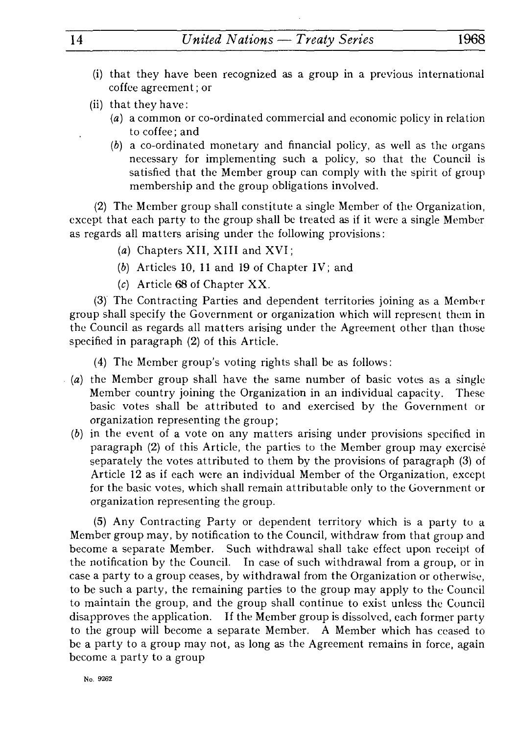(i) that they have been recognized as a group in a previous international coffee agreement; or

(ii) that they have:

   (*a*) a common or co-ordinated commercial and economic policy in relation to coffee; and

   (*b*) a co-ordinated monetary and financial policy, as well as the organs necessary for implementing such a policy, so that the Council is satisfied that the Member group can comply with the spirit of group membership and the group obligations involved.

(2) The Member group shall constitute a single Member of the Organization, except that each party to the group shall be treated as if it were a single Member as regards all matters arising under the following provisions:

   (*a*) Chapters XII, XIII and XVI;

   (*b*) Articles 10, 11 and 19 of Chapter IV; and

   (*c*) Article 68 of Chapter XX.

(3) The Contracting Parties and dependent territories joining as a Member group shall specify the Government or organization which will represent them in the Council as regards all matters arising under the Agreement other than those specified in paragraph (2) of this Article.

(4) The Member group's voting rights shall be as follows:

(*a*) the Member group shall have the same number of basic votes as a single Member country joining the Organization in an individual capacity. These basic votes shall be attributed to and exercised by the Government or organization representing the group;

(*b*) in the event of a vote on any matters arising under provisions specified in paragraph (2) of this Article, the parties to the Member group may exercise separately the votes attributed to them by the provisions of paragraph (3) of Article 12 as if each were an individual Member of the Organization, except for the basic votes, which shall remain attributable only to the Government or organization representing the group.

(5) Any Contracting Party or dependent territory which is a party to a Member group may, by notification to the Council, withdraw from that group and become a separate Member. Such withdrawal shall take effect upon receipt of the notification by the Council. In case of such withdrawal from a group, or in case a party to a group ceases, by withdrawal from the Organization or otherwise, to be such a party, the remaining parties to the group may apply to the Council to maintain the group, and the group shall continue to exist unless the Council disapproves the application. If the Member group is dissolved, each former party to the group will become a separate Member. A Member which has ceased to be a party to a group may not, as long as the Agreement remains in force, again become a party to a group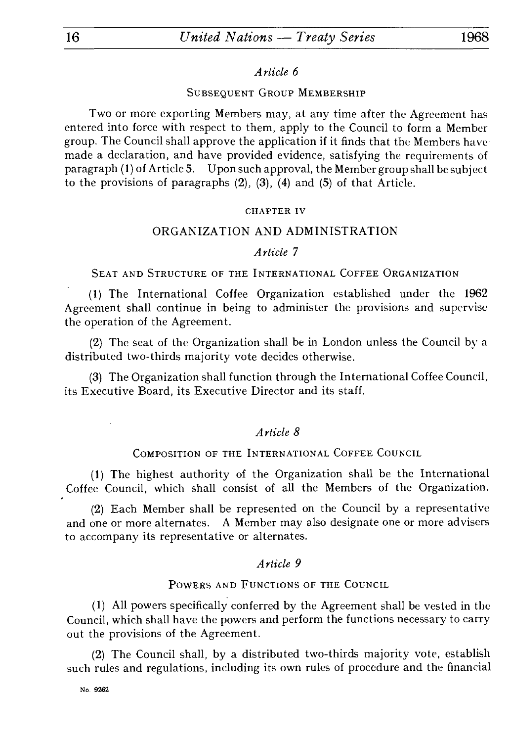*Article 6*

SUBSEQUENT GROUP MEMBERSHIP

Two or more exporting Members may, at any time after the Agreement has entered into force with respect to them, apply to the Council to form a Member group. The Council shall approve the application if it finds that the Members have made a declaration, and have provided evidence, satisfying the requirements of paragraph (1) of Article 5. Upon such approval, the Member group shall be subject to the provisions of paragraphs (2), (3), (4) and (5) of that Article.

CHAPTER IV

## ORGANIZATION AND ADMINISTRATION

*Article 7*

SEAT AND STRUCTURE OF THE INTERNATIONAL COFFEE ORGANIZATION

(1) The International Coffee Organization established under the 1962 Agreement shall continue in being to administer the provisions and supervise the operation of the Agreement.

(2) The seat of the Organization shall be in London unless the Council by a distributed two-thirds majority vote decides otherwise.

(3) The Organization shall function through the International Coffee Council, its Executive Board, its Executive Director and its staff.

*Article 8*

COMPOSITION OF THE INTERNATIONAL COFFEE COUNCIL

(1) The highest authority of the Organization shall be the International Coffee Council, which shall consist of all the Members of the Organization.

(2) Each Member shall be represented on the Council by a representative and one or more alternates. A Member may also designate one or more advisers to accompany its representative or alternates.

*Article 9*

POWERS AND FUNCTIONS OF THE COUNCIL

(1) All powers specifically conferred by the Agreement shall be vested in the Council, which shall have the powers and perform the functions necessary to carry out the provisions of the Agreement.

(2) The Council shall, by a distributed two-thirds majority vote, establish such rules and regulations, including its own rules of procedure and the financial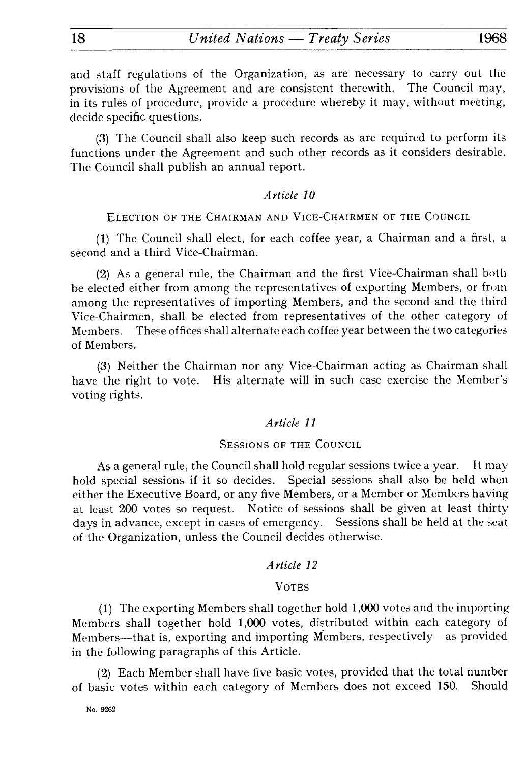and staff regulations of the Organization, as are necessary to carry out the provisions of the Agreement and are consistent therewith. The Council may, in its rules of procedure, provide a procedure whereby it may, without meeting, decide specific questions.

(3) The Council shall also keep such records as are required to perform its functions under the Agreement and such other records as it considers desirable. The Council shall publish an annual report.

### *Article 10*

#### ELECTION OF THE CHAIRMAN AND VICE-CHAIRMEN OF THE COUNCIL

(1) The Council shall elect, for each coffee year, a Chairman and a first, a second and a third Vice-Chairman.

(2) As a general rule, the Chairman and the first Vice-Chairman shall both be elected either from among the representatives of exporting Members, or from among the representatives of importing Members, and the second and the third Vice-Chairmen, shall be elected from representatives of the other category of Members. These offices shall alternate each coffee year between the two categories of Members.

(3) Neither the Chairman nor any Vice-Chairman acting as Chairman shall have the right to vote. His alternate will in such case exercise the Member's voting rights.

### *Article 11*

#### SESSIONS OF THE COUNCIL

As a general rule, the Council shall hold regular sessions twice a year. It may hold special sessions if it so decides. Special sessions shall also be held when either the Executive Board, or any five Members, or a Member or Members having at least 200 votes so request. Notice of sessions shall be given at least thirty days in advance, except in cases of emergency. Sessions shall be held at the seat of the Organization, unless the Council decides otherwise.

### *Article 12*

#### VOTES

(1) The exporting Members shall together hold 1,000 votes and the importing Members shall together hold 1,000 votes, distributed within each category of Members—that is, exporting and importing Members, respectively—as provided in the following paragraphs of this Article.

(2) Each Member shall have five basic votes, provided that the total number of basic votes within each category of Members does not exceed 150. Should

No. 9262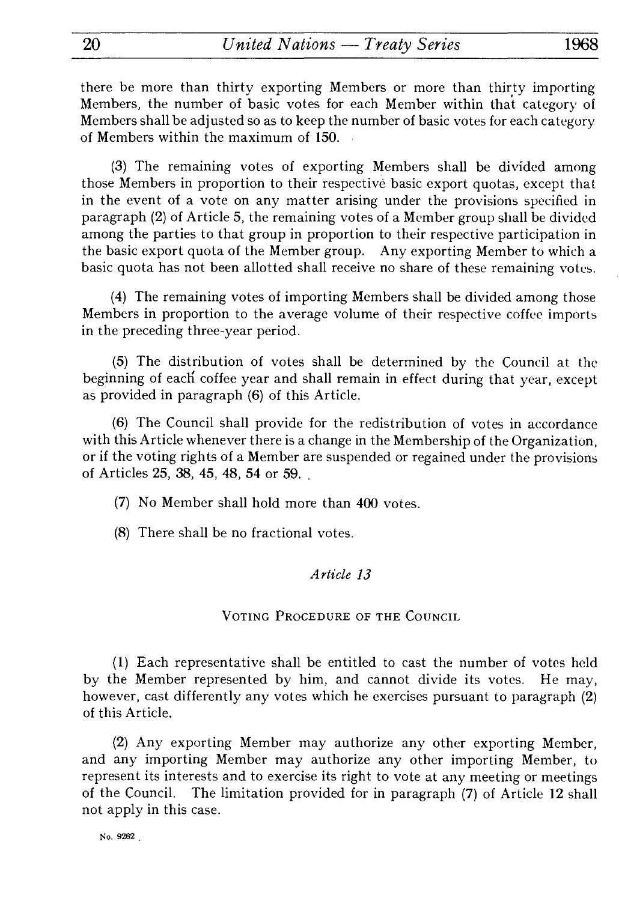there be more than thirty exporting Members or more than thirty importing Members, the number of basic votes for each Member within that category of Members shall be adjusted so as to keep the number of basic votes for each category of Members within the maximum of 150.

(3) The remaining votes of exporting Members shall be divided among those Members in proportion to their respective basic export quotas, except that in the event of a vote on any matter arising under the provisions specified in paragraph (2) of Article 5, the remaining votes of a Member group shall be divided among the parties to that group in proportion to their respective participation in the basic export quota of the Member group. Any exporting Member to which a basic quota has not been allotted shall receive no share of these remaining votes.

(4) The remaining votes of importing Members shall be divided among those Members in proportion to the average volume of their respective coffee imports in the preceding three-year period.

(5) The distribution of votes shall be determined by the Council at the beginning of each coffee year and shall remain in effect during that year, except as provided in paragraph (6) of this Article.

(6) The Council shall provide for the redistribution of votes in accordance with this Article whenever there is a change in the Membership of the Organization, or if the voting rights of a Member are suspended or regained under the provisions of Articles 25, 38, 45, 48, 54 or 59.

(7) No Member shall hold more than 400 votes.

(8) There shall be no fractional votes.

*Article 13*

VOTING PROCEDURE OF THE COUNCIL

(1) Each representative shall be entitled to cast the number of votes held by the Member represented by him, and cannot divide its votes. He may, however, cast differently any votes which he exercises pursuant to paragraph (2) of this Article.

(2) Any exporting Member may authorize any other exporting Member, and any importing Member may authorize any other importing Member, to represent its interests and to exercise its right to vote at any meeting or meetings of the Council. The limitation provided for in paragraph (7) of Article 12 shall not apply in this case.

No. 9262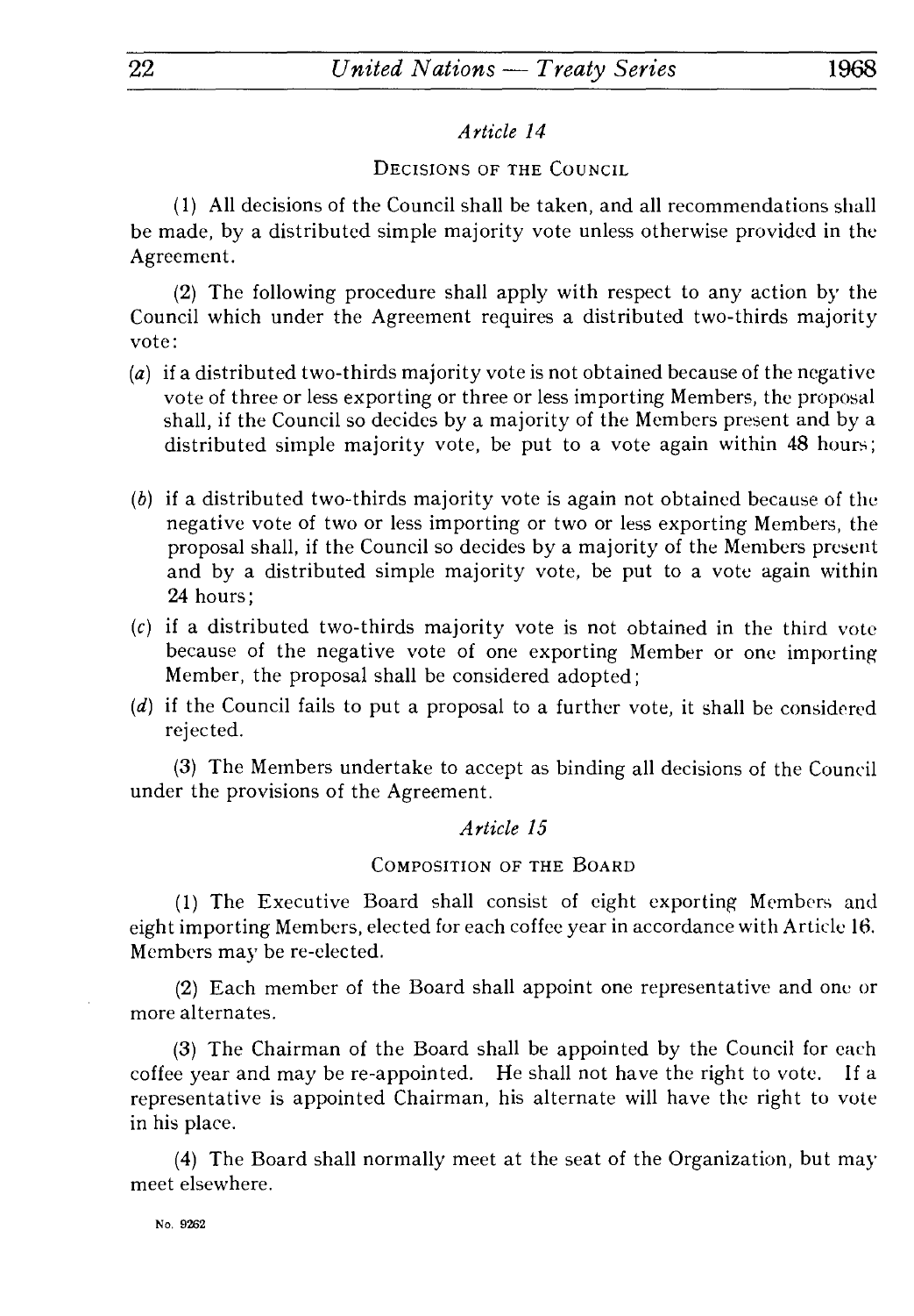### *Article 14*

#### DECISIONS OF THE COUNCIL

(1) All decisions of the Council shall be taken, and all recommendations shall be made, by a distributed simple majority vote unless otherwise provided in the Agreement.

(2) The following procedure shall apply with respect to any action by the Council which under the Agreement requires a distributed two-thirds majority vote:

(*a*) if a distributed two-thirds majority vote is not obtained because of the negative vote of three or less exporting or three or less importing Members, the proposal shall, if the Council so decides by a majority of the Members present and by a distributed simple majority vote, be put to a vote again within 48 hours;

(*b*) if a distributed two-thirds majority vote is again not obtained because of the negative vote of two or less importing or two or less exporting Members, the proposal shall, if the Council so decides by a majority of the Members present and by a distributed simple majority vote, be put to a vote again within 24 hours;

(*c*) if a distributed two-thirds majority vote is not obtained in the third vote because of the negative vote of one exporting Member or one importing Member, the proposal shall be considered adopted;

(*d*) if the Council fails to put a proposal to a further vote, it shall be considered rejected.

(3) The Members undertake to accept as binding all decisions of the Council under the provisions of the Agreement.

### *Article 15*

#### COMPOSITION OF THE BOARD

(1) The Executive Board shall consist of eight exporting Members and eight importing Members, elected for each coffee year in accordance with Article 16. Members may be re-elected.

(2) Each member of the Board shall appoint one representative and one or more alternates.

(3) The Chairman of the Board shall be appointed by the Council for each coffee year and may be re-appointed. He shall not have the right to vote. If a representative is appointed Chairman, his alternate will have the right to vote in his place.

(4) The Board shall normally meet at the seat of the Organization, but may meet elsewhere.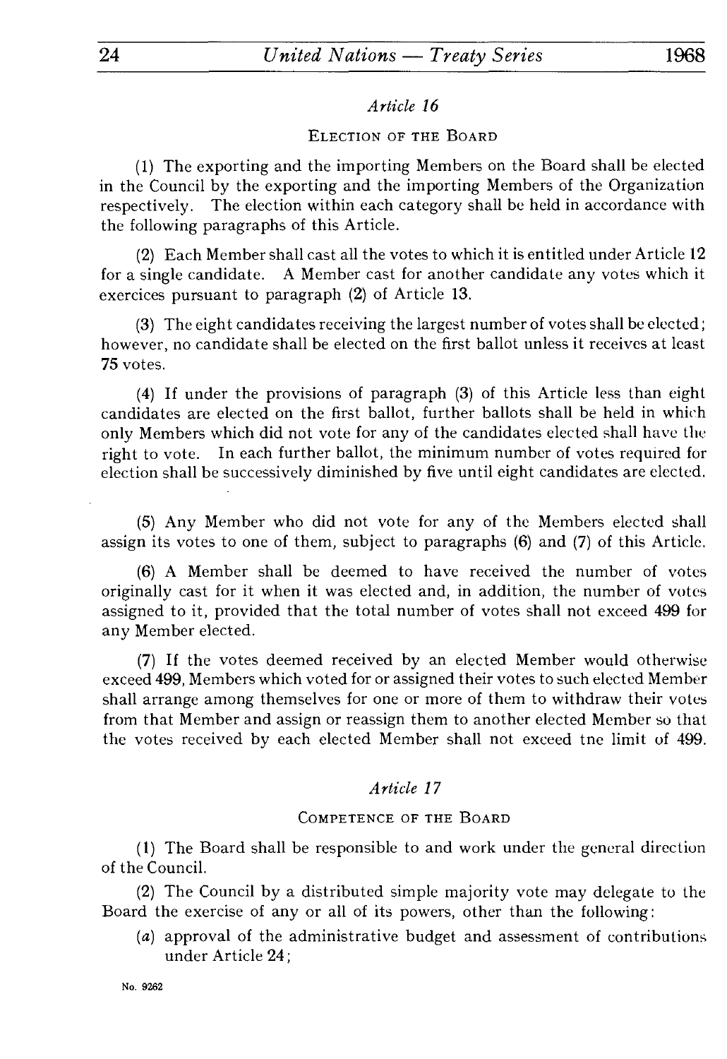### *Article 16*

ELECTION OF THE BOARD

(1) The exporting and the importing Members on the Board shall be elected in the Council by the exporting and the importing Members of the Organization respectively. The election within each category shall be held in accordance with the following paragraphs of this Article.

(2) Each Member shall cast all the votes to which it is entitled under Article 12 for a single candidate. A Member cast for another candidate any votes which it exercices pursuant to paragraph (2) of Article 13.

(3) The eight candidates receiving the largest number of votes shall be elected; however, no candidate shall be elected on the first ballot unless it receives at least 75 votes.

(4) If under the provisions of paragraph (3) of this Article less than eight candidates are elected on the first ballot, further ballots shall be held in which only Members which did not vote for any of the candidates elected shall have the right to vote. In each further ballot, the minimum number of votes required for election shall be successively diminished by five until eight candidates are elected.

(5) Any Member who did not vote for any of the Members elected shall assign its votes to one of them, subject to paragraphs (6) and (7) of this Article.

(6) A Member shall be deemed to have received the number of votes originally cast for it when it was elected and, in addition, the number of votes assigned to it, provided that the total number of votes shall not exceed 499 for any Member elected.

(7) If the votes deemed received by an elected Member would otherwise exceed 499, Members which voted for or assigned their votes to such elected Member shall arrange among themselves for one or more of them to withdraw their votes from that Member and assign or reassign them to another elected Member so that the votes received by each elected Member shall not exceed tne limit of 499.

### *Article 17*

COMPETENCE OF THE BOARD

(1) The Board shall be responsible to and work under the general direction of the Council.

(2) The Council by a distributed simple majority vote may delegate to the Board the exercise of any or all of its powers, other than the following:

(*a*) approval of the administrative budget and assessment of contributions under Article 24;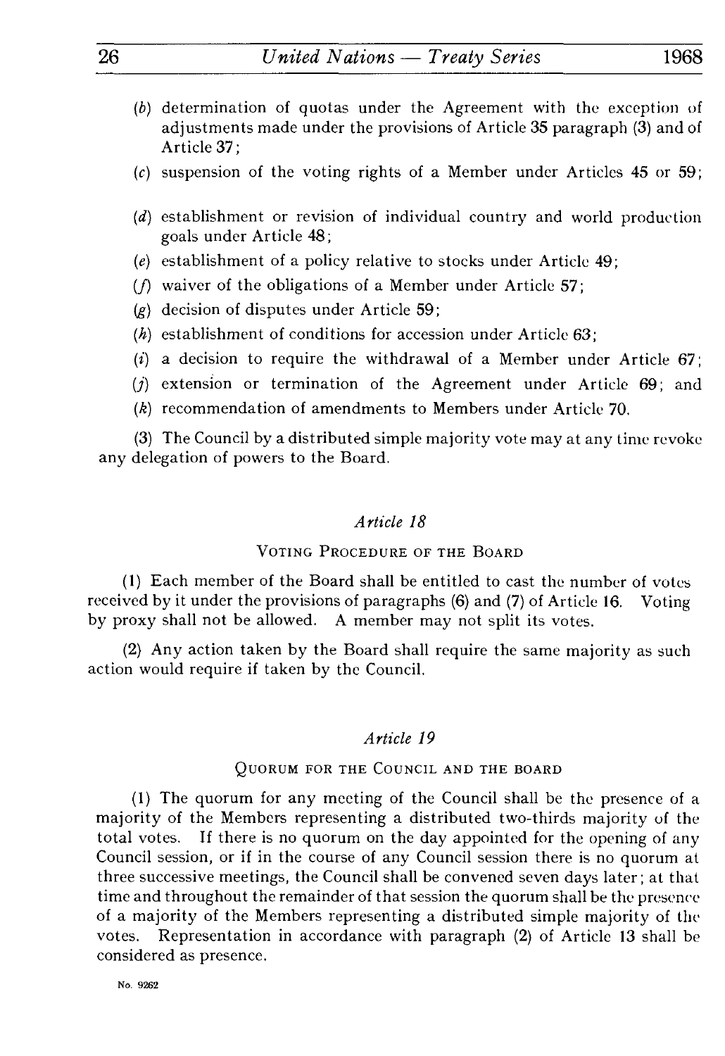(*b*) determination of quotas under the Agreement with the exception of adjustments made under the provisions of Article 35 paragraph (3) and of Article 37;

(*c*) suspension of the voting rights of a Member under Articles 45 or 59;

(*d*) establishment or revision of individual country and world production goals under Article 48;

(*e*) establishment of a policy relative to stocks under Article 49;

(*f*) waiver of the obligations of a Member under Article 57;

(*g*) decision of disputes under Article 59;

(*h*) establishment of conditions for accession under Article 63;

(*i*) a decision to require the withdrawal of a Member under Article 67;

(*j*) extension or termination of the Agreement under Article 69; and

(*k*) recommendation of amendments to Members under Article 70.

(3) The Council by a distributed simple majority vote may at any time revoke any delegation of powers to the Board.

### *Article 18*

#### VOTING PROCEDURE OF THE BOARD

(1) Each member of the Board shall be entitled to cast the number of votes received by it under the provisions of paragraphs (6) and (7) of Article 16. Voting by proxy shall not be allowed. A member may not split its votes.

(2) Any action taken by the Board shall require the same majority as such action would require if taken by the Council.

### *Article 19*

#### QUORUM FOR THE COUNCIL AND THE BOARD

(1) The quorum for any meeting of the Council shall be the presence of a majority of the Members representing a distributed two-thirds majority of the total votes. If there is no quorum on the day appointed for the opening of any Council session, or if in the course of any Council session there is no quorum at three successive meetings, the Council shall be convened seven days later; at that time and throughout the remainder of that session the quorum shall be the presence of a majority of the Members representing a distributed simple majority of the votes. Representation in accordance with paragraph (2) of Article 13 shall be considered as presence.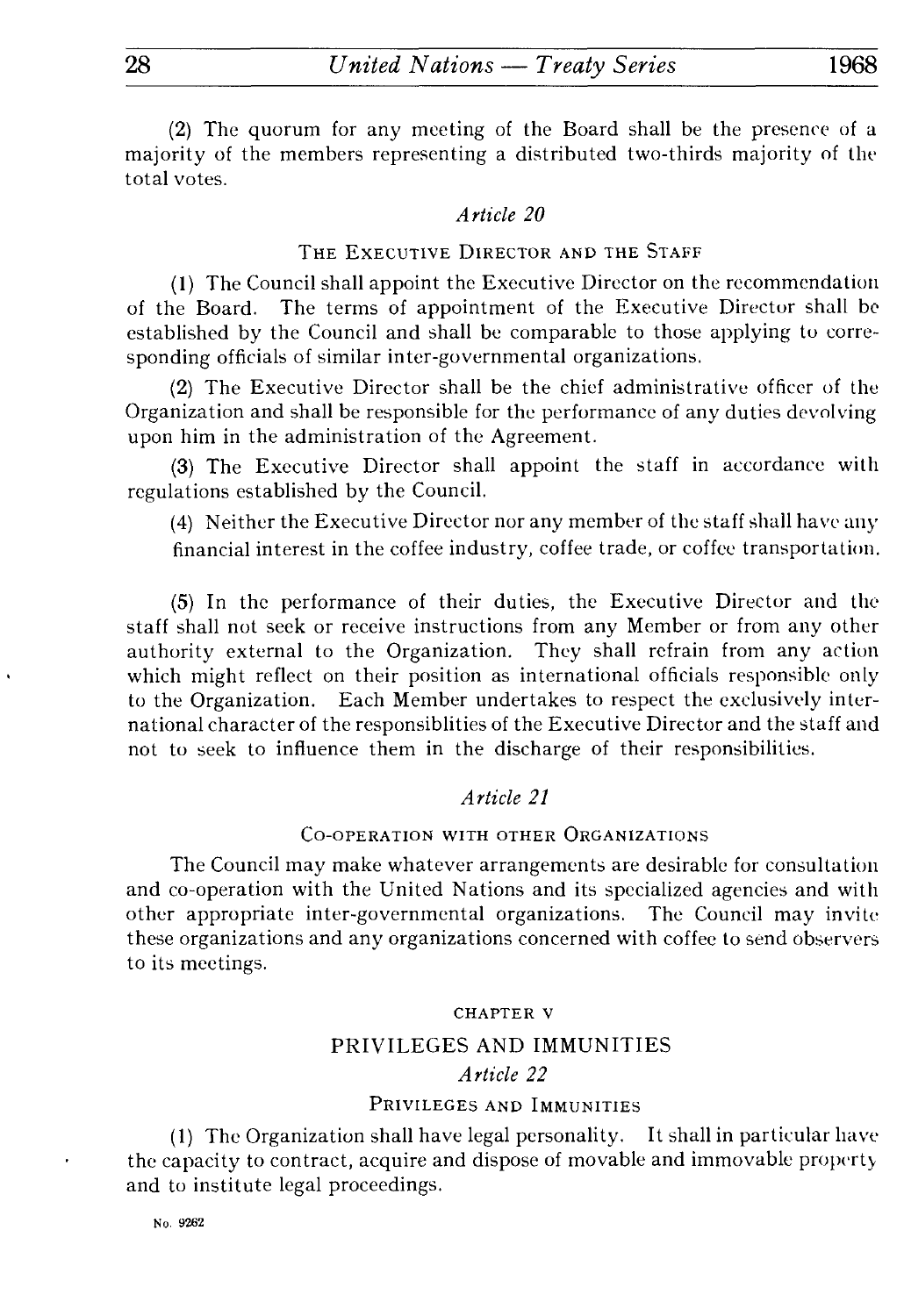(2) The quorum for any meeting of the Board shall be the presence of a majority of the members representing a distributed two-thirds majority of the total votes.

### *Article 20*

#### THE EXECUTIVE DIRECTOR AND THE STAFF

(1) The Council shall appoint the Executive Director on the recommendation of the Board. The terms of appointment of the Executive Director shall be established by the Council and shall be comparable to those applying to corresponding officials of similar inter-governmental organizations.

(2) The Executive Director shall be the chief administrative officer of the Organization and shall be responsible for the performance of any duties devolving upon him in the administration of the Agreement.

(3) The Executive Director shall appoint the staff in accordance with regulations established by the Council.

(4) Neither the Executive Director nor any member of the staff shall have any financial interest in the coffee industry, coffee trade, or coffee transportation.

(5) In the performance of their duties, the Executive Director and the staff shall not seek or receive instructions from any Member or from any other authority external to the Organization. They shall refrain from any action which might reflect on their position as international officials responsible only to the Organization. Each Member undertakes to respect the exclusively international character of the responsiblities of the Executive Director and the staff and not to seek to influence them in the discharge of their responsibilities.

### *Article 21*

#### CO-OPERATION WITH OTHER ORGANIZATIONS

The Council may make whatever arrangements are desirable for consultation and co-operation with the United Nations and its specialized agencies and with other appropriate inter-governmental organizations. The Council may invite these organizations and any organizations concerned with coffee to send observers to its meetings.

## CHAPTER V

## PRIVILEGES AND IMMUNITIES

### *Article 22*

#### PRIVILEGES AND IMMUNITIES

(1) The Organization shall have legal personality. It shall in particular have the capacity to contract, acquire and dispose of movable and immovable property and to institute legal proceedings.

No. 9262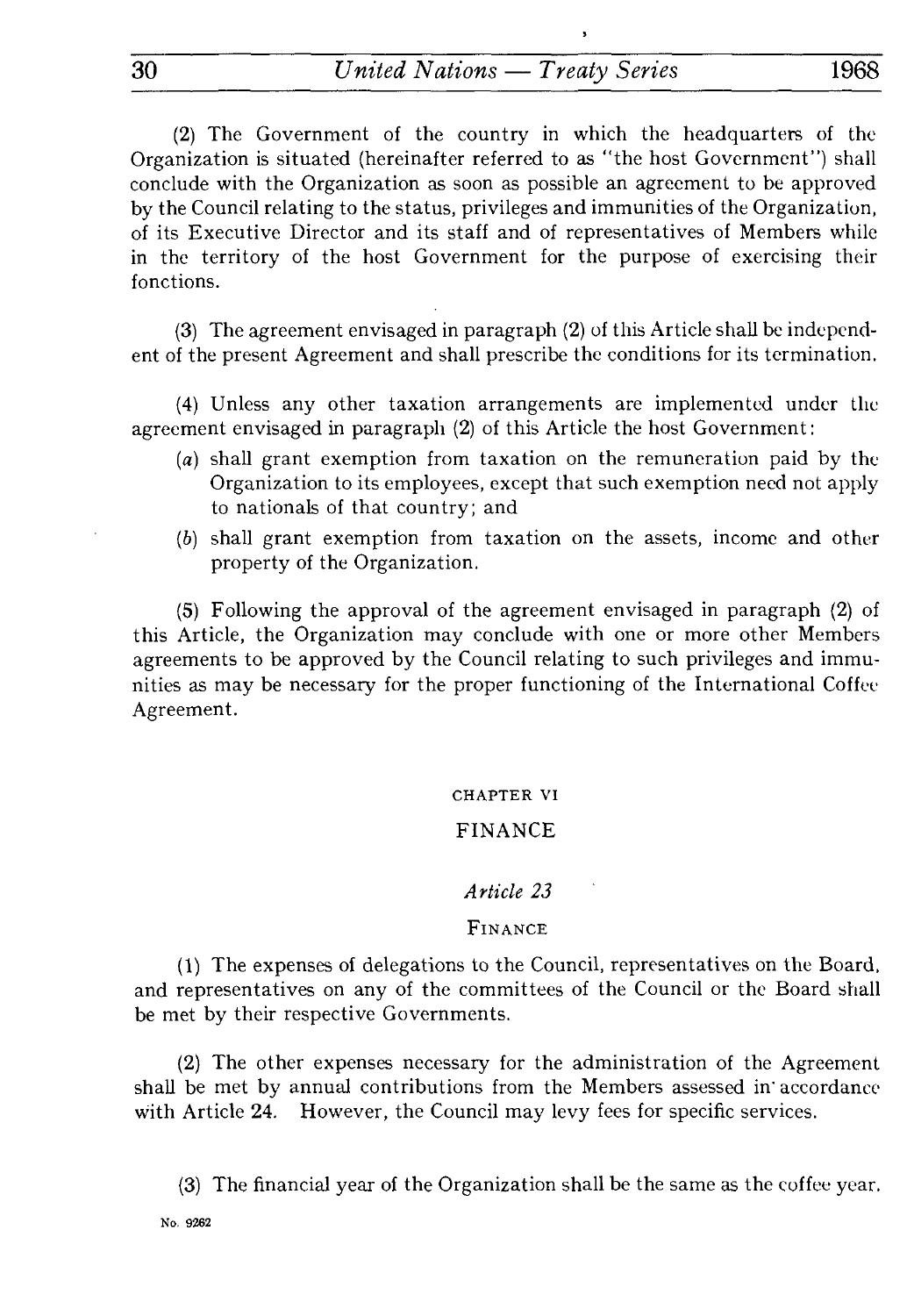(2) The Government of the country in which the headquarters of the Organization is situated (hereinafter referred to as "the host Government") shall conclude with the Organization as soon as possible an agreement to be approved by the Council relating to the status, privileges and immunities of the Organization, of its Executive Director and its staff and of representatives of Members while in the territory of the host Government for the purpose of exercising their fonctions.

(3) The agreement envisaged in paragraph (2) of this Article shall be independent of the present Agreement and shall prescribe the conditions for its termination.

(4) Unless any other taxation arrangements are implemented under the agreement envisaged in paragraph (2) of this Article the host Government:

- (*a*) shall grant exemption from taxation on the remuneration paid by the Organization to its employees, except that such exemption need not apply to nationals of that country; and
- (*b*) shall grant exemption from taxation on the assets, income and other property of the Organization.

(5) Following the approval of the agreement envisaged in paragraph (2) of this Article, the Organization may conclude with one or more other Members agreements to be approved by the Council relating to such privileges and immunities as may be necessary for the proper functioning of the International Coffee Agreement.

## CHAPTER VI

## FINANCE

### *Article 23*

### FINANCE

(1) The expenses of delegations to the Council, representatives on the Board, and representatives on any of the committees of the Council or the Board shall be met by their respective Governments.

(2) The other expenses necessary for the administration of the Agreement shall be met by annual contributions from the Members assessed in accordance with Article 24. However, the Council may levy fees for specific services.

(3) The financial year of the Organization shall be the same as the coffee year.

No. 9262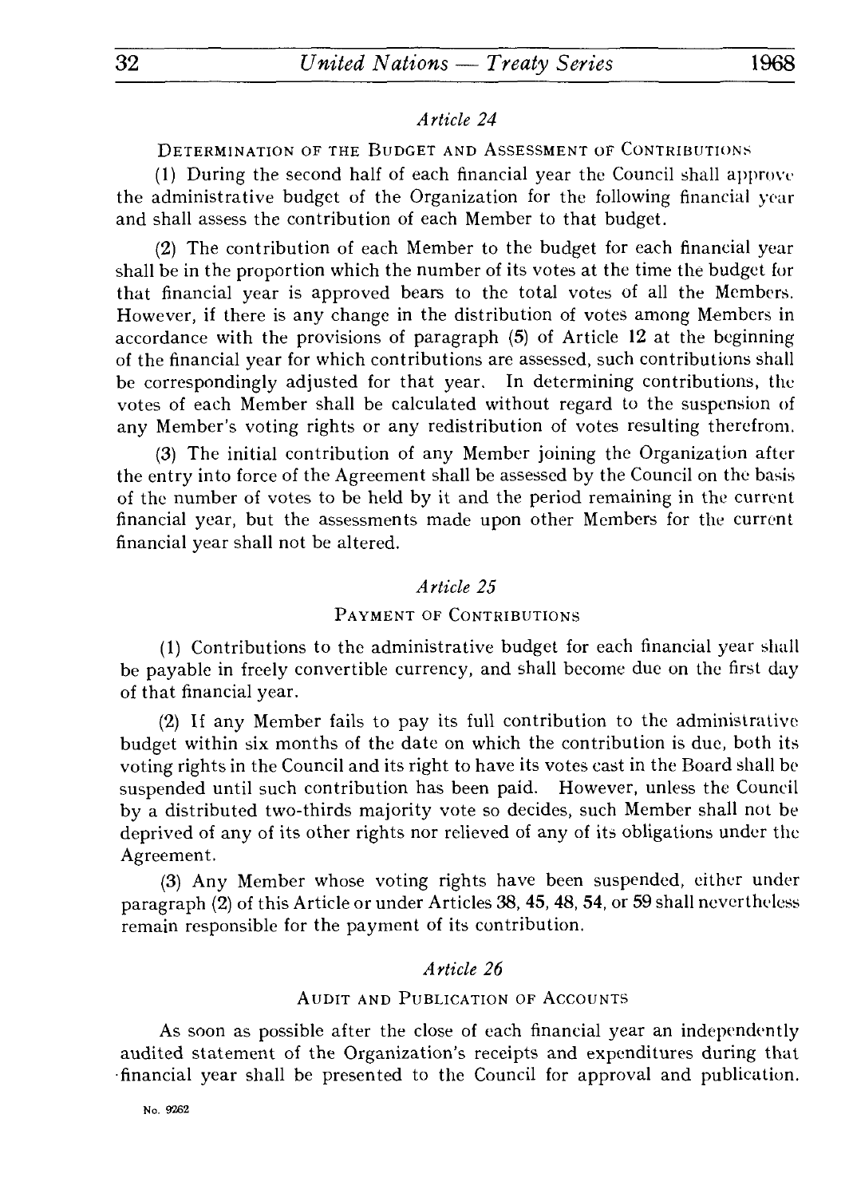*Article 24*

DETERMINATION OF THE BUDGET AND ASSESSMENT OF CONTRIBUTIONS

(1) During the second half of each financial year the Council shall approve the administrative budget of the Organization for the following financial year and shall assess the contribution of each Member to that budget.

(2) The contribution of each Member to the budget for each financial year shall be in the proportion which the number of its votes at the time the budget for that financial year is approved bears to the total votes of all the Members. However, if there is any change in the distribution of votes among Members in accordance with the provisions of paragraph (5) of Article 12 at the beginning of the financial year for which contributions are assessed, such contributions shall be correspondingly adjusted for that year. In determining contributions, the votes of each Member shall be calculated without regard to the suspension of any Member's voting rights or any redistribution of votes resulting therefrom.

(3) The initial contribution of any Member joining the Organization after the entry into force of the Agreement shall be assessed by the Council on the basis of the number of votes to be held by it and the period remaining in the current financial year, but the assessments made upon other Members for the current financial year shall not be altered.

*Article 25*

PAYMENT OF CONTRIBUTIONS

(1) Contributions to the administrative budget for each financial year shall be payable in freely convertible currency, and shall become due on the first day of that financial year.

(2) If any Member fails to pay its full contribution to the administrative budget within six months of the date on which the contribution is due, both its voting rights in the Council and its right to have its votes cast in the Board shall be suspended until such contribution has been paid. However, unless the Council by a distributed two-thirds majority vote so decides, such Member shall not be deprived of any of its other rights nor relieved of any of its obligations under the Agreement.

(3) Any Member whose voting rights have been suspended, either under paragraph (2) of this Article or under Articles 38, 45, 48, 54, or 59 shall nevertheless remain responsible for the payment of its contribution.

*Article 26*

AUDIT AND PUBLICATION OF ACCOUNTS

As soon as possible after the close of each financial year an independently audited statement of the Organization's receipts and expenditures during that financial year shall be presented to the Council for approval and publication.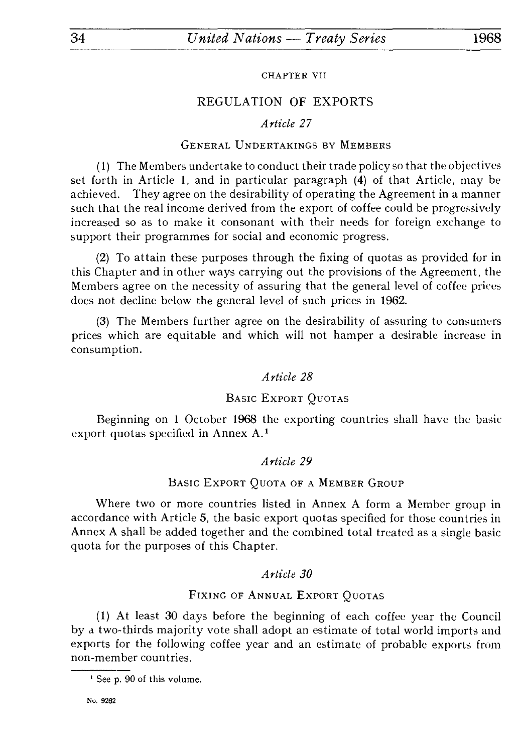## CHAPTER VII

## REGULATION OF EXPORTS

### *Article 27*

#### GENERAL UNDERTAKINGS BY MEMBERS

(1) The Members undertake to conduct their trade policy so that the objectives set forth in Article 1, and in particular paragraph (4) of that Article, may be achieved. They agree on the desirability of operating the Agreement in a manner such that the real income derived from the export of coffee could be progressively increased so as to make it consonant with their needs for foreign exchange to support their programmes for social and economic progress.

(2) To attain these purposes through the fixing of quotas as provided for in this Chapter and in other ways carrying out the provisions of the Agreement, the Members agree on the necessity of assuring that the general level of coffee prices does not decline below the general level of such prices in 1962.

(3) The Members further agree on the desirability of assuring to consumers prices which are equitable and which will not hamper a desirable increase in consumption.

### *Article 28*

#### BASIC EXPORT QUOTAS

Beginning on 1 October 1968 the exporting countries shall have the basic export quotas specified in Annex A.[1]

### *Article 29*

#### BASIC EXPORT QUOTA OF A MEMBER GROUP

Where two or more countries listed in Annex A form a Member group in accordance with Article 5, the basic export quotas specified for those countries in Annex A shall be added together and the combined total treated as a single basic quota for the purposes of this Chapter.

### *Article 30*

#### FIXING OF ANNUAL EXPORT QUOTAS

(1) At least 30 days before the beginning of each coffee year the Council by a two-thirds majority vote shall adopt an estimate of total world imports and exports for the following coffee year and an estimate of probable exports from non-member countries.

[1] See p. 90 of this volume.

No. 9262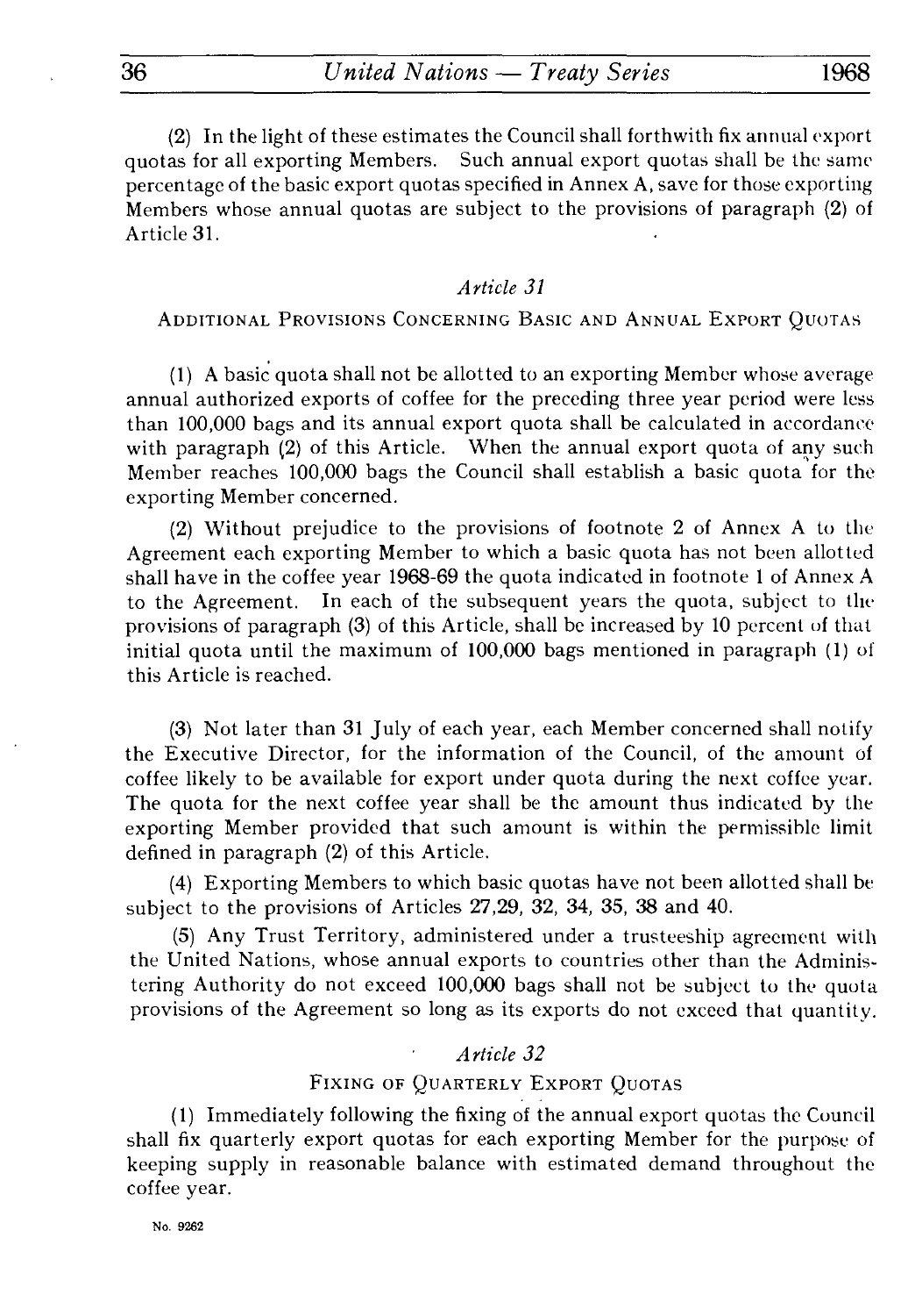(2) In the light of these estimates the Council shall forthwith fix annual export quotas for all exporting Members. Such annual export quotas shall be the same percentage of the basic export quotas specified in Annex A, save for those exporting Members whose annual quotas are subject to the provisions of paragraph (2) of Article 31.

### *Article 31*

#### Additional Provisions Concerning Basic and Annual Export Quotas

(1) A basic quota shall not be allotted to an exporting Member whose average annual authorized exports of coffee for the preceding three year period were less than 100,000 bags and its annual export quota shall be calculated in accordance with paragraph (2) of this Article. When the annual export quota of any such Member reaches 100,000 bags the Council shall establish a basic quota for the exporting Member concerned.

(2) Without prejudice to the provisions of footnote 2 of Annex A to the Agreement each exporting Member to which a basic quota has not been allotted shall have in the coffee year 1968-69 the quota indicated in footnote 1 of Annex A to the Agreement. In each of the subsequent years the quota, subject to the provisions of paragraph (3) of this Article, shall be increased by 10 percent of that initial quota until the maximum of 100,000 bags mentioned in paragraph (1) of this Article is reached.

(3) Not later than 31 July of each year, each Member concerned shall notify the Executive Director, for the information of the Council, of the amount of coffee likely to be available for export under quota during the next coffee year. The quota for the next coffee year shall be the amount thus indicated by the exporting Member provided that such amount is within the permissible limit defined in paragraph (2) of this Article.

(4) Exporting Members to which basic quotas have not been allotted shall be subject to the provisions of Articles 27,29, 32, 34, 35, 38 and 40.

(5) Any Trust Territory, administered under a trusteeship agreement with the United Nations, whose annual exports to countries other than the Administering Authority do not exceed 100,000 bags shall not be subject to the quota provisions of the Agreement so long as its exports do not exceed that quantity.

### *Article 32*

#### Fixing of Quarterly Export Quotas

(1) Immediately following the fixing of the annual export quotas the Council shall fix quarterly export quotas for each exporting Member for the purpose of keeping supply in reasonable balance with estimated demand throughout the coffee year.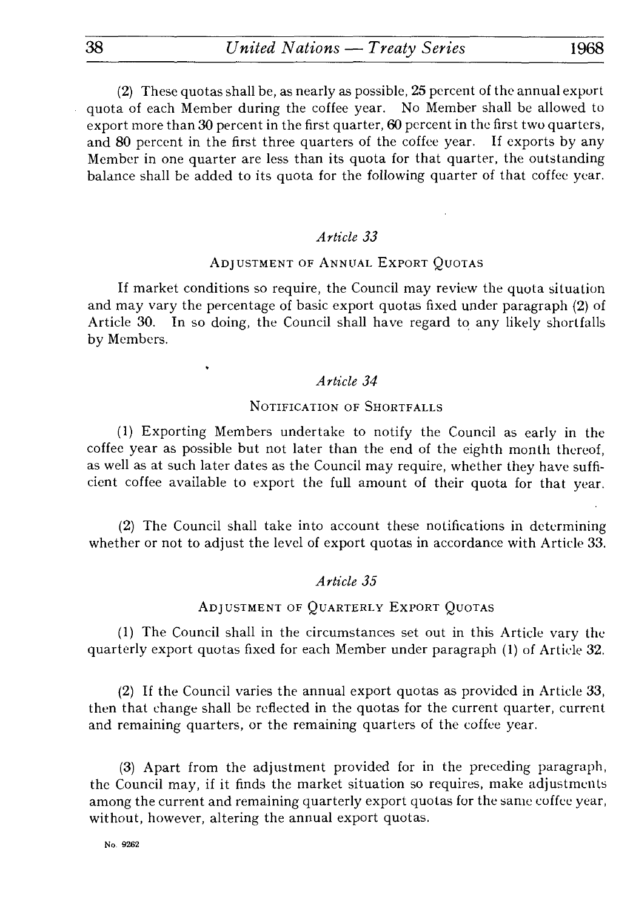(2) These quotas shall be, as nearly as possible, 25 percent of the annual export quota of each Member during the coffee year. No Member shall be allowed to export more than 30 percent in the first quarter, 60 percent in the first two quarters, and 80 percent in the first three quarters of the coffee year. If exports by any Member in one quarter are less than its quota for that quarter, the outstanding balance shall be added to its quota for the following quarter of that coffee year.

### *Article 33*

#### ADJUSTMENT OF ANNUAL EXPORT QUOTAS

If market conditions so require, the Council may review the quota situation and may vary the percentage of basic export quotas fixed under paragraph (2) of Article 30. In so doing, the Council shall have regard to any likely shortfalls by Members.

### *Article 34*

#### NOTIFICATION OF SHORTFALLS

(1) Exporting Members undertake to notify the Council as early in the coffee year as possible but not later than the end of the eighth month thereof, as well as at such later dates as the Council may require, whether they have sufficient coffee available to export the full amount of their quota for that year.

(2) The Council shall take into account these notifications in determining whether or not to adjust the level of export quotas in accordance with Article 33.

### *Article 35*

#### ADJUSTMENT OF QUARTERLY EXPORT QUOTAS

(1) The Council shall in the circumstances set out in this Article vary the quarterly export quotas fixed for each Member under paragraph (1) of Article 32.

(2) If the Council varies the annual export quotas as provided in Article 33, then that change shall be reflected in the quotas for the current quarter, current and remaining quarters, or the remaining quarters of the coffee year.

(3) Apart from the adjustment provided for in the preceding paragraph, the Council may, if it finds the market situation so requires, make adjustments among the current and remaining quarterly export quotas for the same coffee year, without, however, altering the annual export quotas.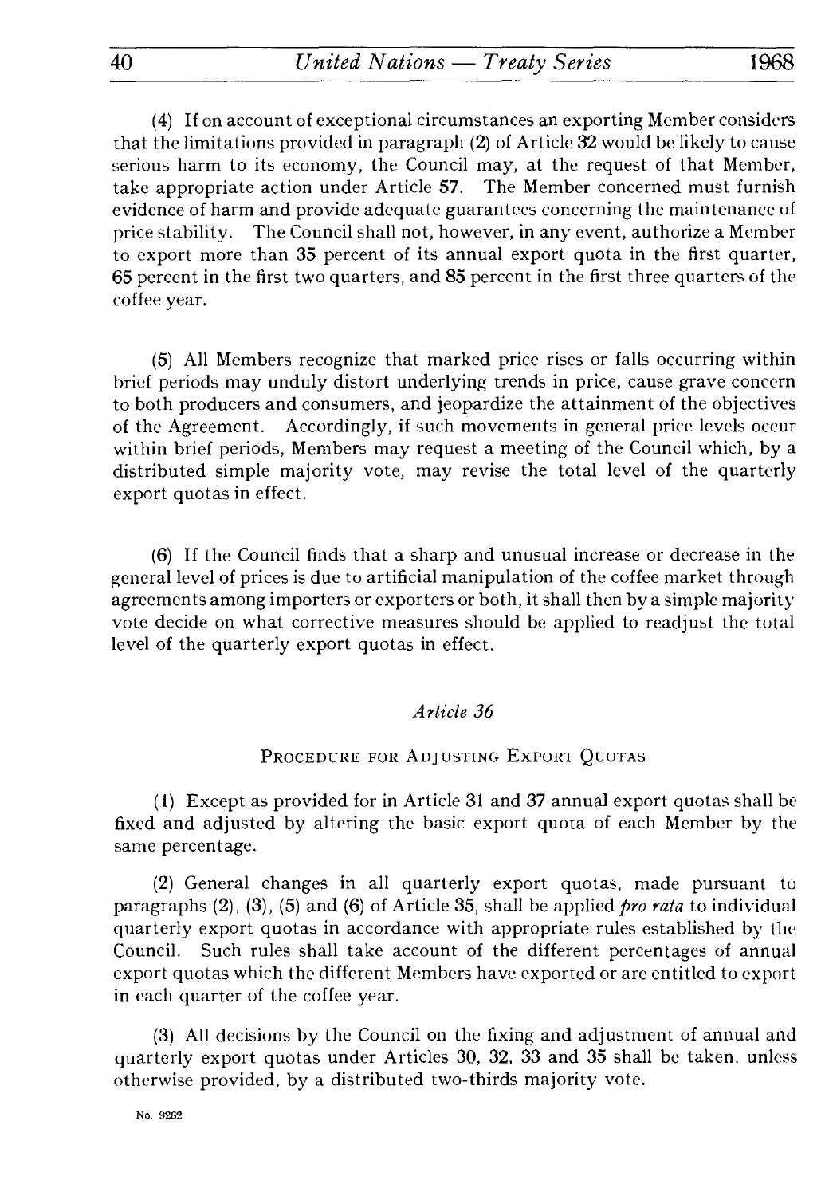(4) If on account of exceptional circumstances an exporting Member considers that the limitations provided in paragraph (2) of Article 32 would be likely to cause serious harm to its economy, the Council may, at the request of that Member, take appropriate action under Article 57. The Member concerned must furnish evidence of harm and provide adequate guarantees concerning the maintenance of price stability. The Council shall not, however, in any event, authorize a Member to export more than 35 percent of its annual export quota in the first quarter, 65 percent in the first two quarters, and 85 percent in the first three quarters of the coffee year.

(5) All Members recognize that marked price rises or falls occurring within brief periods may unduly distort underlying trends in price, cause grave concern to both producers and consumers, and jeopardize the attainment of the objectives of the Agreement. Accordingly, if such movements in general price levels occur within brief periods, Members may request a meeting of the Council which, by a distributed simple majority vote, may revise the total level of the quarterly export quotas in effect.

(6) If the Council finds that a sharp and unusual increase or decrease in the general level of prices is due to artificial manipulation of the coffee market through agreements among importers or exporters or both, it shall then by a simple majority vote decide on what corrective measures should be applied to readjust the total level of the quarterly export quotas in effect.

### *Article 36*

### Procedure for Adjusting Export Quotas

(1) Except as provided for in Article 31 and 37 annual export quotas shall be fixed and adjusted by altering the basic export quota of each Member by the same percentage.

(2) General changes in all quarterly export quotas, made pursuant to paragraphs (2), (3), (5) and (6) of Article 35, shall be applied *pro rata* to individual quarterly export quotas in accordance with appropriate rules established by the Council. Such rules shall take account of the different percentages of annual export quotas which the different Members have exported or are entitled to export in each quarter of the coffee year.

(3) All decisions by the Council on the fixing and adjustment of annual and quarterly export quotas under Articles 30, 32, 33 and 35 shall be taken, unless otherwise provided, by a distributed two-thirds majority vote.

No. 9262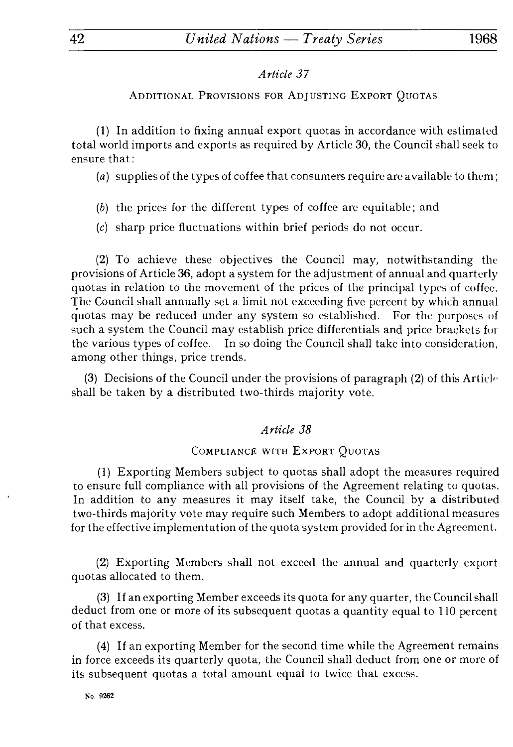### *Article 37*

#### ADDITIONAL PROVISIONS FOR ADJUSTING EXPORT QUOTAS

(1) In addition to fixing annual export quotas in accordance with estimated total world imports and exports as required by Article 30, the Council shall seek to ensure that:

(*a*) supplies of the types of coffee that consumers require are available to them;

(*b*) the prices for the different types of coffee are equitable; and

(*c*) sharp price fluctuations within brief periods do not occur.

(2) To achieve these objectives the Council may, notwithstanding the provisions of Article 36, adopt a system for the adjustment of annual and quarterly quotas in relation to the movement of the prices of the principal types of coffee. The Council shall annually set a limit not exceeding five percent by which annual quotas may be reduced under any system so established. For the purposes of such a system the Council may establish price differentials and price brackets for the various types of coffee. In so doing the Council shall take into consideration, among other things, price trends.

(3) Decisions of the Council under the provisions of paragraph (2) of this Article shall be taken by a distributed two-thirds majority vote.

### *Article 38*

#### COMPLIANCE WITH EXPORT QUOTAS

(1) Exporting Members subject to quotas shall adopt the measures required to ensure full compliance with all provisions of the Agreement relating to quotas. In addition to any measures it may itself take, the Council by a distributed two-thirds majority vote may require such Members to adopt additional measures for the effective implementation of the quota system provided for in the Agreement.

(2) Exporting Members shall not exceed the annual and quarterly export quotas allocated to them.

(3) If an exporting Member exceeds its quota for any quarter, the Council shall deduct from one or more of its subsequent quotas a quantity equal to 110 percent of that excess.

(4) If an exporting Member for the second time while the Agreement remains in force exceeds its quarterly quota, the Council shall deduct from one or more of its subsequent quotas a total amount equal to twice that excess.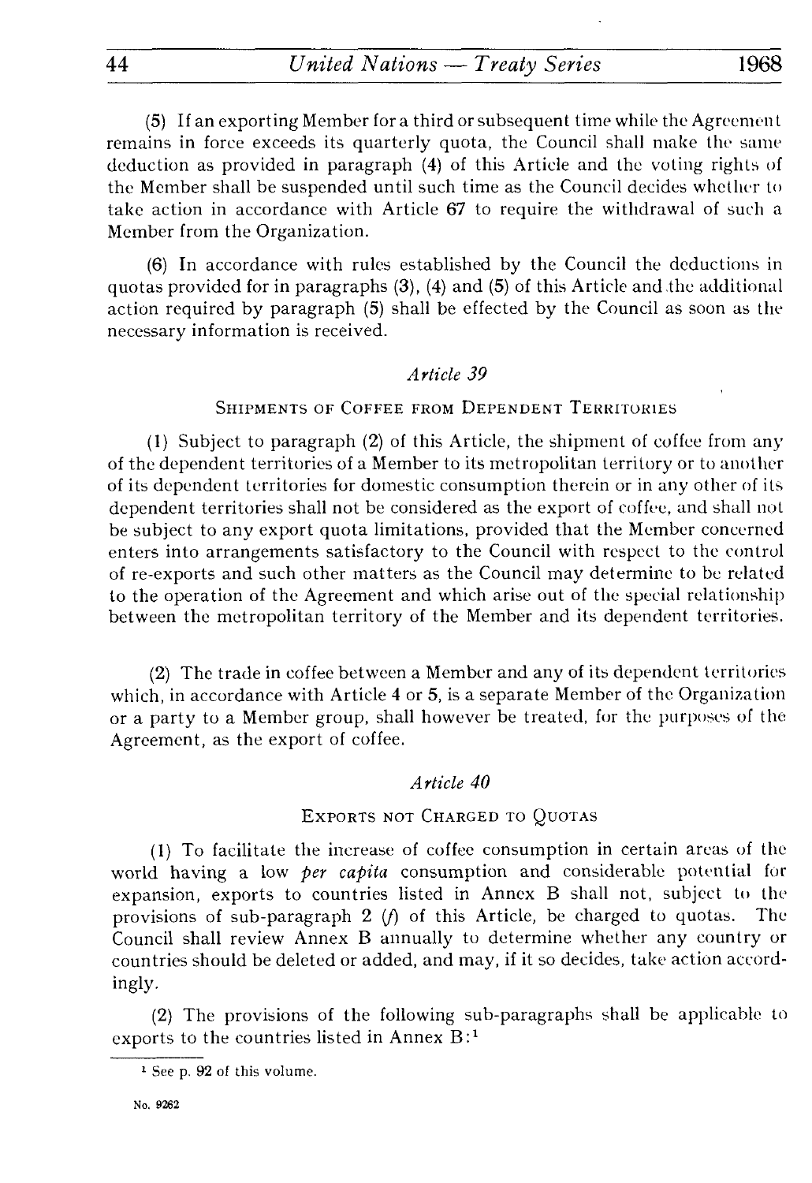(5) If an exporting Member for a third or subsequent time while the Agreement remains in force exceeds its quarterly quota, the Council shall make the same deduction as provided in paragraph (4) of this Article and the voting rights of the Member shall be suspended until such time as the Council decides whether to take action in accordance with Article 67 to require the withdrawal of such a Member from the Organization.

(6) In accordance with rules established by the Council the deductions in quotas provided for in paragraphs (3), (4) and (5) of this Article and the additional action required by paragraph (5) shall be effected by the Council as soon as the necessary information is received.

### *Article 39*

#### SHIPMENTS OF COFFEE FROM DEPENDENT TERRITORIES

(1) Subject to paragraph (2) of this Article, the shipment of coffee from any of the dependent territories of a Member to its metropolitan territory or to another of its dependent territories for domestic consumption therein or in any other of its dependent territories shall not be considered as the export of coffee, and shall not be subject to any export quota limitations, provided that the Member concerned enters into arrangements satisfactory to the Council with respect to the control of re-exports and such other matters as the Council may determine to be related to the operation of the Agreement and which arise out of the special relationship between the metropolitan territory of the Member and its dependent territories.

(2) The trade in coffee between a Member and any of its dependent territories which, in accordance with Article 4 or 5, is a separate Member of the Organization or a party to a Member group, shall however be treated, for the purposes of the Agreement, as the export of coffee.

### *Article 40*

#### EXPORTS NOT CHARGED TO QUOTAS

(1) To facilitate the increase of coffee consumption in certain areas of the world having a low *per capita* consumption and considerable potential for expansion, exports to countries listed in Annex B shall not, subject to the provisions of sub-paragraph 2 (*f*) of this Article, be charged to quotas. The Council shall review Annex B annually to determine whether any country or countries should be deleted or added, and may, if it so decides, take action accordingly.

(2) The provisions of the following sub-paragraphs shall be applicable to exports to the countries listed in Annex B:[1]

---

[1] See p. 92 of this volume.

No. 9262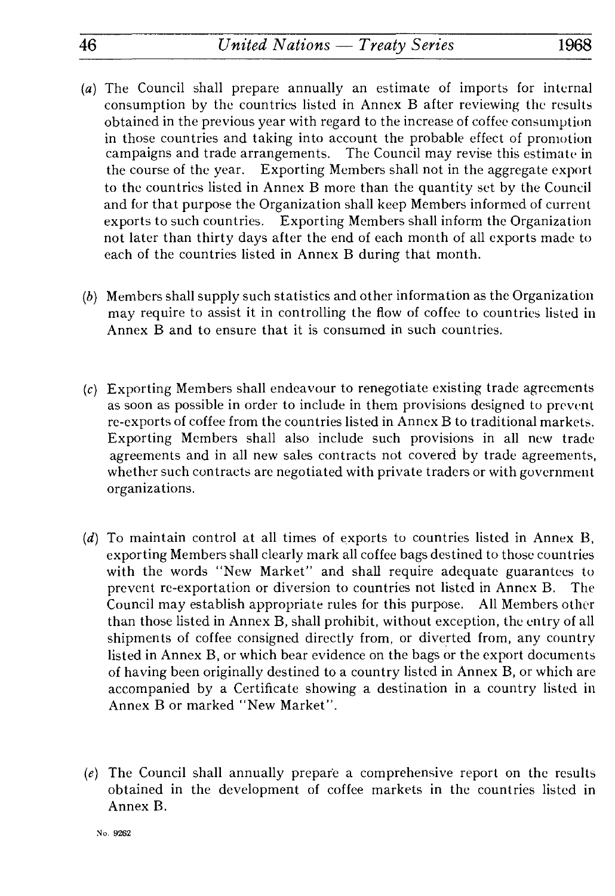(*a*) The Council shall prepare annually an estimate of imports for internal consumption by the countries listed in Annex B after reviewing the results obtained in the previous year with regard to the increase of coffee consumption in those countries and taking into account the probable effect of promotion campaigns and trade arrangements. The Council may revise this estimate in the course of the year. Exporting Members shall not in the aggregate export to the countries listed in Annex B more than the quantity set by the Council and for that purpose the Organization shall keep Members informed of current exports to such countries. Exporting Members shall inform the Organization not later than thirty days after the end of each month of all exports made to each of the countries listed in Annex B during that month.

(*b*) Members shall supply such statistics and other information as the Organization may require to assist it in controlling the flow of coffee to countries listed in Annex B and to ensure that it is consumed in such countries.

(*c*) Exporting Members shall endeavour to renegotiate existing trade agreements as soon as possible in order to include in them provisions designed to prevent re-exports of coffee from the countries listed in Annex B to traditional markets. Exporting Members shall also include such provisions in all new trade agreements and in all new sales contracts not covered by trade agreements, whether such contracts are negotiated with private traders or with government organizations.

(*d*) To maintain control at all times of exports to countries listed in Annex B, exporting Members shall clearly mark all coffee bags destined to those countries with the words "New Market" and shall require adequate guarantees to prevent re-exportation or diversion to countries not listed in Annex B. The Council may establish appropriate rules for this purpose. All Members other than those listed in Annex B, shall prohibit, without exception, the entry of all shipments of coffee consigned directly from, or diverted from, any country listed in Annex B, or which bear evidence on the bags or the export documents of having been originally destined to a country listed in Annex B, or which are accompanied by a Certificate showing a destination in a country listed in Annex B or marked "New Market".

(*e*) The Council shall annually prepare a comprehensive report on the results obtained in the development of coffee markets in the countries listed in Annex B.

No. 9262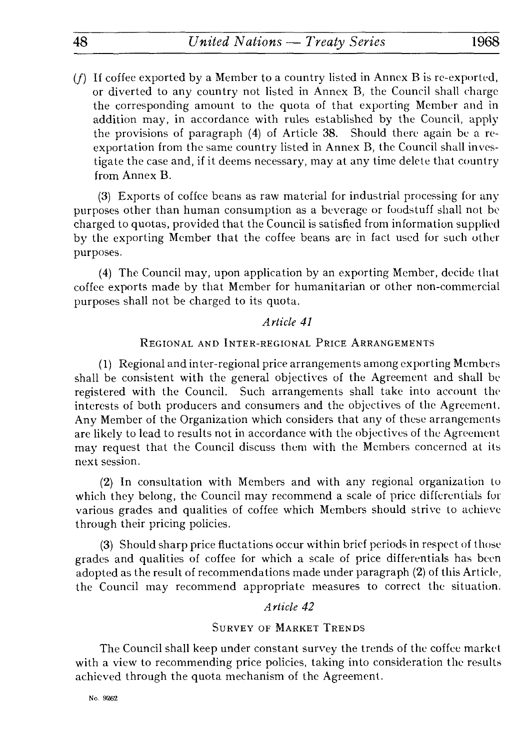(*f*) If coffee exported by a Member to a country listed in Annex B is re-exported, or diverted to any country not listed in Annex B, the Council shall charge the corresponding amount to the quota of that exporting Member and in addition may, in accordance with rules established by the Council, apply the provisions of paragraph (4) of Article 38. Should there again be a re-exportation from the same country listed in Annex B, the Council shall investigate the case and, if it deems necessary, may at any time delete that country from Annex B.

(3) Exports of coffee beans as raw material for industrial processing for any purposes other than human consumption as a beverage or foodstuff shall not be charged to quotas, provided that the Council is satisfied from information supplied by the exporting Member that the coffee beans are in fact used for such other purposes.

(4) The Council may, upon application by an exporting Member, decide that coffee exports made by that Member for humanitarian or other non-commercial purposes shall not be charged to its quota.

### *Article 41*

### REGIONAL AND INTER-REGIONAL PRICE ARRANGEMENTS

(1) Regional and inter-regional price arrangements among exporting Members shall be consistent with the general objectives of the Agreement and shall be registered with the Council. Such arrangements shall take into account the interests of both producers and consumers and the objectives of the Agreement. Any Member of the Organization which considers that any of these arrangements are likely to lead to results not in accordance with the objectives of the Agreement may request that the Council discuss them with the Members concerned at its next session.

(2) In consultation with Members and with any regional organization to which they belong, the Council may recommend a scale of price differentials for various grades and qualities of coffee which Members should strive to achieve through their pricing policies.

(3) Should sharp price fluctuations occur within brief periods in respect of those grades and qualities of coffee for which a scale of price differentials has been adopted as the result of recommendations made under paragraph (2) of this Article, the Council may recommend appropriate measures to correct the situation.

### *Article 42*

### SURVEY OF MARKET TRENDS

The Council shall keep under constant survey the trends of the coffee market with a view to recommending price policies, taking into consideration the results achieved through the quota mechanism of the Agreement.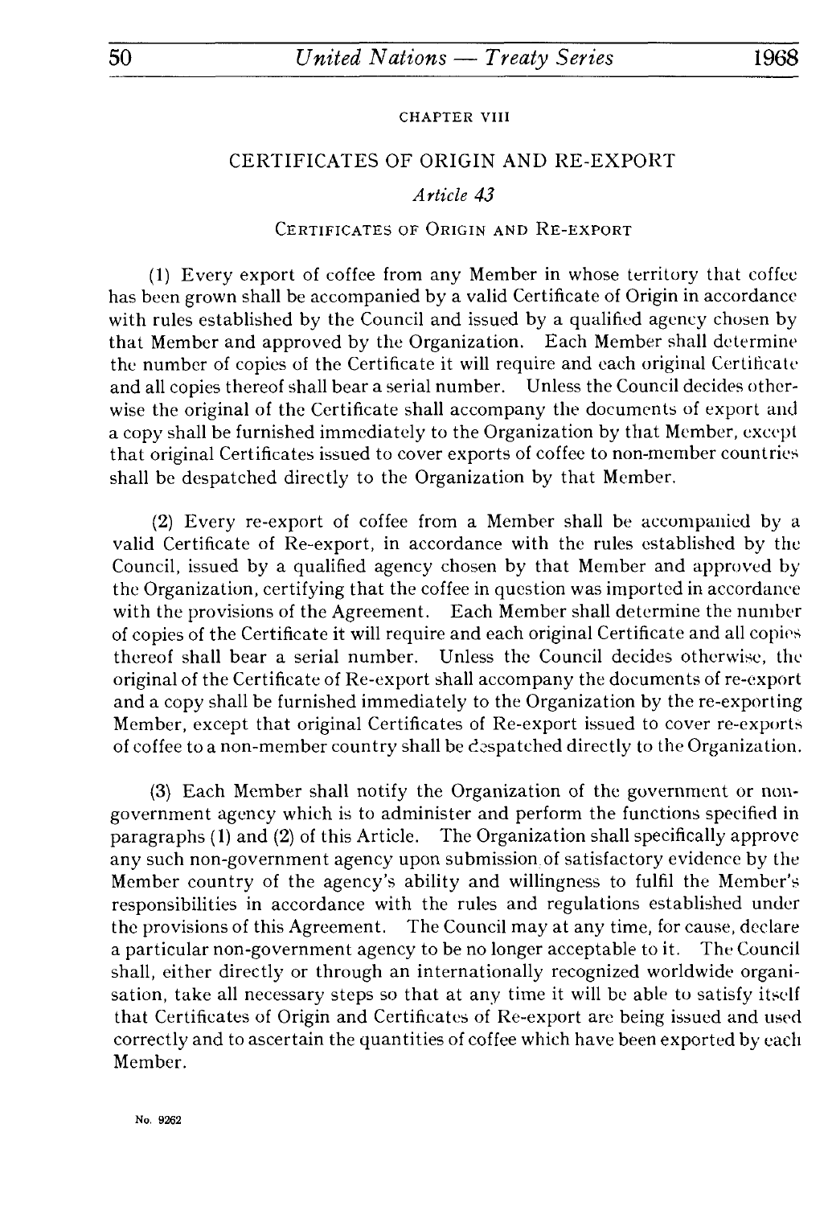CHAPTER VIII

## CERTIFICATES OF ORIGIN AND RE-EXPORT

*Article 43*

CERTIFICATES OF ORIGIN AND RE-EXPORT

(1) Every export of coffee from any Member in whose territory that coffee has been grown shall be accompanied by a valid Certificate of Origin in accordance with rules established by the Council and issued by a qualified agency chosen by that Member and approved by the Organization. Each Member shall determine the number of copies of the Certificate it will require and each original Certificate and all copies thereof shall bear a serial number. Unless the Council decides otherwise the original of the Certificate shall accompany the documents of export and a copy shall be furnished immediately to the Organization by that Member, except that original Certificates issued to cover exports of coffee to non-member countries shall be despatched directly to the Organization by that Member.

(2) Every re-export of coffee from a Member shall be accompanied by a valid Certificate of Re-export, in accordance with the rules established by the Council, issued by a qualified agency chosen by that Member and approved by the Organization, certifying that the coffee in question was imported in accordance with the provisions of the Agreement. Each Member shall determine the number of copies of the Certificate it will require and each original Certificate and all copies thereof shall bear a serial number. Unless the Council decides otherwise, the original of the Certificate of Re-export shall accompany the documents of re-export and a copy shall be furnished immediately to the Organization by the re-exporting Member, except that original Certificates of Re-export issued to cover re-exports of coffee to a non-member country shall be despatched directly to the Organization.

(3) Each Member shall notify the Organization of the government or non-government agency which is to administer and perform the functions specified in paragraphs (1) and (2) of this Article. The Organization shall specifically approve any such non-government agency upon submission of satisfactory evidence by the Member country of the agency's ability and willingness to fulfil the Member's responsibilities in accordance with the rules and regulations established under the provisions of this Agreement. The Council may at any time, for cause, declare a particular non-government agency to be no longer acceptable to it. The Council shall, either directly or through an internationally recognized worldwide organisation, take all necessary steps so that at any time it will be able to satisfy itself that Certificates of Origin and Certificates of Re-export are being issued and used correctly and to ascertain the quantities of coffee which have been exported by each Member.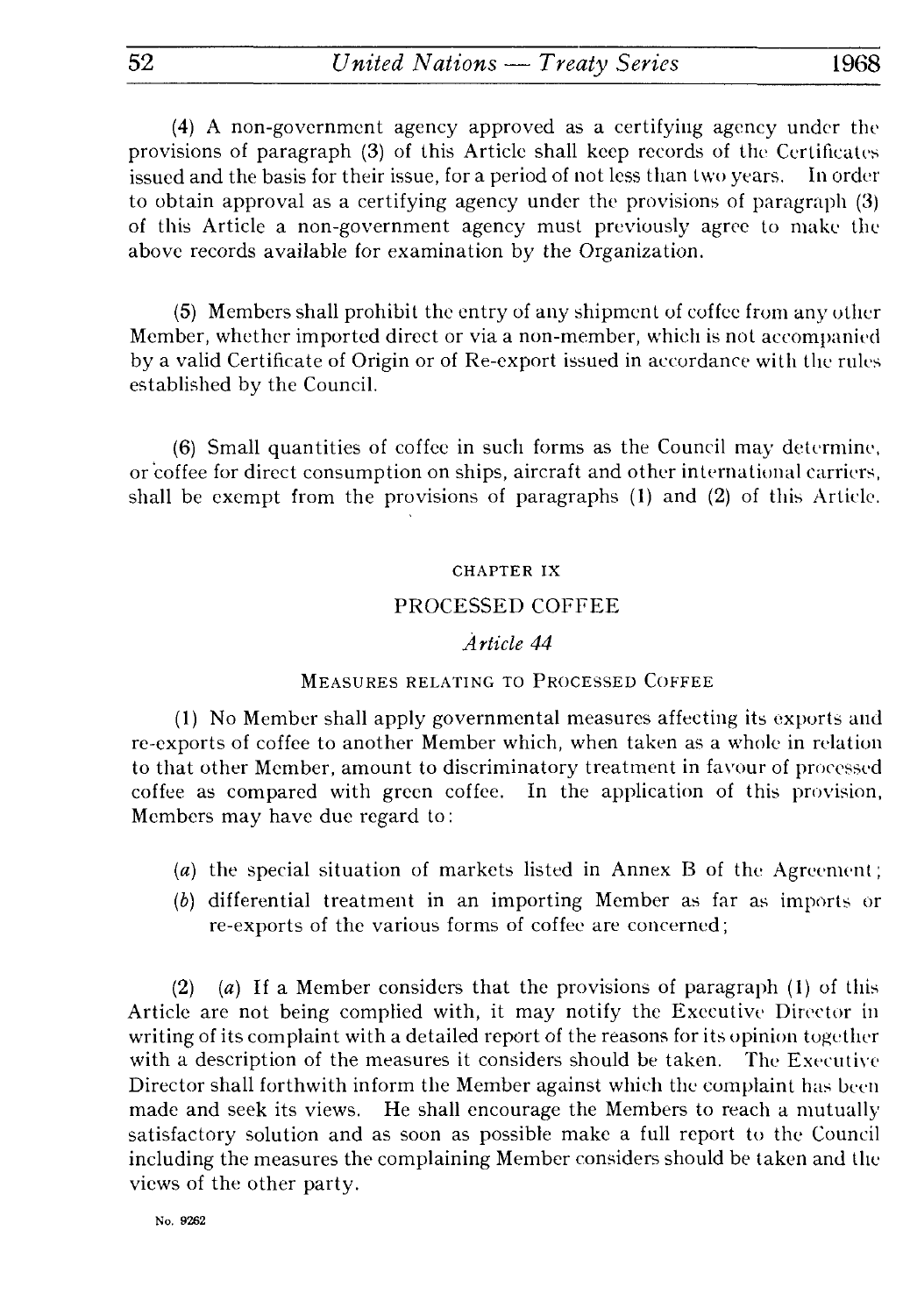(4) A non-government agency approved as a certifying agency under the provisions of paragraph (3) of this Article shall keep records of the Certificates issued and the basis for their issue, for a period of not less than two years. In order to obtain approval as a certifying agency under the provisions of paragraph (3) of this Article a non-government agency must previously agree to make the above records available for examination by the Organization.

(5) Members shall prohibit the entry of any shipment of coffee from any other Member, whether imported direct or via a non-member, which is not accompanied by a valid Certificate of Origin or of Re-export issued in accordance with the rules established by the Council.

(6) Small quantities of coffee in such forms as the Council may determine, or coffee for direct consumption on ships, aircraft and other international carriers, shall be exempt from the provisions of paragraphs (1) and (2) of this Article.

## CHAPTER IX

## PROCESSED COFFEE

### *Article 44*

### MEASURES RELATING TO PROCESSED COFFEE

(1) No Member shall apply governmental measures affecting its exports and re-exports of coffee to another Member which, when taken as a whole in relation to that other Member, amount to discriminatory treatment in favour of processed coffee as compared with green coffee. In the application of this provision, Members may have due regard to:

(*a*) the special situation of markets listed in Annex B of the Agreement;

(*b*) differential treatment in an importing Member as far as imports or re-exports of the various forms of coffee are concerned;

(2) (*a*) If a Member considers that the provisions of paragraph (1) of this Article are not being complied with, it may notify the Executive Director in writing of its complaint with a detailed report of the reasons for its opinion together with a description of the measures it considers should be taken. The Executive Director shall forthwith inform the Member against which the complaint has been made and seek its views. He shall encourage the Members to reach a mutually satisfactory solution and as soon as possible make a full report to the Council including the measures the complaining Member considers should be taken and the views of the other party.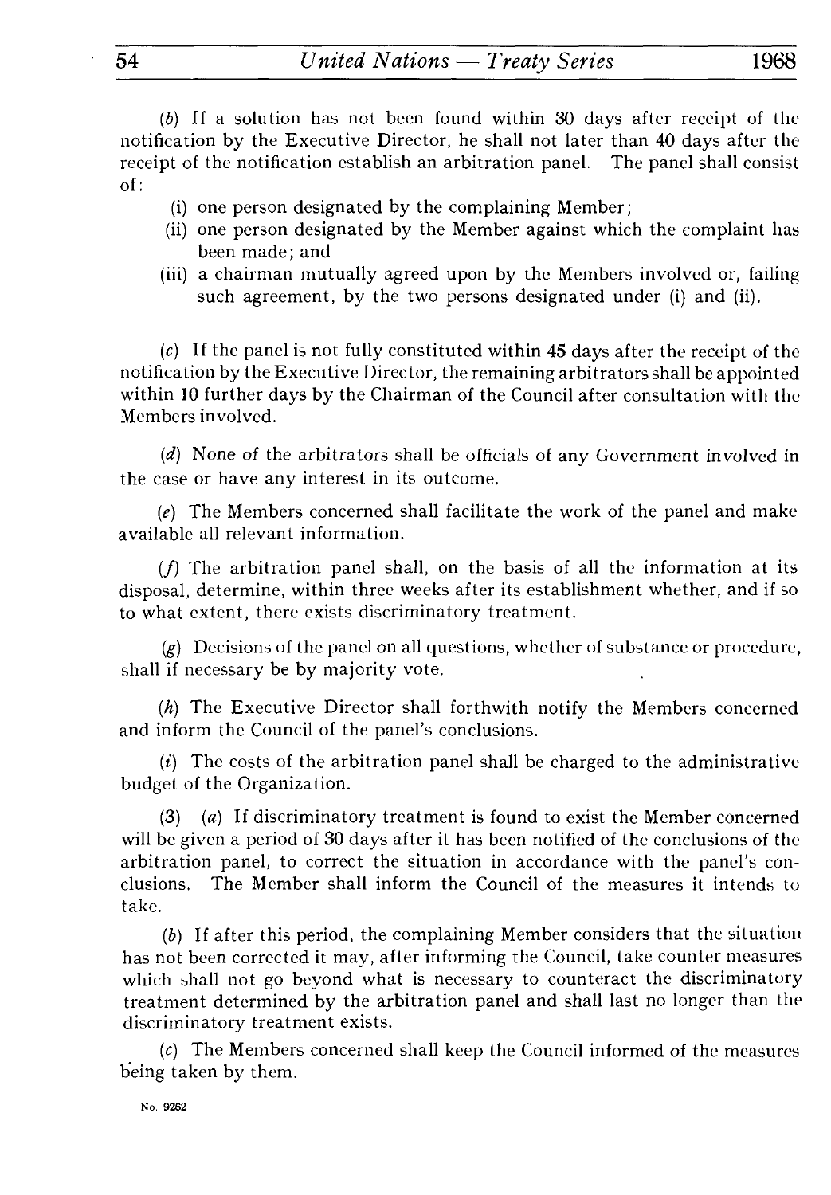(*b*) If a solution has not been found within 30 days after receipt of the notification by the Executive Director, he shall not later than 40 days after the receipt of the notification establish an arbitration panel. The panel shall consist of:

(i) one person designated by the complaining Member;

(ii) one person designated by the Member against which the complaint has been made; and

(iii) a chairman mutually agreed upon by the Members involved or, failing such agreement, by the two persons designated under (i) and (ii).

(*c*) If the panel is not fully constituted within 45 days after the receipt of the notification by the Executive Director, the remaining arbitrators shall be appointed within 10 further days by the Chairman of the Council after consultation with the Members involved.

(*d*) None of the arbitrators shall be officials of any Government involved in the case or have any interest in its outcome.

(*e*) The Members concerned shall facilitate the work of the panel and make available all relevant information.

(*f*) The arbitration panel shall, on the basis of all the information at its disposal, determine, within three weeks after its establishment whether, and if so to what extent, there exists discriminatory treatment.

(*g*) Decisions of the panel on all questions, whether of substance or procedure, shall if necessary be by majority vote.

(*h*) The Executive Director shall forthwith notify the Members concerned and inform the Council of the panel's conclusions.

(*i*) The costs of the arbitration panel shall be charged to the administrative budget of the Organization.

(3) (*a*) If discriminatory treatment is found to exist the Member concerned will be given a period of 30 days after it has been notified of the conclusions of the arbitration panel, to correct the situation in accordance with the panel's conclusions. The Member shall inform the Council of the measures it intends to take.

(*b*) If after this period, the complaining Member considers that the situation has not been corrected it may, after informing the Council, take counter measures which shall not go beyond what is necessary to counteract the discriminatory treatment determined by the arbitration panel and shall last no longer than the discriminatory treatment exists.

(*c*) The Members concerned shall keep the Council informed of the measures being taken by them.

No. 9262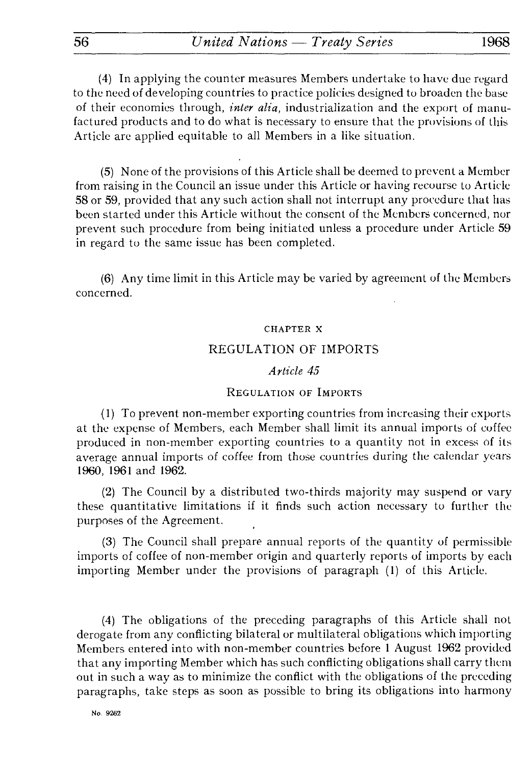(4) In applying the counter measures Members undertake to have due regard to the need of developing countries to practice policies designed to broaden the base of their economies through, *inter alia*, industrialization and the export of manufactured products and to do what is necessary to ensure that the provisions of this Article are applied equitable to all Members in a like situation.

(5) None of the provisions of this Article shall be deemed to prevent a Member from raising in the Council an issue under this Article or having recourse to Article 58 or 59, provided that any such action shall not interrupt any procedure that has been started under this Article without the consent of the Members concerned, nor prevent such procedure from being initiated unless a procedure under Article 59 in regard to the same issue has been completed.

(6) Any time limit in this Article may be varied by agreement of the Members concerned.

## CHAPTER X

## REGULATION OF IMPORTS

### *Article 45*

### REGULATION OF IMPORTS

(1) To prevent non-member exporting countries from increasing their exports at the expense of Members, each Member shall limit its annual imports of coffee produced in non-member exporting countries to a quantity not in excess of its average annual imports of coffee from those countries during the calendar years 1960, 1961 and 1962.

(2) The Council by a distributed two-thirds majority may suspend or vary these quantitative limitations if it finds such action necessary to further the purposes of the Agreement.

(3) The Council shall prepare annual reports of the quantity of permissible imports of coffee of non-member origin and quarterly reports of imports by each importing Member under the provisions of paragraph (1) of this Article.

(4) The obligations of the preceding paragraphs of this Article shall not derogate from any conflicting bilateral or multilateral obligations which importing Members entered into with non-member countries before 1 August 1962 provided that any importing Member which has such conflicting obligations shall carry them out in such a way as to minimize the conflict with the obligations of the preceding paragraphs, take steps as soon as possible to bring its obligations into harmony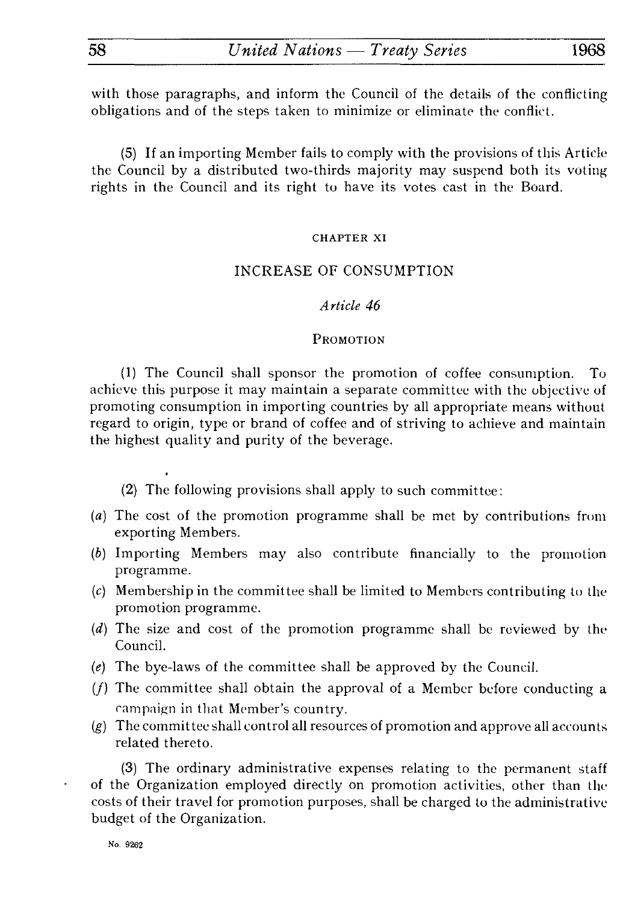with those paragraphs, and inform the Council of the details of the conflicting obligations and of the steps taken to minimize or eliminate the conflict.

(5) If an importing Member fails to comply with the provisions of this Article the Council by a distributed two-thirds majority may suspend both its voting rights in the Council and its right to have its votes cast in the Board.

## CHAPTER XI

## INCREASE OF CONSUMPTION

### *Article 46*

### PROMOTION

(1) The Council shall sponsor the promotion of coffee consumption. To achieve this purpose it may maintain a separate committee with the objective of promoting consumption in importing countries by all appropriate means without regard to origin, type or brand of coffee and of striving to achieve and maintain the highest quality and purity of the beverage.

(2) The following provisions shall apply to such committee:

(*a*) The cost of the promotion programme shall be met by contributions from exporting Members.

(*b*) Importing Members may also contribute financially to the promotion programme.

(*c*) Membership in the committee shall be limited to Members contributing to the promotion programme.

(*d*) The size and cost of the promotion programme shall be reviewed by the Council.

(*e*) The bye-laws of the committee shall be approved by the Council.

(*f*) The committee shall obtain the approval of a Member before conducting a campaign in that Member's country.

(*g*) The committee shall control all resources of promotion and approve all accounts related thereto.

(3) The ordinary administrative expenses relating to the permanent staff of the Organization employed directly on promotion activities, other than the costs of their travel for promotion purposes, shall be charged to the administrative budget of the Organization.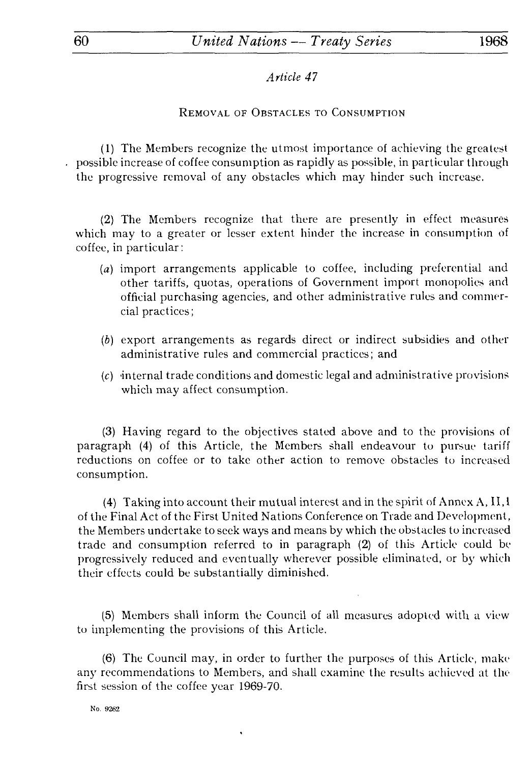*Article 47*

REMOVAL OF OBSTACLES TO CONSUMPTION

(1) The Members recognize the utmost importance of achieving the greatest possible increase of coffee consumption as rapidly as possible, in particular through the progressive removal of any obstacles which may hinder such increase.

(2) The Members recognize that there are presently in effect measures which may to a greater or lesser extent hinder the increase in consumption of coffee, in particular:

(*a*) import arrangements applicable to coffee, including preferential and other tariffs, quotas, operations of Government import monopolies and official purchasing agencies, and other administrative rules and commercial practices;

(*b*) export arrangements as regards direct or indirect subsidies and other administrative rules and commercial practices; and

(*c*) internal trade conditions and domestic legal and administrative provisions which may affect consumption.

(3) Having regard to the objectives stated above and to the provisions of paragraph (4) of this Article, the Members shall endeavour to pursue tariff reductions on coffee or to take other action to remove obstacles to increased consumption.

(4) Taking into account their mutual interest and in the spirit of Annex A, II, 1 of the Final Act of the First United Nations Conference on Trade and Development, the Members undertake to seek ways and means by which the obstacles to increased trade and consumption referred to in paragraph (2) of this Article could be progressively reduced and eventually wherever possible eliminated, or by which their effects could be substantially diminished.

(5) Members shall inform the Council of all measures adopted with a view to implementing the provisions of this Article.

(6) The Council may, in order to further the purposes of this Article, make any recommendations to Members, and shall examine the results achieved at the first session of the coffee year 1969-70.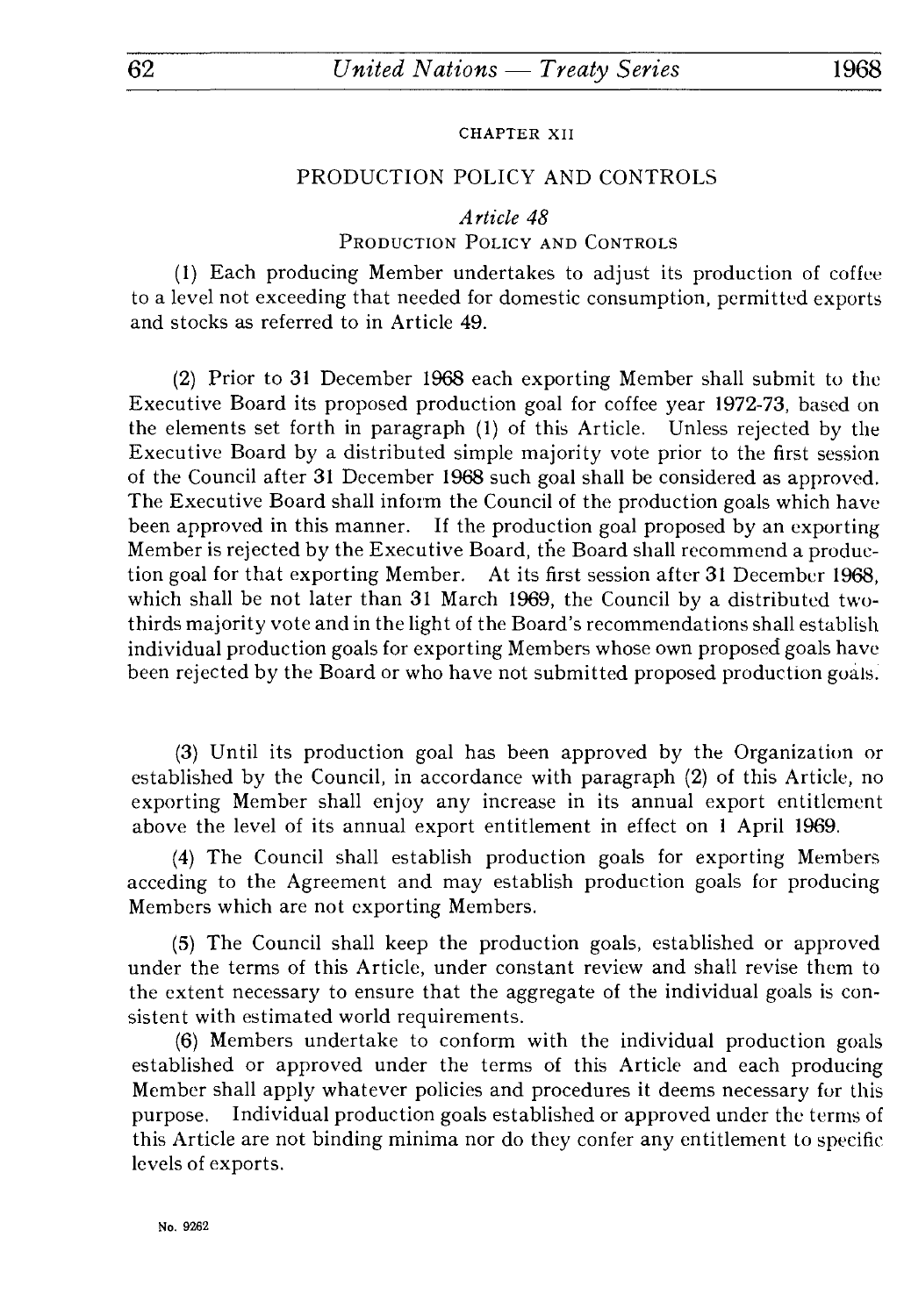CHAPTER XII

## PRODUCTION POLICY AND CONTROLS

### *Article 48*

### PRODUCTION POLICY AND CONTROLS

(1) Each producing Member undertakes to adjust its production of coffee to a level not exceeding that needed for domestic consumption, permitted exports and stocks as referred to in Article 49.

(2) Prior to 31 December 1968 each exporting Member shall submit to the Executive Board its proposed production goal for coffee year 1972-73, based on the elements set forth in paragraph (1) of this Article. Unless rejected by the Executive Board by a distributed simple majority vote prior to the first session of the Council after 31 December 1968 such goal shall be considered as approved. The Executive Board shall inform the Council of the production goals which have been approved in this manner. If the production goal proposed by an exporting Member is rejected by the Executive Board, the Board shall recommend a production goal for that exporting Member. At its first session after 31 December 1968, which shall be not later than 31 March 1969, the Council by a distributed two-thirds majority vote and in the light of the Board's recommendations shall establish individual production goals for exporting Members whose own proposed goals have been rejected by the Board or who have not submitted proposed production goals.

(3) Until its production goal has been approved by the Organization or established by the Council, in accordance with paragraph (2) of this Article, no exporting Member shall enjoy any increase in its annual export entitlement above the level of its annual export entitlement in effect on 1 April 1969.

(4) The Council shall establish production goals for exporting Members acceding to the Agreement and may establish production goals for producing Members which are not exporting Members.

(5) The Council shall keep the production goals, established or approved under the terms of this Article, under constant review and shall revise them to the extent necessary to ensure that the aggregate of the individual goals is consistent with estimated world requirements.

(6) Members undertake to conform with the individual production goals established or approved under the terms of this Article and each producing Member shall apply whatever policies and procedures it deems necessary for this purpose. Individual production goals established or approved under the terms of this Article are not binding minima nor do they confer any entitlement to specific levels of exports.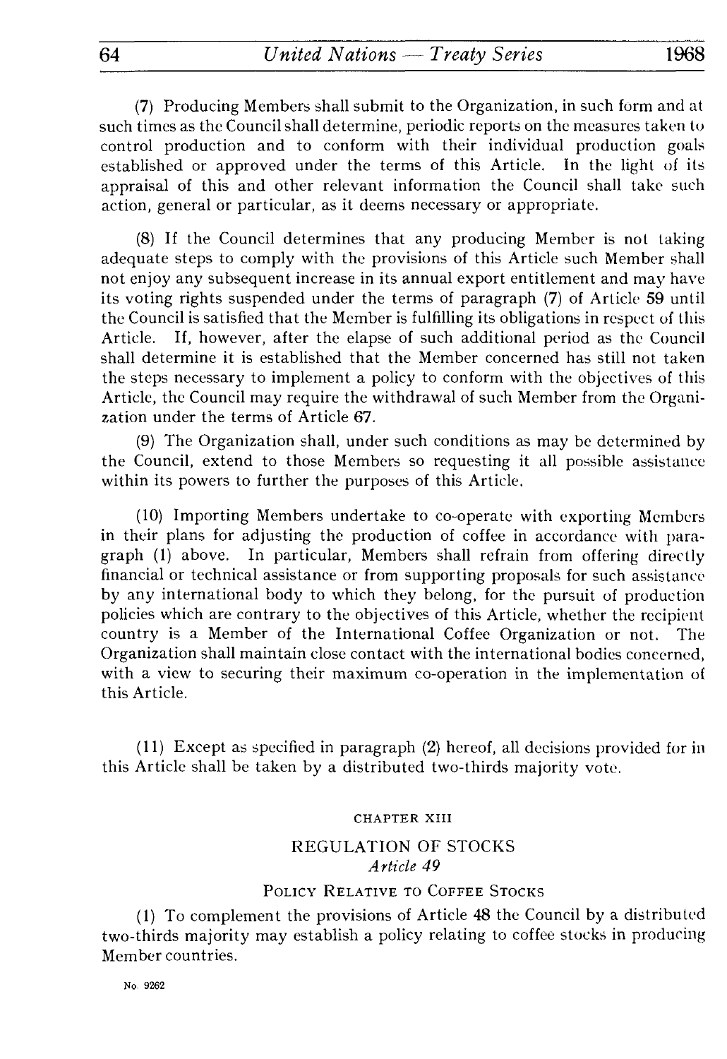(7) Producing Members shall submit to the Organization, in such form and at such times as the Council shall determine, periodic reports on the measures taken to control production and to conform with their individual production goals established or approved under the terms of this Article. In the light of its appraisal of this and other relevant information the Council shall take such action, general or particular, as it deems necessary or appropriate.

(8) If the Council determines that any producing Member is not taking adequate steps to comply with the provisions of this Article such Member shall not enjoy any subsequent increase in its annual export entitlement and may have its voting rights suspended under the terms of paragraph (7) of Article 59 until the Council is satisfied that the Member is fulfilling its obligations in respect of this Article. If, however, after the elapse of such additional period as the Council shall determine it is established that the Member concerned has still not taken the steps necessary to implement a policy to conform with the objectives of this Article, the Council may require the withdrawal of such Member from the Organization under the terms of Article 67.

(9) The Organization shall, under such conditions as may be determined by the Council, extend to those Members so requesting it all possible assistance within its powers to further the purposes of this Article.

(10) Importing Members undertake to co-operate with exporting Members in their plans for adjusting the production of coffee in accordance with paragraph (1) above. In particular, Members shall refrain from offering directly financial or technical assistance or from supporting proposals for such assistance by any international body to which they belong, for the pursuit of production policies which are contrary to the objectives of this Article, whether the recipient country is a Member of the International Coffee Organization or not. The Organization shall maintain close contact with the international bodies concerned, with a view to securing their maximum co-operation in the implementation of this Article.

(11) Except as specified in paragraph (2) hereof, all decisions provided for in this Article shall be taken by a distributed two-thirds majority vote.

## CHAPTER XIII

## REGULATION OF STOCKS

*Article 49*

### POLICY RELATIVE TO COFFEE STOCKS

(1) To complement the provisions of Article 48 the Council by a distributed two-thirds majority may establish a policy relating to coffee stocks in producing Member countries.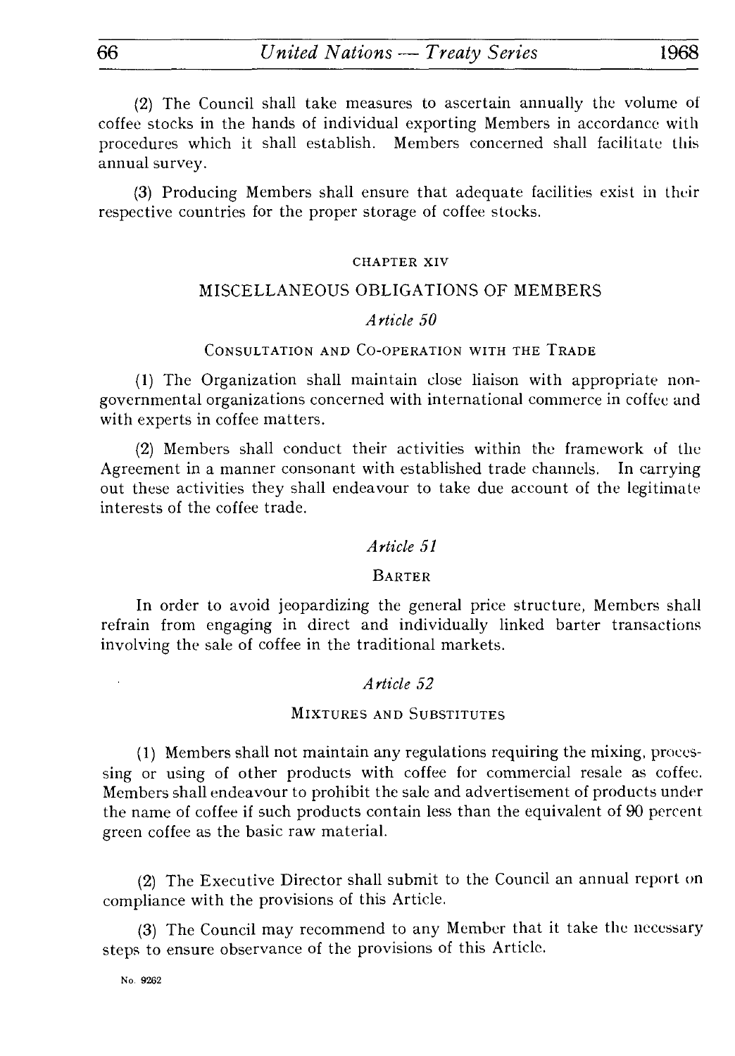(2) The Council shall take measures to ascertain annually the volume of coffee stocks in the hands of individual exporting Members in accordance with procedures which it shall establish. Members concerned shall facilitate this annual survey.

(3) Producing Members shall ensure that adequate facilities exist in their respective countries for the proper storage of coffee stocks.

## CHAPTER XIV

## MISCELLANEOUS OBLIGATIONS OF MEMBERS

### *Article 50*

### CONSULTATION AND CO-OPERATION WITH THE TRADE

(1) The Organization shall maintain close liaison with appropriate non-governmental organizations concerned with international commerce in coffee and with experts in coffee matters.

(2) Members shall conduct their activities within the framework of the Agreement in a manner consonant with established trade channels. In carrying out these activities they shall endeavour to take due account of the legitimate interests of the coffee trade.

### *Article 51*

### BARTER

In order to avoid jeopardizing the general price structure, Members shall refrain from engaging in direct and individually linked barter transactions involving the sale of coffee in the traditional markets.

### *Article 52*

### MIXTURES AND SUBSTITUTES

(1) Members shall not maintain any regulations requiring the mixing, processing or using of other products with coffee for commercial resale as coffee. Members shall endeavour to prohibit the sale and advertisement of products under the name of coffee if such products contain less than the equivalent of 90 percent green coffee as the basic raw material.

(2) The Executive Director shall submit to the Council an annual report on compliance with the provisions of this Article.

(3) The Council may recommend to any Member that it take the necessary steps to ensure observance of the provisions of this Article.

No. 9262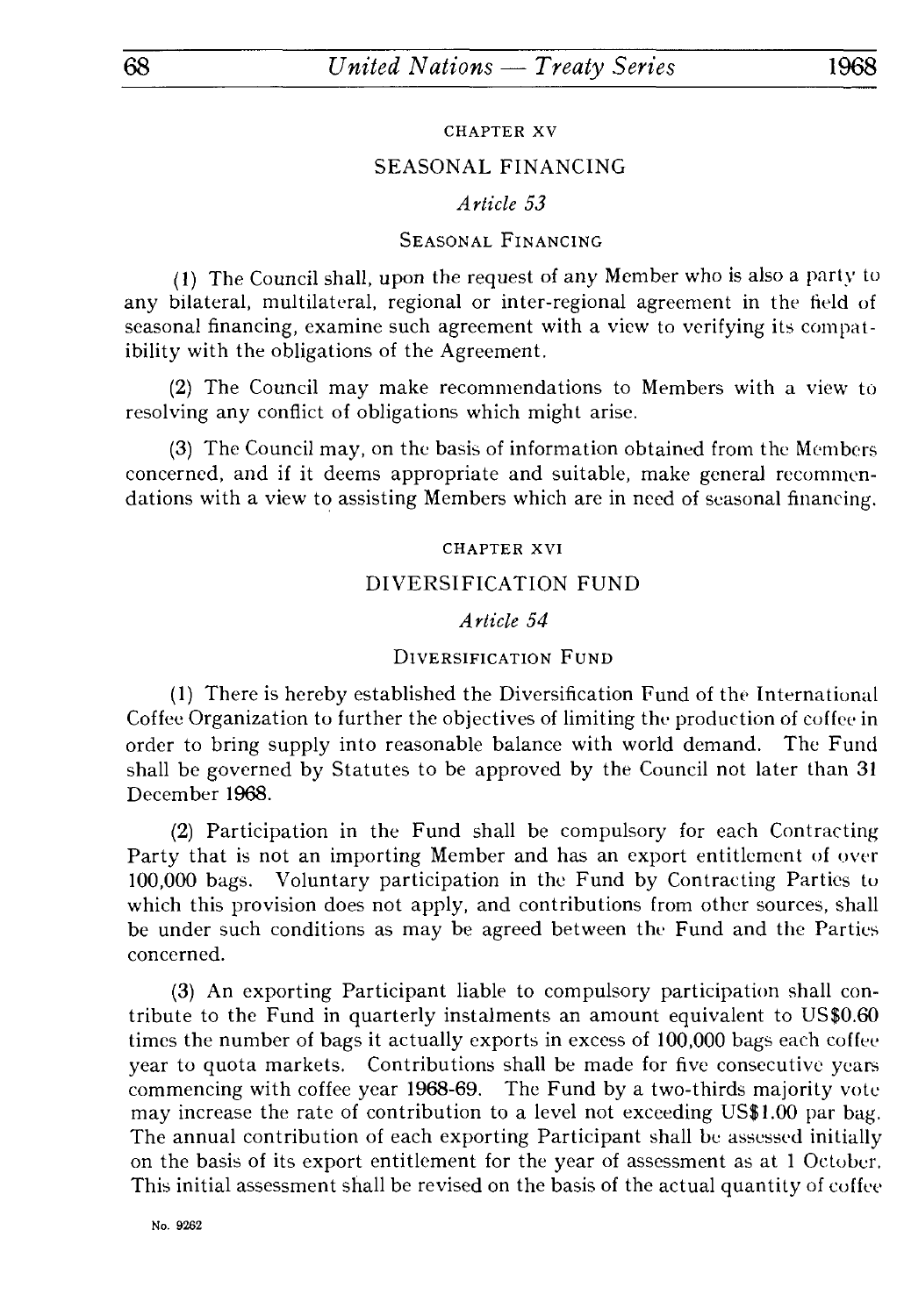## CHAPTER XV

## SEASONAL FINANCING

### *Article 53*

### SEASONAL FINANCING

(1) The Council shall, upon the request of any Member who is also a party to any bilateral, multilateral, regional or inter-regional agreement in the field of seasonal financing, examine such agreement with a view to verifying its compatibility with the obligations of the Agreement.

(2) The Council may make recommendations to Members with a view to resolving any conflict of obligations which might arise.

(3) The Council may, on the basis of information obtained from the Members concerned, and if it deems appropriate and suitable, make general recommendations with a view to assisting Members which are in need of seasonal financing.

## CHAPTER XVI

## DIVERSIFICATION FUND

### *Article 54*

### DIVERSIFICATION FUND

(1) There is hereby established the Diversification Fund of the International Coffee Organization to further the objectives of limiting the production of coffee in order to bring supply into reasonable balance with world demand. The Fund shall be governed by Statutes to be approved by the Council not later than 31 December 1968.

(2) Participation in the Fund shall be compulsory for each Contracting Party that is not an importing Member and has an export entitlement of over 100,000 bags. Voluntary participation in the Fund by Contracting Parties to which this provision does not apply, and contributions from other sources, shall be under such conditions as may be agreed between the Fund and the Parties concerned.

(3) An exporting Participant liable to compulsory participation shall contribute to the Fund in quarterly instalments an amount equivalent to US$0.60 times the number of bags it actually exports in excess of 100,000 bags each coffee year to quota markets. Contributions shall be made for five consecutive years commencing with coffee year 1968-69. The Fund by a two-thirds majority vote may increase the rate of contribution to a level not exceeding US$1.00 par bag. The annual contribution of each exporting Participant shall be assessed initially on the basis of its export entitlement for the year of assessment as at 1 October. This initial assessment shall be revised on the basis of the actual quantity of coffee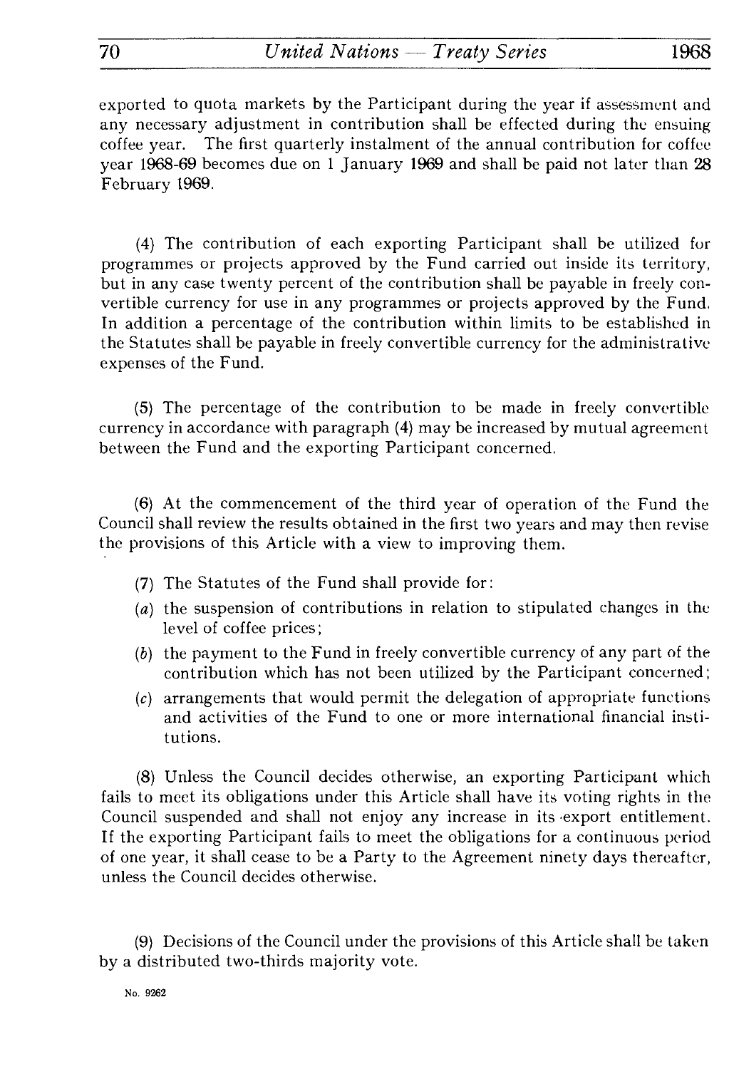exported to quota markets by the Participant during the year if assessment and any necessary adjustment in contribution shall be effected during the ensuing coffee year. The first quarterly instalment of the annual contribution for coffee year 1968-69 becomes due on 1 January 1969 and shall be paid not later than 28 February 1969.

(4) The contribution of each exporting Participant shall be utilized for programmes or projects approved by the Fund carried out inside its territory, but in any case twenty percent of the contribution shall be payable in freely convertible currency for use in any programmes or projects approved by the Fund. In addition a percentage of the contribution within limits to be established in the Statutes shall be payable in freely convertible currency for the administrative expenses of the Fund.

(5) The percentage of the contribution to be made in freely convertible currency in accordance with paragraph (4) may be increased by mutual agreement between the Fund and the exporting Participant concerned.

(6) At the commencement of the third year of operation of the Fund the Council shall review the results obtained in the first two years and may then revise the provisions of this Article with a view to improving them.

(7) The Statutes of the Fund shall provide for:

(*a*) the suspension of contributions in relation to stipulated changes in the level of coffee prices;

(*b*) the payment to the Fund in freely convertible currency of any part of the contribution which has not been utilized by the Participant concerned;

(*c*) arrangements that would permit the delegation of appropriate functions and activities of the Fund to one or more international financial institutions.

(8) Unless the Council decides otherwise, an exporting Participant which fails to meet its obligations under this Article shall have its voting rights in the Council suspended and shall not enjoy any increase in its export entitlement. If the exporting Participant fails to meet the obligations for a continuous period of one year, it shall cease to be a Party to the Agreement ninety days thereafter, unless the Council decides otherwise.

(9) Decisions of the Council under the provisions of this Article shall be taken by a distributed two-thirds majority vote.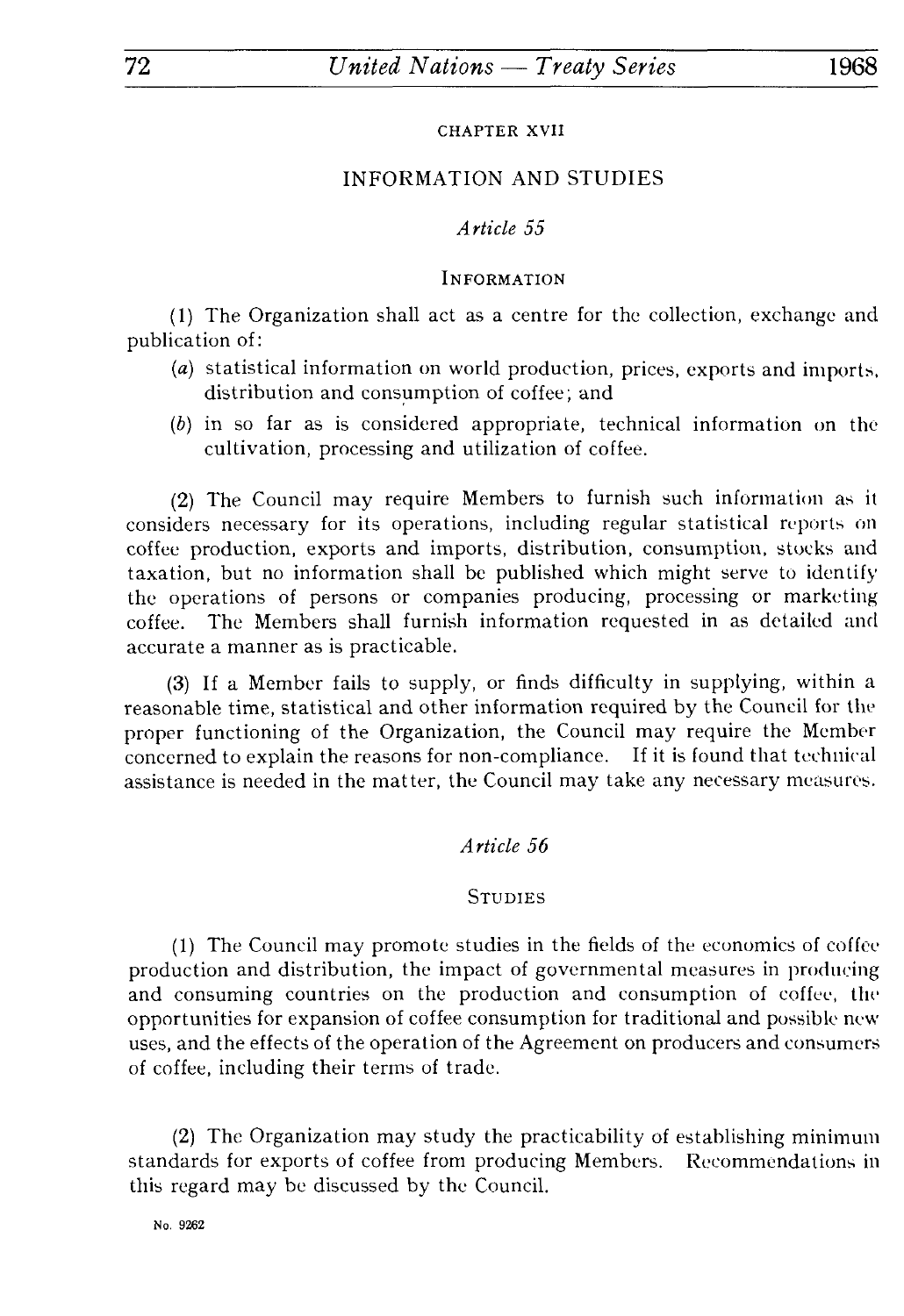## CHAPTER XVII

## INFORMATION AND STUDIES

### *Article 55*

### INFORMATION

(1) The Organization shall act as a centre for the collection, exchange and publication of:

- (*a*) statistical information on world production, prices, exports and imports, distribution and consumption of coffee; and
- (*b*) in so far as is considered appropriate, technical information on the cultivation, processing and utilization of coffee.

(2) The Council may require Members to furnish such information as it considers necessary for its operations, including regular statistical reports on coffee production, exports and imports, distribution, consumption, stocks and taxation, but no information shall be published which might serve to identify the operations of persons or companies producing, processing or marketing coffee. The Members shall furnish information requested in as detailed and accurate a manner as is practicable.

(3) If a Member fails to supply, or finds difficulty in supplying, within a reasonable time, statistical and other information required by the Council for the proper functioning of the Organization, the Council may require the Member concerned to explain the reasons for non-compliance. If it is found that technical assistance is needed in the matter, the Council may take any necessary measures.

### *Article 56*

### STUDIES

(1) The Council may promote studies in the fields of the economics of coffee production and distribution, the impact of governmental measures in producing and consuming countries on the production and consumption of coffee, the opportunities for expansion of coffee consumption for traditional and possible new uses, and the effects of the operation of the Agreement on producers and consumers of coffee, including their terms of trade.

(2) The Organization may study the practicability of establishing minimum standards for exports of coffee from producing Members. Recommendations in this regard may be discussed by the Council.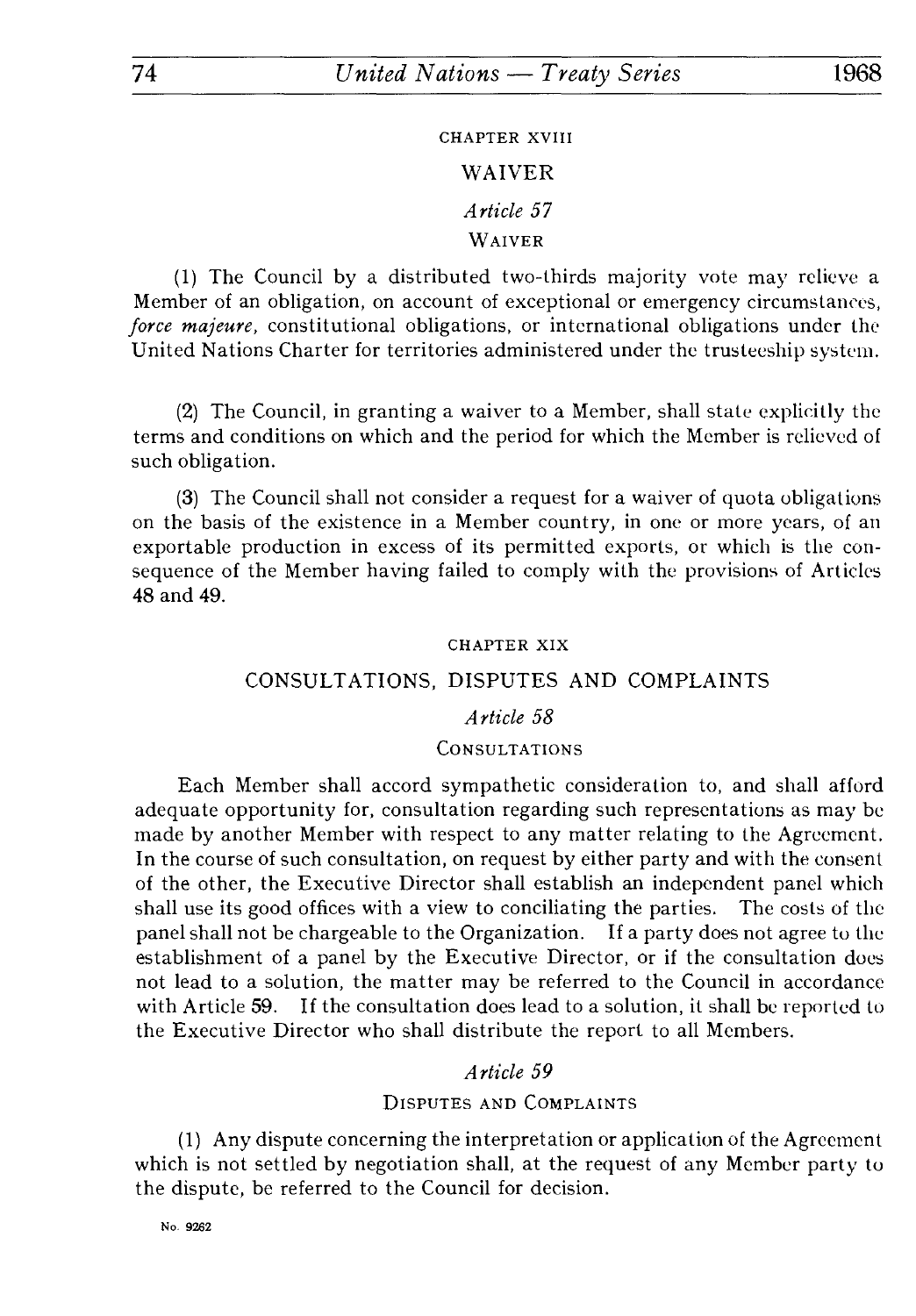## CHAPTER XVIII

## WAIVER

### *Article 57*

#### WAIVER

(1) The Council by a distributed two-thirds majority vote may relieve a Member of an obligation, on account of exceptional or emergency circumstances, *force majeure*, constitutional obligations, or international obligations under the United Nations Charter for territories administered under the trusteeship system.

(2) The Council, in granting a waiver to a Member, shall state explicitly the terms and conditions on which and the period for which the Member is relieved of such obligation.

(3) The Council shall not consider a request for a waiver of quota obligations on the basis of the existence in a Member country, in one or more years, of an exportable production in excess of its permitted exports, or which is the consequence of the Member having failed to comply with the provisions of Articles 48 and 49.

## CHAPTER XIX

## CONSULTATIONS, DISPUTES AND COMPLAINTS

### *Article 58*

#### CONSULTATIONS

Each Member shall accord sympathetic consideration to, and shall afford adequate opportunity for, consultation regarding such representations as may be made by another Member with respect to any matter relating to the Agreement. In the course of such consultation, on request by either party and with the consent of the other, the Executive Director shall establish an independent panel which shall use its good offices with a view to conciliating the parties. The costs of the panel shall not be chargeable to the Organization. If a party does not agree to the establishment of a panel by the Executive Director, or if the consultation does not lead to a solution, the matter may be referred to the Council in accordance with Article 59. If the consultation does lead to a solution, it shall be reported to the Executive Director who shall distribute the report to all Members.

### *Article 59*

#### DISPUTES AND COMPLAINTS

(1) Any dispute concerning the interpretation or application of the Agreement which is not settled by negotiation shall, at the request of any Member party to the dispute, be referred to the Council for decision.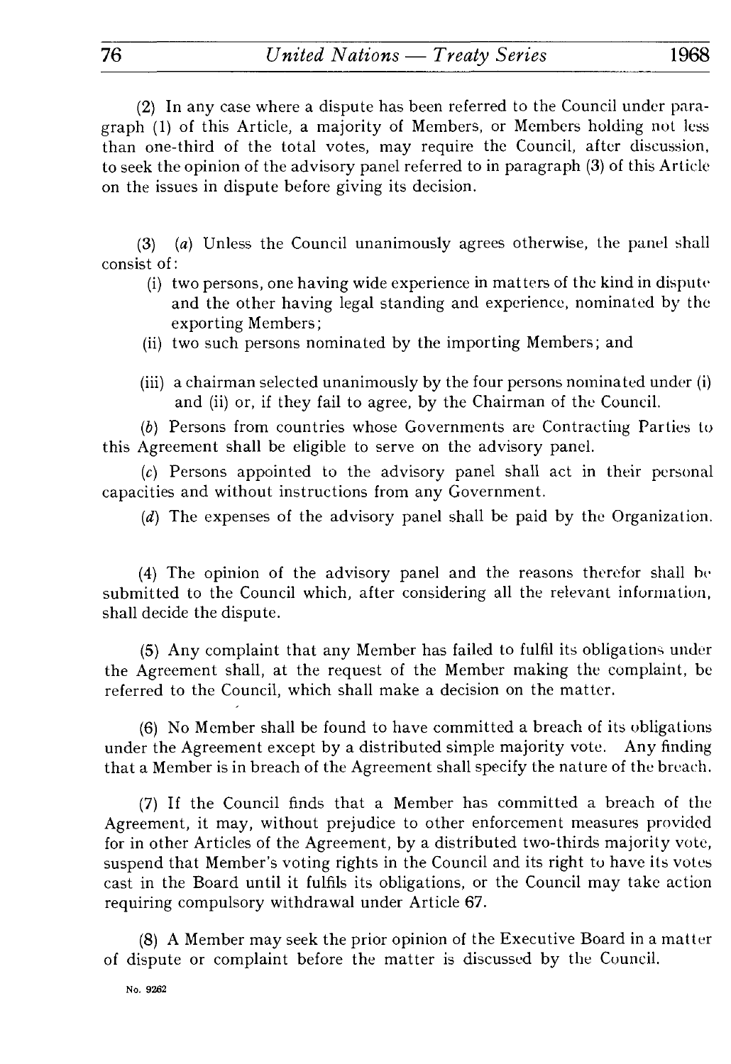(2) In any case where a dispute has been referred to the Council under paragraph (1) of this Article, a majority of Members, or Members holding not less than one-third of the total votes, may require the Council, after discussion, to seek the opinion of the advisory panel referred to in paragraph (3) of this Article on the issues in dispute before giving its decision.

(3) (*a*) Unless the Council unanimously agrees otherwise, the panel shall consist of:

- (i) two persons, one having wide experience in matters of the kind in dispute and the other having legal standing and experience, nominated by the exporting Members;
- (ii) two such persons nominated by the importing Members; and
- (iii) a chairman selected unanimously by the four persons nominated under (i) and (ii) or, if they fail to agree, by the Chairman of the Council.

(*b*) Persons from countries whose Governments are Contracting Parties to this Agreement shall be eligible to serve on the advisory panel.

(*c*) Persons appointed to the advisory panel shall act in their personal capacities and without instructions from any Government.

(*d*) The expenses of the advisory panel shall be paid by the Organization.

(4) The opinion of the advisory panel and the reasons therefor shall be submitted to the Council which, after considering all the relevant information, shall decide the dispute.

(5) Any complaint that any Member has failed to fulfil its obligations under the Agreement shall, at the request of the Member making the complaint, be referred to the Council, which shall make a decision on the matter.

(6) No Member shall be found to have committed a breach of its obligations under the Agreement except by a distributed simple majority vote. Any finding that a Member is in breach of the Agreement shall specify the nature of the breach.

(7) If the Council finds that a Member has committed a breach of the Agreement, it may, without prejudice to other enforcement measures provided for in other Articles of the Agreement, by a distributed two-thirds majority vote, suspend that Member's voting rights in the Council and its right to have its votes cast in the Board until it fulfils its obligations, or the Council may take action requiring compulsory withdrawal under Article 67.

(8) A Member may seek the prior opinion of the Executive Board in a matter of dispute or complaint before the matter is discussed by the Council.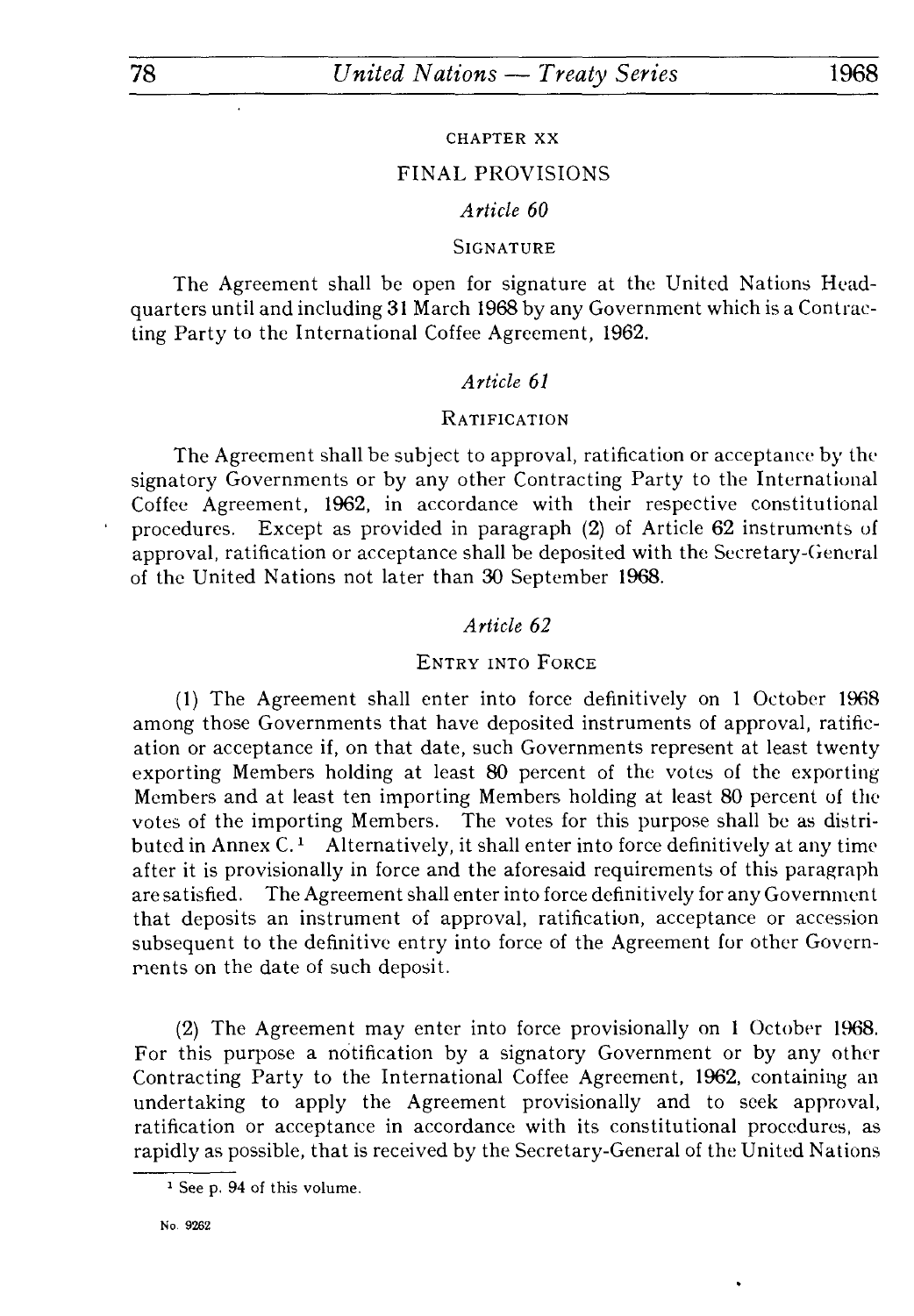CHAPTER XX

## FINAL PROVISIONS

### *Article 60*

SIGNATURE

The Agreement shall be open for signature at the United Nations Headquarters until and including 31 March 1968 by any Government which is a Contracting Party to the International Coffee Agreement, 1962.

### *Article 61*

RATIFICATION

The Agreement shall be subject to approval, ratification or acceptance by the signatory Governments or by any other Contracting Party to the International Coffee Agreement, 1962, in accordance with their respective constitutional procedures. Except as provided in paragraph (2) of Article 62 instruments of approval, ratification or acceptance shall be deposited with the Secretary-General of the United Nations not later than 30 September 1968.

### *Article 62*

ENTRY INTO FORCE

(1) The Agreement shall enter into force definitively on 1 October 1968 among those Governments that have deposited instruments of approval, ratification or acceptance if, on that date, such Governments represent at least twenty exporting Members holding at least 80 percent of the votes of the exporting Members and at least ten importing Members holding at least 80 percent of the votes of the importing Members. The votes for this purpose shall be as distributed in Annex C.[1] Alternatively, it shall enter into force definitively at any time after it is provisionally in force and the aforesaid requirements of this paragraph are satisfied. The Agreement shall enter into force definitively for any Government that deposits an instrument of approval, ratification, acceptance or accession subsequent to the definitive entry into force of the Agreement for other Governments on the date of such deposit.

(2) The Agreement may enter into force provisionally on 1 October 1968. For this purpose a notification by a signatory Government or by any other Contracting Party to the International Coffee Agreement, 1962, containing an undertaking to apply the Agreement provisionally and to seek approval, ratification or acceptance in accordance with its constitutional procedures, as rapidly as possible, that is received by the Secretary-General of the United Nations

[1] See p. 94 of this volume.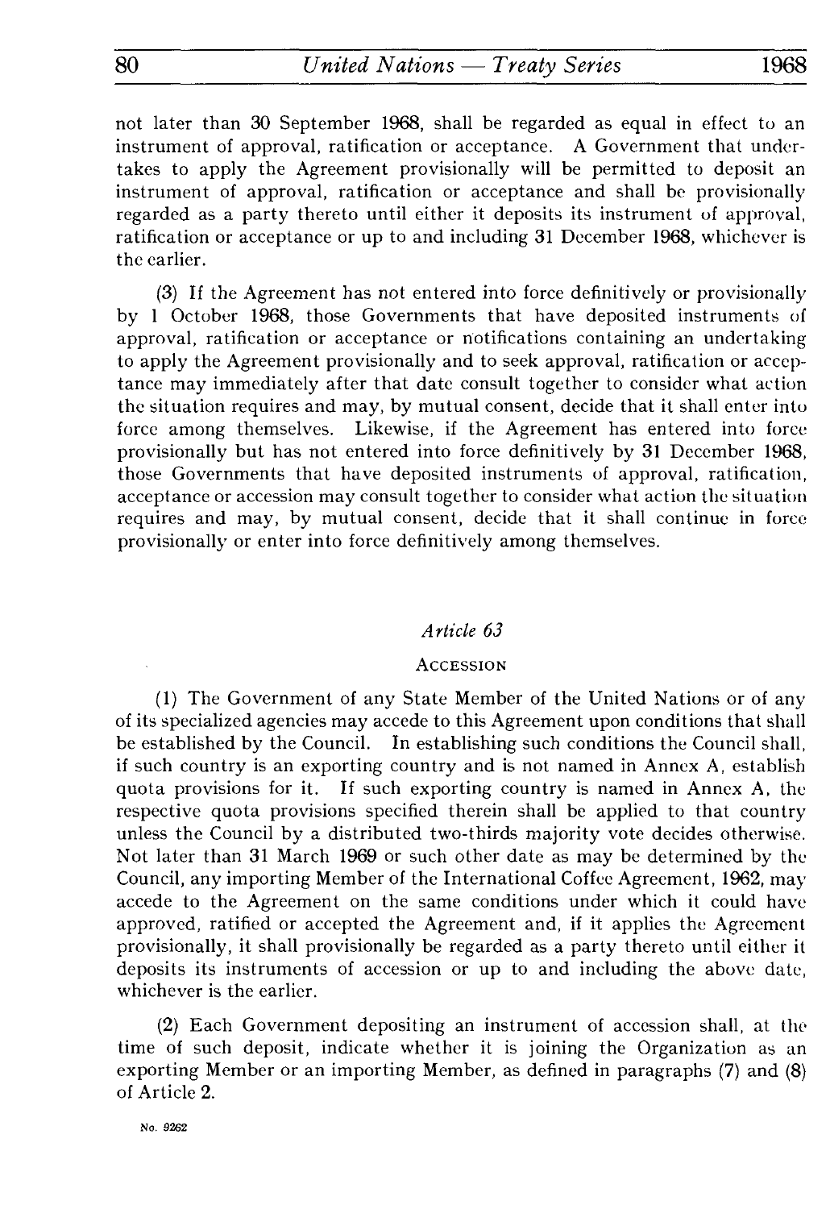not later than 30 September 1968, shall be regarded as equal in effect to an instrument of approval, ratification or acceptance. A Government that undertakes to apply the Agreement provisionally will be permitted to deposit an instrument of approval, ratification or acceptance and shall be provisionally regarded as a party thereto until either it deposits its instrument of approval, ratification or acceptance or up to and including 31 December 1968, whichever is the earlier.

(3) If the Agreement has not entered into force definitively or provisionally by 1 October 1968, those Governments that have deposited instruments of approval, ratification or acceptance or notifications containing an undertaking to apply the Agreement provisionally and to seek approval, ratification or acceptance may immediately after that date consult together to consider what action the situation requires and may, by mutual consent, decide that it shall enter into force among themselves. Likewise, if the Agreement has entered into force provisionally but has not entered into force definitively by 31 December 1968, those Governments that have deposited instruments of approval, ratification, acceptance or accession may consult together to consider what action the situation requires and may, by mutual consent, decide that it shall continue in force provisionally or enter into force definitively among themselves.

### *Article 63*

### Accession

(1) The Government of any State Member of the United Nations or of any of its specialized agencies may accede to this Agreement upon conditions that shall be established by the Council. In establishing such conditions the Council shall, if such country is an exporting country and is not named in Annex A, establish quota provisions for it. If such exporting country is named in Annex A, the respective quota provisions specified therein shall be applied to that country unless the Council by a distributed two-thirds majority vote decides otherwise. Not later than 31 March 1969 or such other date as may be determined by the Council, any importing Member of the International Coffee Agreement, 1962, may accede to the Agreement on the same conditions under which it could have approved, ratified or accepted the Agreement and, if it applies the Agreement provisionally, it shall provisionally be regarded as a party thereto until either it deposits its instruments of accession or up to and including the above date, whichever is the earlier.

(2) Each Government depositing an instrument of accession shall, at the time of such deposit, indicate whether it is joining the Organization as an exporting Member or an importing Member, as defined in paragraphs (7) and (8) of Article 2.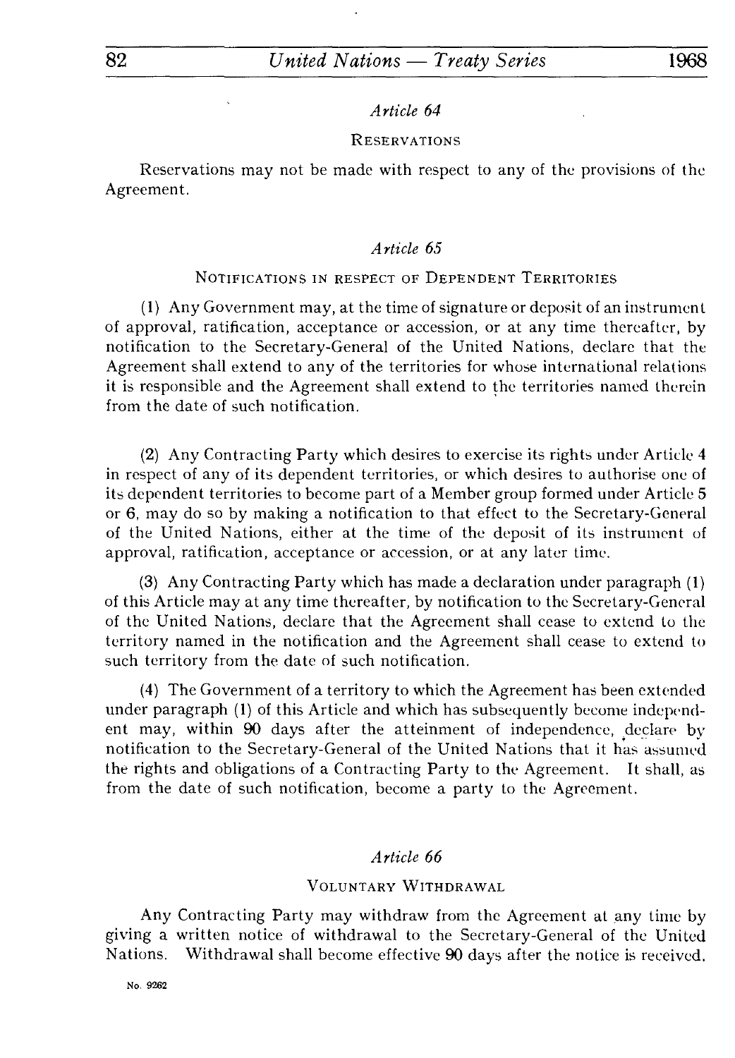### *Article 64*

#### RESERVATIONS

Reservations may not be made with respect to any of the provisions of the Agreement.

### *Article 65*

#### NOTIFICATIONS IN RESPECT OF DEPENDENT TERRITORIES

(1) Any Government may, at the time of signature or deposit of an instrument of approval, ratification, acceptance or accession, or at any time thereafter, by notification to the Secretary-General of the United Nations, declare that the Agreement shall extend to any of the territories for whose international relations it is responsible and the Agreement shall extend to the territories named therein from the date of such notification.

(2) Any Contracting Party which desires to exercise its rights under Article 4 in respect of any of its dependent territories, or which desires to authorise one of its dependent territories to become part of a Member group formed under Article 5 or 6, may do so by making a notification to that effect to the Secretary-General of the United Nations, either at the time of the deposit of its instrument of approval, ratification, acceptance or accession, or at any later time.

(3) Any Contracting Party which has made a declaration under paragraph (1) of this Article may at any time thereafter, by notification to the Secretary-General of the United Nations, declare that the Agreement shall cease to extend to the territory named in the notification and the Agreement shall cease to extend to such territory from the date of such notification.

(4) The Government of a territory to which the Agreement has been extended under paragraph (1) of this Article and which has subsequently become independent may, within 90 days after the atteinment of independence, declare by notification to the Secretary-General of the United Nations that it has assumed the rights and obligations of a Contracting Party to the Agreement. It shall, as from the date of such notification, become a party to the Agreement.

### *Article 66*

#### VOLUNTARY WITHDRAWAL

Any Contracting Party may withdraw from the Agreement at any time by giving a written notice of withdrawal to the Secretary-General of the United Nations. Withdrawal shall become effective 90 days after the notice is received.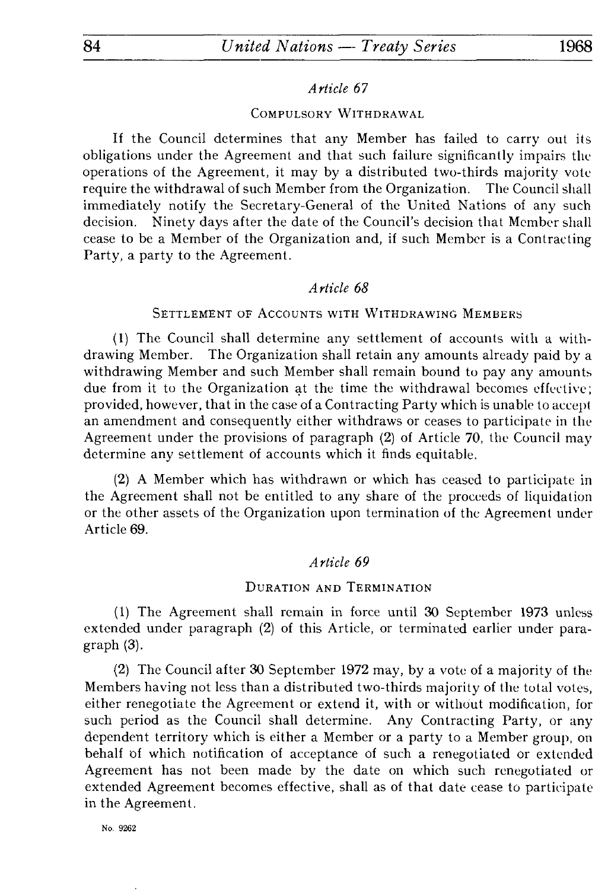### *Article 67*

COMPULSORY WITHDRAWAL

If the Council determines that any Member has failed to carry out its obligations under the Agreement and that such failure significantly impairs the operations of the Agreement, it may by a distributed two-thirds majority vote require the withdrawal of such Member from the Organization. The Council shall immediately notify the Secretary-General of the United Nations of any such decision. Ninety days after the date of the Council's decision that Member shall cease to be a Member of the Organization and, if such Member is a Contracting Party, a party to the Agreement.

### *Article 68*

SETTLEMENT OF ACCOUNTS WITH WITHDRAWING MEMBERS

(1) The Council shall determine any settlement of accounts with a withdrawing Member. The Organization shall retain any amounts already paid by a withdrawing Member and such Member shall remain bound to pay any amounts due from it to the Organization at the time the withdrawal becomes effective; provided, however, that in the case of a Contracting Party which is unable to accept an amendment and consequently either withdraws or ceases to participate in the Agreement under the provisions of paragraph (2) of Article 70, the Council may determine any settlement of accounts which it finds equitable.

(2) A Member which has withdrawn or which has ceased to participate in the Agreement shall not be entitled to any share of the proceeds of liquidation or the other assets of the Organization upon termination of the Agreement under Article 69.

### *Article 69*

DURATION AND TERMINATION

(1) The Agreement shall remain in force until 30 September 1973 unless extended under paragraph (2) of this Article, or terminated earlier under paragraph (3).

(2) The Council after 30 September 1972 may, by a vote of a majority of the Members having not less than a distributed two-thirds majority of the total votes, either renegotiate the Agreement or extend it, with or without modification, for such period as the Council shall determine. Any Contracting Party, or any dependent territory which is either a Member or a party to a Member group, on behalf of which notification of acceptance of such a renegotiated or extended Agreement has not been made by the date on which such renegotiated or extended Agreement becomes effective, shall as of that date cease to participate in the Agreement.

No. 9262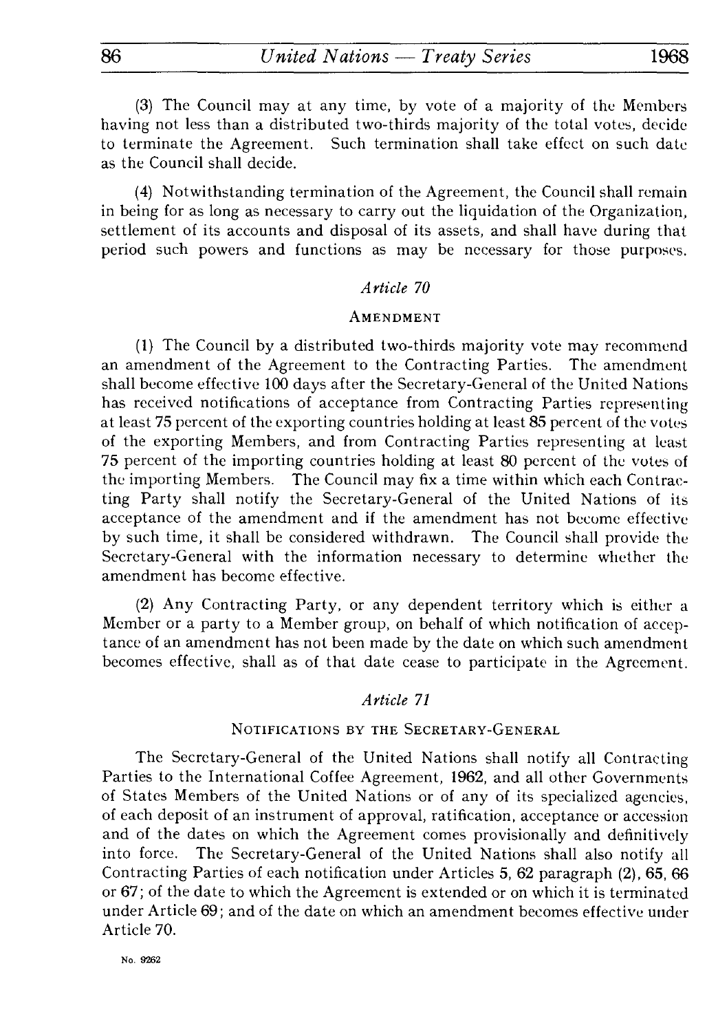(3) The Council may at any time, by vote of a majority of the Members having not less than a distributed two-thirds majority of the total votes, decide to terminate the Agreement. Such termination shall take effect on such date as the Council shall decide.

(4) Notwithstanding termination of the Agreement, the Council shall remain in being for as long as necessary to carry out the liquidation of the Organization, settlement of its accounts and disposal of its assets, and shall have during that period such powers and functions as may be necessary for those purposes.

### *Article 70*

### AMENDMENT

(1) The Council by a distributed two-thirds majority vote may recommend an amendment of the Agreement to the Contracting Parties. The amendment shall become effective 100 days after the Secretary-General of the United Nations has received notifications of acceptance from Contracting Parties representing at least 75 percent of the exporting countries holding at least 85 percent of the votes of the exporting Members, and from Contracting Parties representing at least 75 percent of the importing countries holding at least 80 percent of the votes of the importing Members. The Council may fix a time within which each Contracting Party shall notify the Secretary-General of the United Nations of its acceptance of the amendment and if the amendment has not become effective by such time, it shall be considered withdrawn. The Council shall provide the Secretary-General with the information necessary to determine whether the amendment has become effective.

(2) Any Contracting Party, or any dependent territory which is either a Member or a party to a Member group, on behalf of which notification of acceptance of an amendment has not been made by the date on which such amendment becomes effective, shall as of that date cease to participate in the Agreement.

### *Article 71*

### NOTIFICATIONS BY THE SECRETARY-GENERAL

The Secretary-General of the United Nations shall notify all Contracting Parties to the International Coffee Agreement, 1962, and all other Governments of States Members of the United Nations or of any of its specialized agencies, of each deposit of an instrument of approval, ratification, acceptance or accession and of the dates on which the Agreement comes provisionally and definitively into force. The Secretary-General of the United Nations shall also notify all Contracting Parties of each notification under Articles 5, 62 paragraph (2), 65, 66 or 67; of the date to which the Agreement is extended or on which it is terminated under Article 69; and of the date on which an amendment becomes effective under Article 70.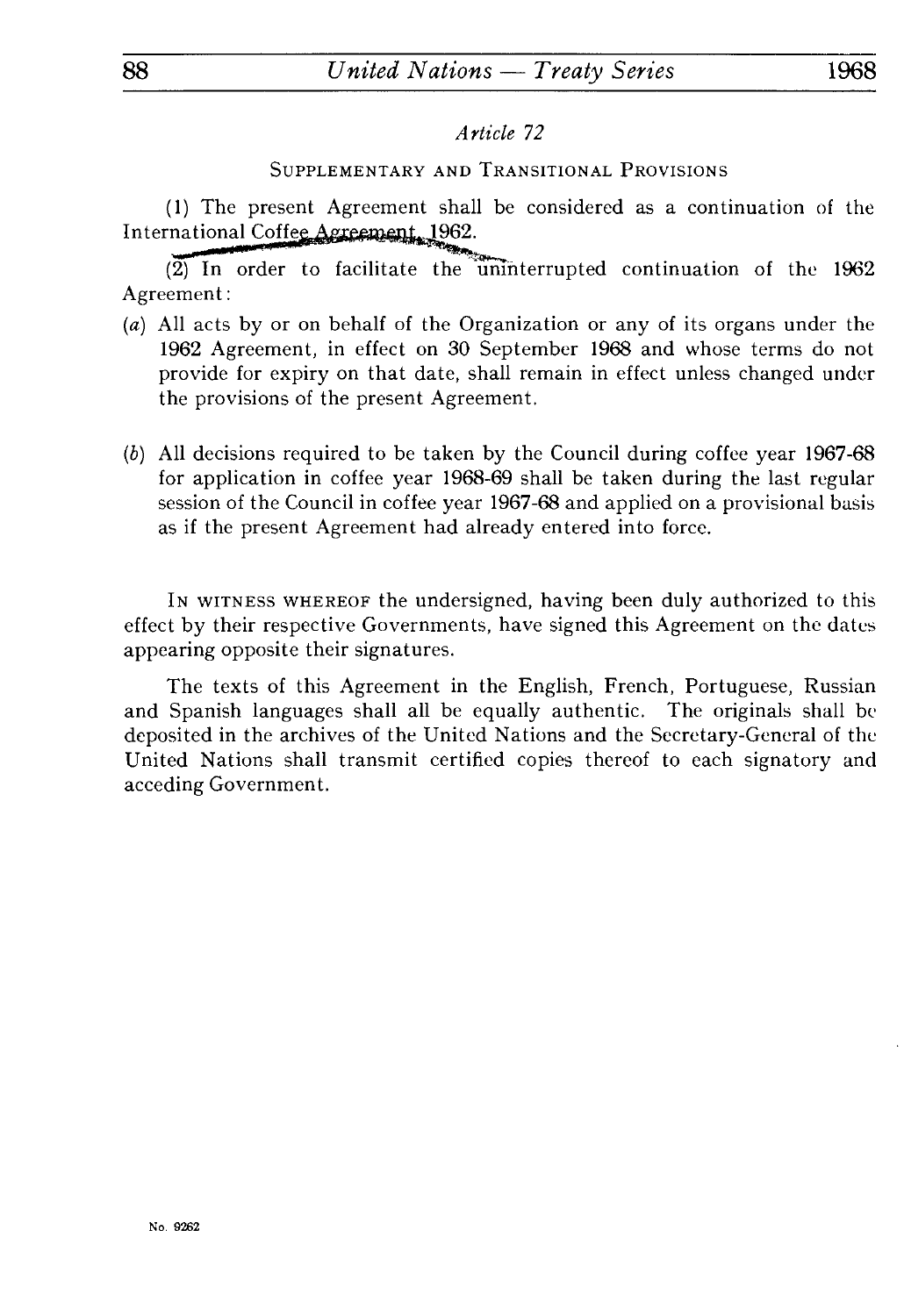*Article 72*

SUPPLEMENTARY AND TRANSITIONAL PROVISIONS

(1) The present Agreement shall be considered as a continuation of the International Coffee Agreement, 1962.

(2) In order to facilitate the uninterrupted continuation of the 1962 Agreement:

(*a*) All acts by or on behalf of the Organization or any of its organs under the 1962 Agreement, in effect on 30 September 1968 and whose terms do not provide for expiry on that date, shall remain in effect unless changed under the provisions of the present Agreement.

(*b*) All decisions required to be taken by the Council during coffee year 1967-68 for application in coffee year 1968-69 shall be taken during the last regular session of the Council in coffee year 1967-68 and applied on a provisional basis as if the present Agreement had already entered into force.

IN WITNESS WHEREOF the undersigned, having been duly authorized to this effect by their respective Governments, have signed this Agreement on the dates appearing opposite their signatures.

The texts of this Agreement in the English, French, Portuguese, Russian and Spanish languages shall all be equally authentic. The originals shall be deposited in the archives of the United Nations and the Secretary-General of the United Nations shall transmit certified copies thereof to each signatory and acceding Government.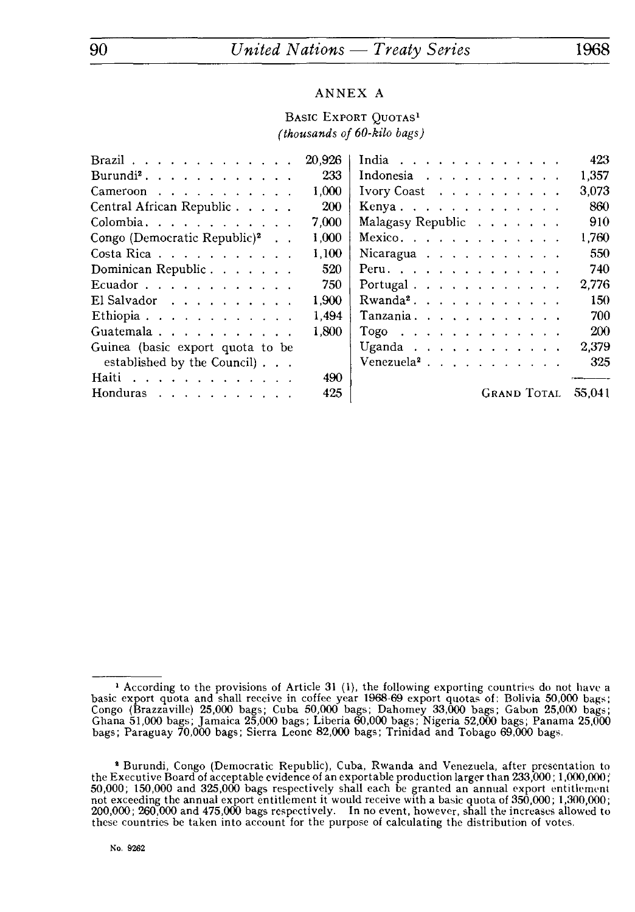## ANNEX A

### BASIC EXPORT QUOTAS[1]

*(thousands of 60-kilo bags)*

| Country | Quota | Country | Quota |
|---|---|---|---|
| Brazil | 20,926 | India | 423 |
| Burundi[2] | 233 | Indonesia | 1,357 |
| Cameroon | 1,000 | Ivory Coast | 3,073 |
| Central African Republic | 200 | Kenya | 860 |
| Colombia | 7,000 | Malagasy Republic | 910 |
| Congo (Democratic Republic)[2] | 1,000 | Mexico | 1,760 |
| Costa Rica | 1,100 | Nicaragua | 550 |
| Dominican Republic | 520 | Peru | 740 |
| Ecuador | 750 | Portugal | 2,776 |
| El Salvador | 1,900 | Rwanda[2] | 150 |
| Ethiopia | 1,494 | Tanzania | 700 |
| Guatemala | 1,800 | Togo | 200 |
| Guinea (basic export quota to be established by the Council) | | Uganda | 2,379 |
| Haiti | 490 | Venezuela[2] | 325 |
| Honduras | 425 | GRAND TOTAL | 55,041 |

[1] According to the provisions of Article 31 (1), the following exporting countries do not have a basic export quota and shall receive in coffee year 1968-69 export quotas of: Bolivia 50,000 bags; Congo (Brazzaville) 25,000 bags; Cuba 50,000 bags; Dahomey 33,000 bags; Gabon 25,000 bags; Ghana 51,000 bags; Jamaica 25,000 bags; Liberia 60,000 bags; Nigeria 52,000 bags; Panama 25,000 bags; Paraguay 70,000 bags; Sierra Leone 82,000 bags; Trinidad and Tobago 69,000 bags.

[2] Burundi, Congo (Democratic Republic), Cuba, Rwanda and Venezuela, after presentation to the Executive Board of acceptable evidence of an exportable production larger than 233,000; 1,000,000; 50,000; 150,000 and 325,000 bags respectively shall each be granted an annual export entitlement not exceeding the annual export entitlement it would receive with a basic quota of 350,000; 1,300,000; 200,000; 260,000 and 475,000 bags respectively. In no event, however, shall the increases allowed to these countries be taken into account for the purpose of calculating the distribution of votes.

No. 9262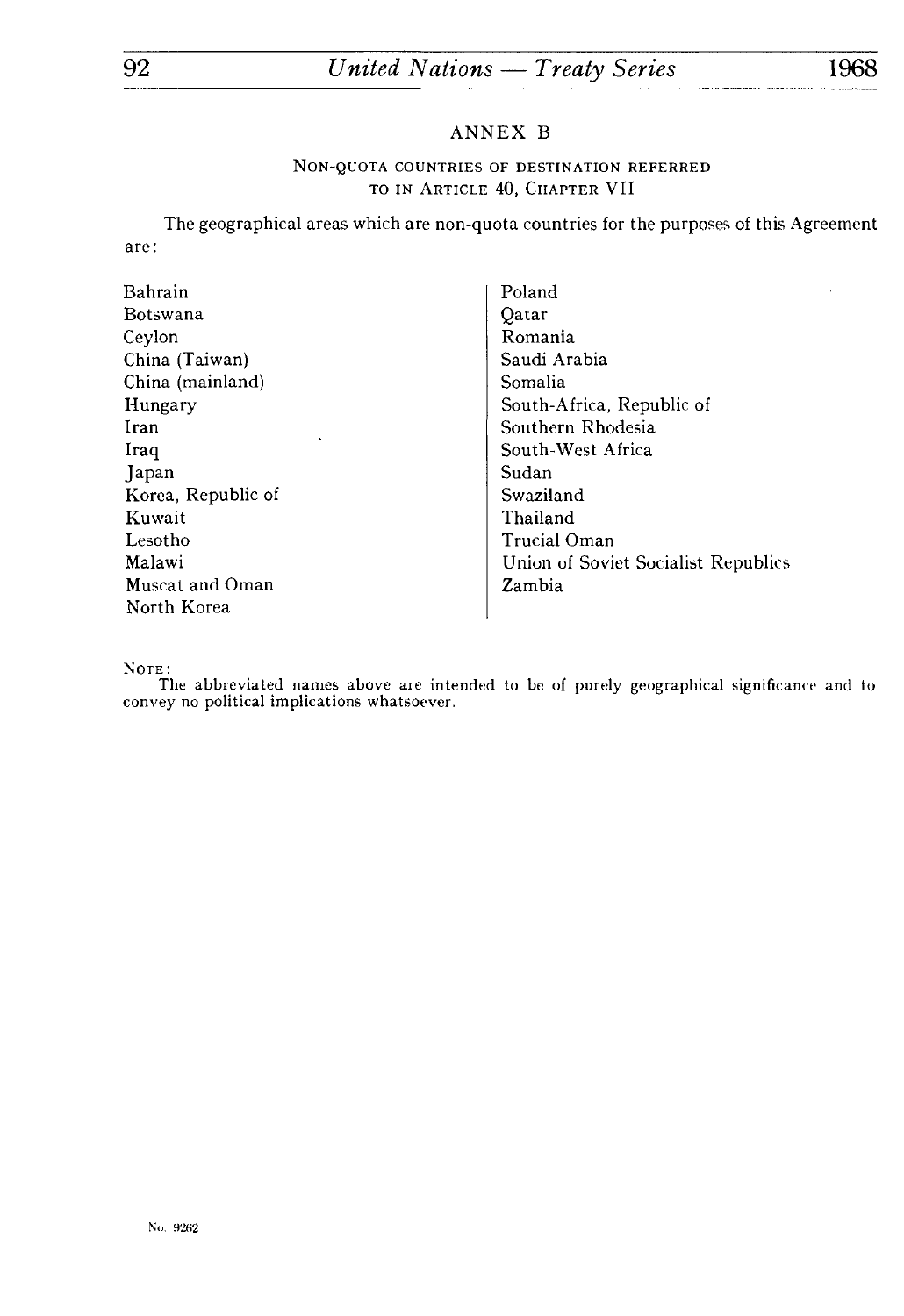## ANNEX B

### NON-QUOTA COUNTRIES OF DESTINATION REFERRED TO IN ARTICLE 40, CHAPTER VII

The geographical areas which are non-quota countries for the purposes of this Agreement are:

Bahrain
Botswana
Ceylon
China (Taiwan)
China (mainland)
Hungary
Iran
Iraq
Japan
Korea, Republic of
Kuwait
Lesotho
Malawi
Muscat and Oman
North Korea
Poland
Qatar
Romania
Saudi Arabia
Somalia
South-Africa, Republic of
Southern Rhodesia
South-West Africa
Sudan
Swaziland
Thailand
Trucial Oman
Union of Soviet Socialist Republics
Zambia

NOTE:
The abbreviated names above are intended to be of purely geographical significance and to convey no political implications whatsoever.

No. 9262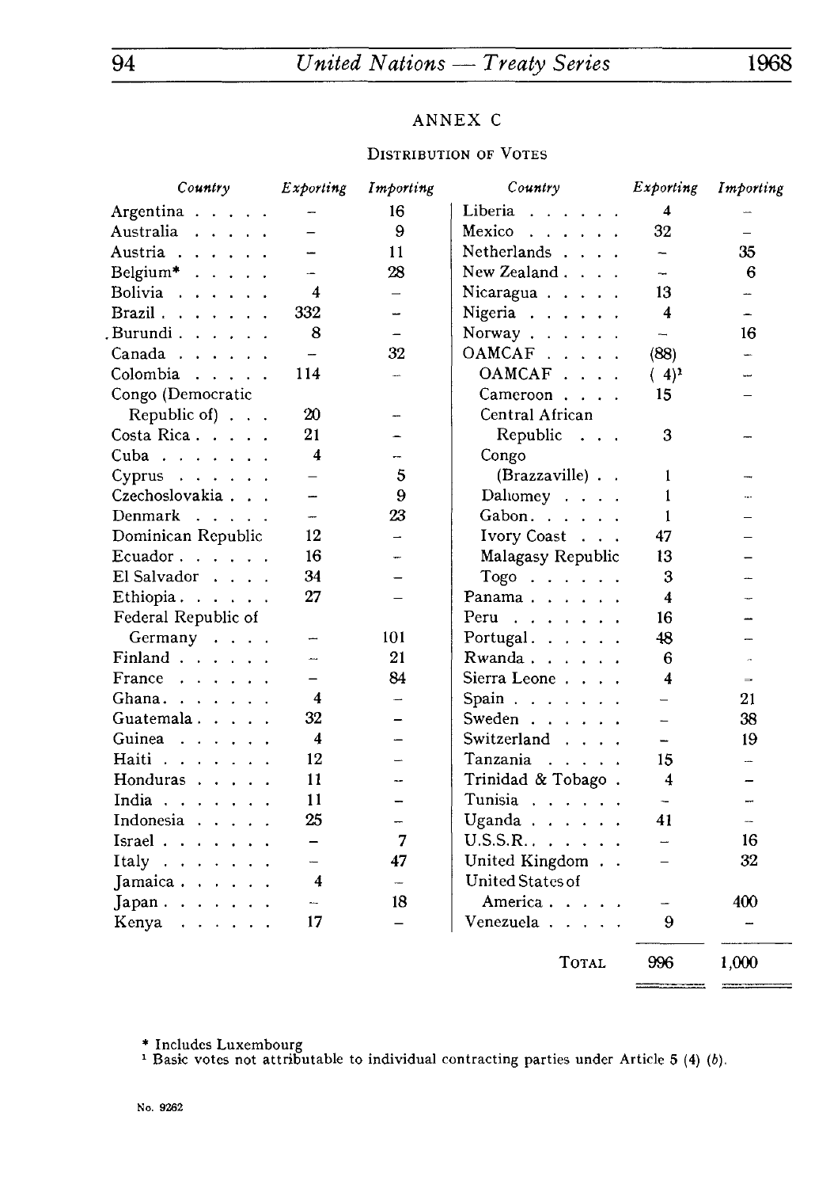## ANNEX C

### DISTRIBUTION OF VOTES

| *Country* | *Exporting* | *Importing* | *Country* | *Exporting* | *Importing* |
|---|---|---|---|---|---|
| Argentina | – | 16 | Liberia | 4 | – |
| Australia | – | 9 | Mexico | 32 | – |
| Austria | – | 11 | Netherlands | – | 35 |
| Belgium* | – | 28 | New Zealand | – | 6 |
| Bolivia | 4 | – | Nicaragua | 13 | – |
| Brazil | 332 | – | Nigeria | 4 | – |
| Burundi | 8 | – | Norway | – | 16 |
| Canada | – | 32 | OAMCAF | (88) | – |
| Colombia | 114 | – | OAMCAF | ( 4)[1] | – |
| Congo (Democratic Republic of) | 20 | – | Cameroon | 15 | – |
| Costa Rica | 21 | – | Central African Republic | 3 | – |
| Cuba | 4 | – | Congo (Brazzaville) | 1 | – |
| Cyprus | – | 5 | Dahomey | 1 | – |
| Czechoslovakia | – | 9 | Gabon | 1 | – |
| Denmark | – | 23 | Ivory Coast | 47 | – |
| Dominican Republic | 12 | – | Malagasy Republic | 13 | – |
| Ecuador | 16 | – | Togo | 3 | – |
| El Salvador | 34 | – | Panama | 4 | – |
| Ethiopia | 27 | – | Peru | 16 | – |
| Federal Republic of Germany | – | 101 | Portugal | 48 | – |
| Finland | – | 21 | Rwanda | 6 | – |
| France | – | 84 | Sierra Leone | 4 | – |
| Ghana | 4 | – | Spain | – | 21 |
| Guatemala | 32 | – | Sweden | – | 38 |
| Guinea | 4 | – | Switzerland | – | 19 |
| Haiti | 12 | – | Tanzania | 15 | – |
| Honduras | 11 | – | Trinidad & Tobago | 4 | – |
| India | 11 | – | Tunisia | – | – |
| Indonesia | 25 | – | Uganda | 41 | – |
| Israel | – | 7 | U.S.S.R. | – | 16 |
| Italy | – | 47 | United Kingdom | – | 32 |
| Jamaica | 4 | – | United States of America | – | 400 |
| Japan | – | 18 | Venezuela | 9 | – |
| Kenya | 17 | – | | | |
| | | | TOTAL | 996 | 1,000 |

\* Includes Luxembourg

[1] Basic votes not attributable to individual contracting parties under Article 5 (4) (*b*).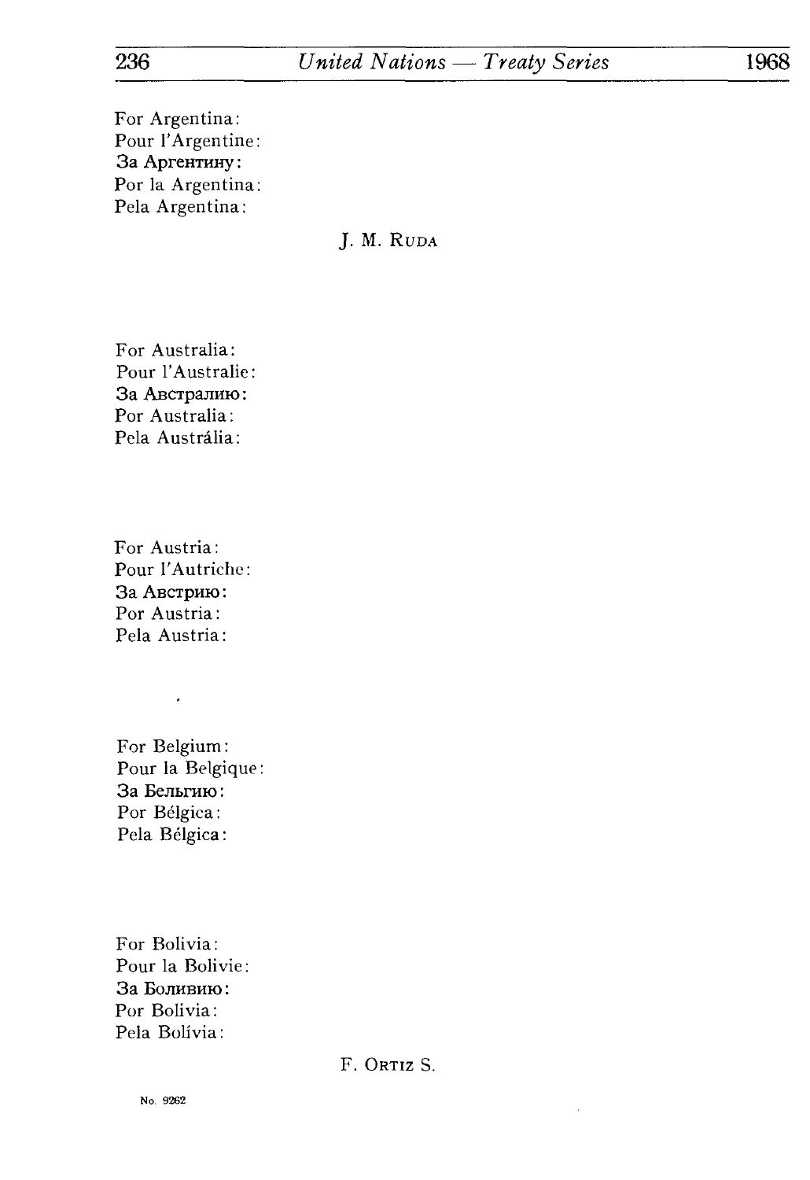For Argentina:
Pour l'Argentine:
За Аргентину:
Por la Argentina:
Pela Argentina:

J. M. RUDA

For Australia:
Pour l'Australie:
За Австралию:
Por Australia:
Pela Austrália:

For Austria:
Pour l'Autriche:
За Австрию:
Por Austria:
Pela Austria:

For Belgium:
Pour la Belgique:
За Бельгию:
Por Bélgica:
Pela Bélgica:

For Bolivia:
Pour la Bolivie:
За Боливию:
Por Bolivia:
Pela Bolívia:

F. ORTIZ S.

No. 9262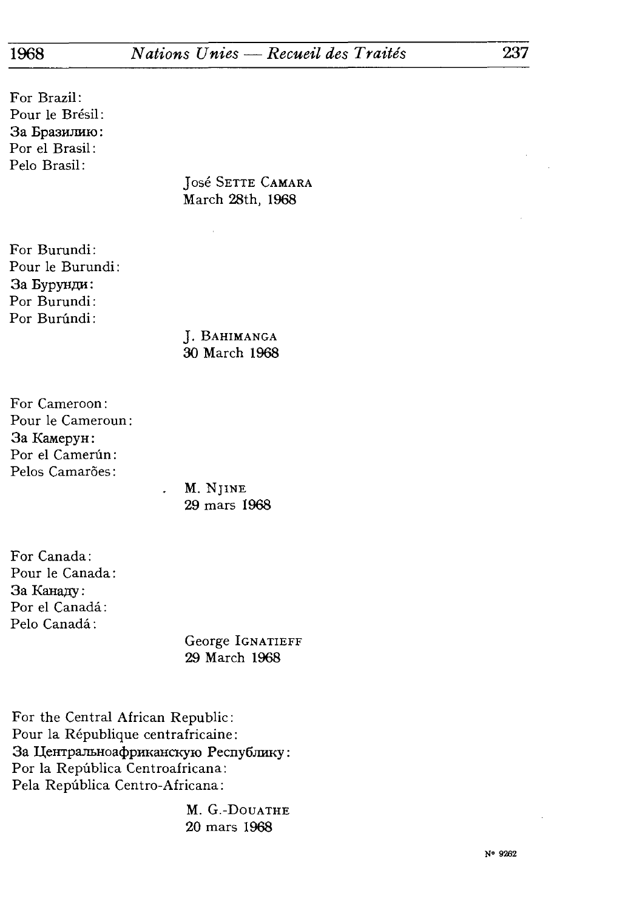For Brazil:
Pour le Brésil:
За Бразилию:
Por el Brasil:
Pelo Brasil:

José SETTE CAMARA
March 28th, 1968

For Burundi:
Pour le Burundi:
За Бурунди:
Por Burundi:
Por Burúndi:

J. BAHIMANGA
30 March 1968

For Cameroon:
Pour le Cameroun:
За Камерун:
Por el Camerún:
Pelos Camarões:

M. NJINE
29 mars 1968

For Canada:
Pour le Canada:
За Канаду:
Por el Canadá:
Pelo Canadá:

George IGNATIEFF
29 March 1968

For the Central African Republic:
Pour la République centrafricaine:
За Центральноафриканскую Республику:
Por la República Centroafricana:
Pela República Centro-Africana:

M. G.-DOUATHE
20 mars 1968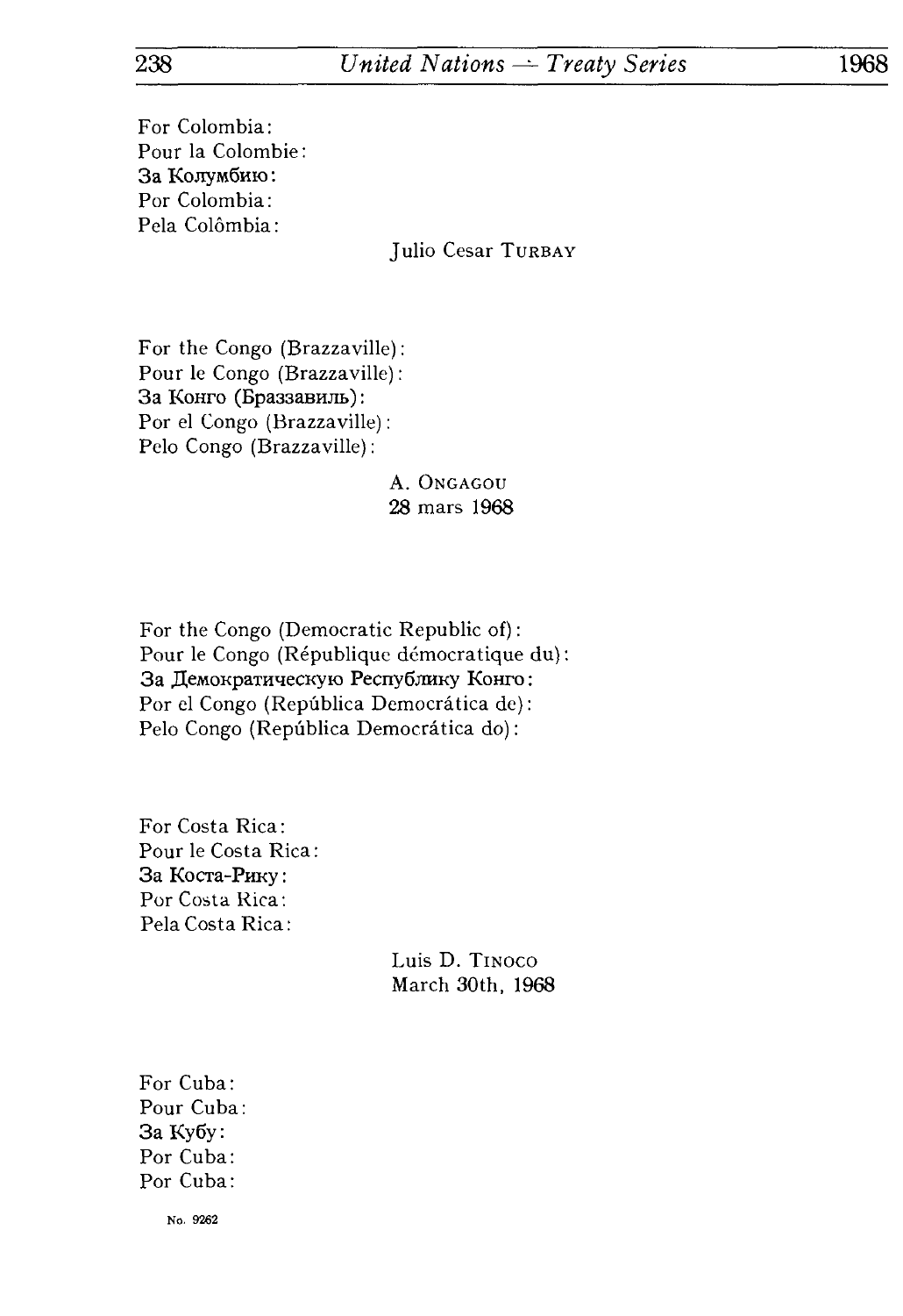For Colombia:
Pour la Colombie:
За Колумбию:
Por Colombia:
Pela Colômbia:

Julio Cesar TURBAY

For the Congo (Brazzaville):
Pour le Congo (Brazzaville):
За Конго (Браззавиль):
Por el Congo (Brazzaville):
Pelo Congo (Brazzaville):

A. ONGAGOU
28 mars 1968

For the Congo (Democratic Republic of):
Pour le Congo (République démocratique du):
За Демократическую Республику Конго:
Por el Congo (República Democrática de):
Pelo Congo (República Democrática do):

For Costa Rica:
Pour le Costa Rica:
За Коста-Рику:
Por Costa Rica:
Pela Costa Rica:

Luis D. TINOCO
March 30th, 1968

For Cuba:
Pour Cuba:
За Кубу:
Por Cuba:
Por Cuba:

No. 9262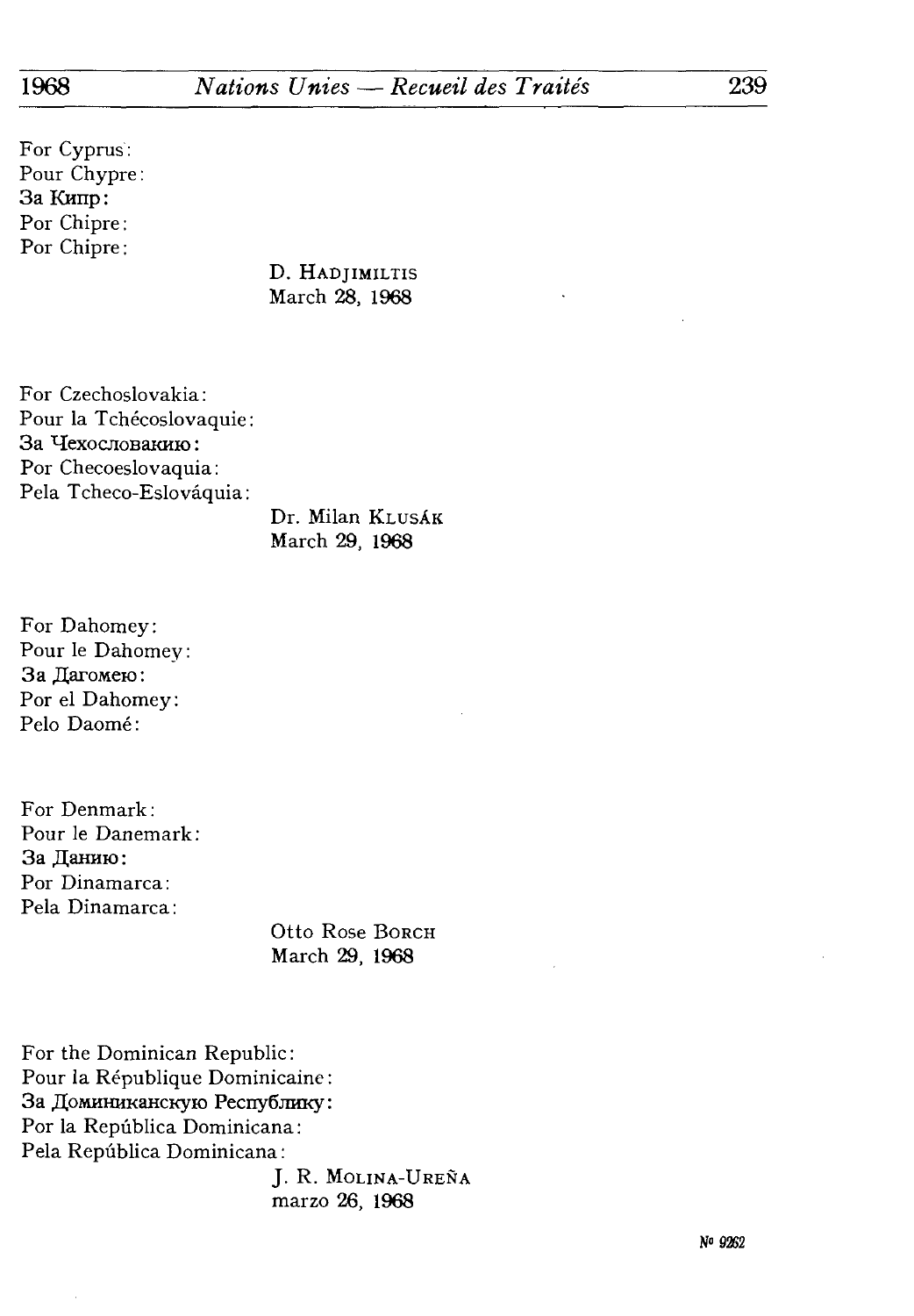For Cyprus:
Pour Chypre:
За Кипр:
Por Chipre:
Por Chipre:

D. HADJIMILTIS
March 28, 1968

For Czechoslovakia:
Pour la Tchécoslovaquie:
За Чехословакию:
Por Checoeslovaquia:
Pela Tcheco-Eslováquia:

Dr. Milan KLUSÁK
March 29, 1968

For Dahomey:
Pour le Dahomey:
За Дагомею:
Por el Dahomey:
Pelo Daomé:

For Denmark:
Pour le Danemark:
За Данию:
Por Dinamarca:
Pela Dinamarca:

Otto Rose BORCH
March 29, 1968

For the Dominican Republic:
Pour la République Dominicaine:
За Доминиканскую Республику:
Por la República Dominicana:
Pela República Dominicana:

J. R. MOLINA-UREÑA
marzo 26, 1968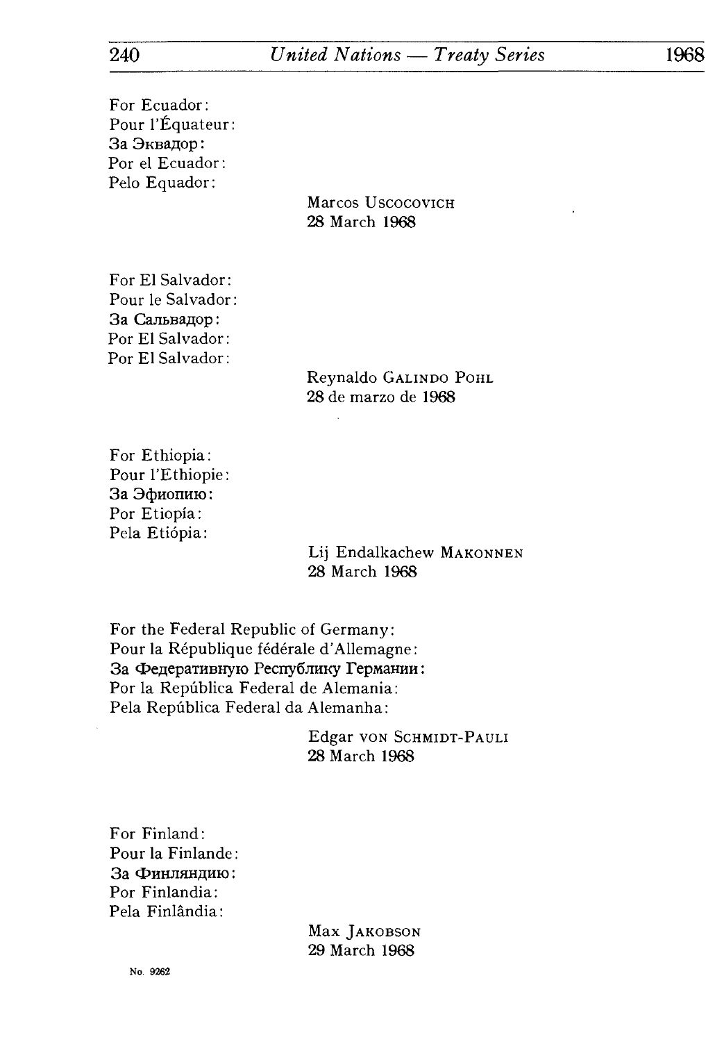For Ecuador:
Pour l'Équateur:
За Эквадор:
Por el Ecuador:
Pelo Equador:

Marcos USCOCOVICH
28 March 1968

For El Salvador:
Pour le Salvador:
За Сальвадор:
Por El Salvador:
Por El Salvador:

Reynaldo GALINDO POHL
28 de marzo de 1968

For Ethiopia:
Pour l'Ethiopie:
За Эфиопию:
Por Etiopía:
Pela Etiópia:

Lij Endalkachew MAKONNEN
28 March 1968

For the Federal Republic of Germany:
Pour la République fédérale d'Allemagne:
За Федеративную Республику Германии:
Por la República Federal de Alemania:
Pela República Federal da Alemanha:

Edgar VON SCHMIDT-PAULI
28 March 1968

For Finland:
Pour la Finlande:
За Финляндию:
Por Finlandia:
Pela Finlândia:

Max JAKOBSON
29 March 1968

No. 9262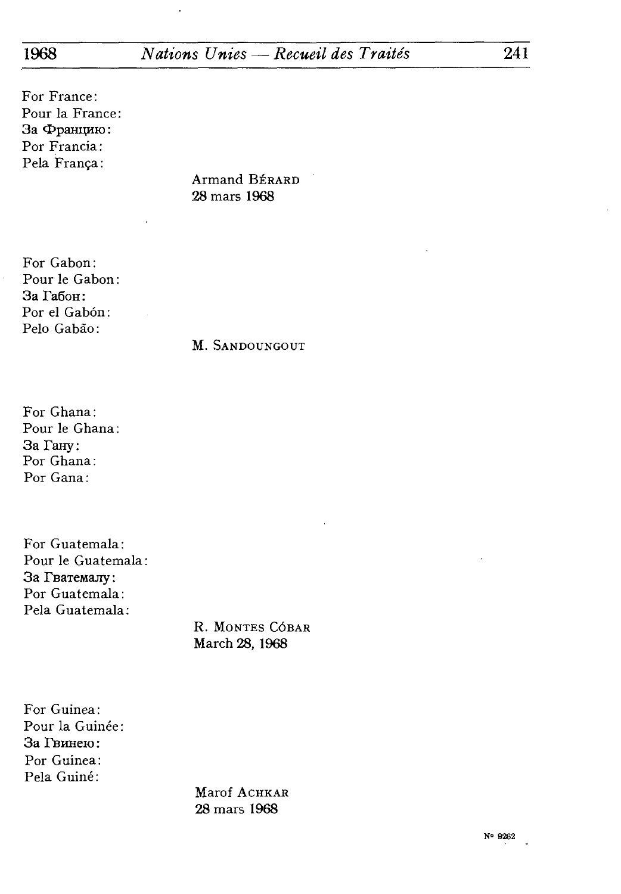For France:
Pour la France:
За Францию:
Por Francia:
Pela França:

Armand BÉRARD
28 mars 1968

For Gabon:
Pour le Gabon:
За Габон:
Por el Gabón:
Pelo Gabão:

M. SANDOUNGOUT

For Ghana:
Pour le Ghana:
За Гану:
Por Ghana:
Por Gana:

For Guatemala:
Pour le Guatemala:
За Гватемалу:
Por Guatemala:
Pela Guatemala:

R. MONTES CÓBAR
March 28, 1968

For Guinea:
Pour la Guinée:
За Гвинею:
Por Guinea:
Pela Guiné:

Marof ACHKAR
28 mars 1968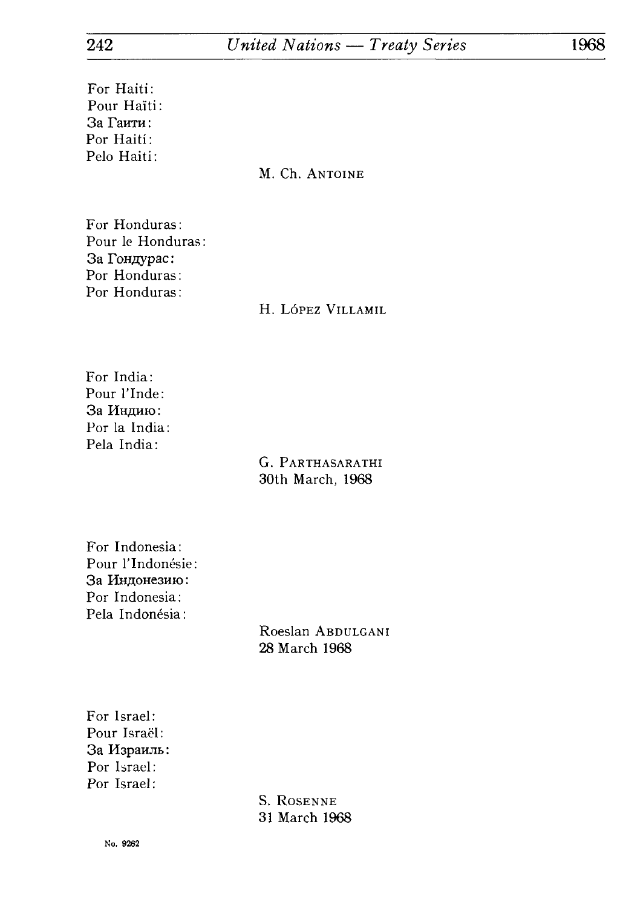For Haiti:
Pour Haïti:
За Гаити:
Por Haití:
Pelo Haiti:

M. Ch. ANTOINE

For Honduras:
Pour le Honduras:
За Гондурас:
Por Honduras:
Por Honduras:

H. LÓPEZ VILLAMIL

For India:
Pour l'Inde:
За Индию:
Por la India:
Pela India:

G. PARTHASARATHI
30th March, 1968

For Indonesia:
Pour l'Indonésie:
За Индонезию:
Por Indonesia:
Pela Indonésia:

Roeslan ABDULGANI
28 March 1968

For Israel:
Pour Israël:
За Израиль:
Por Israel:
Por Israel:

S. ROSENNE
31 March 1968

No. 9262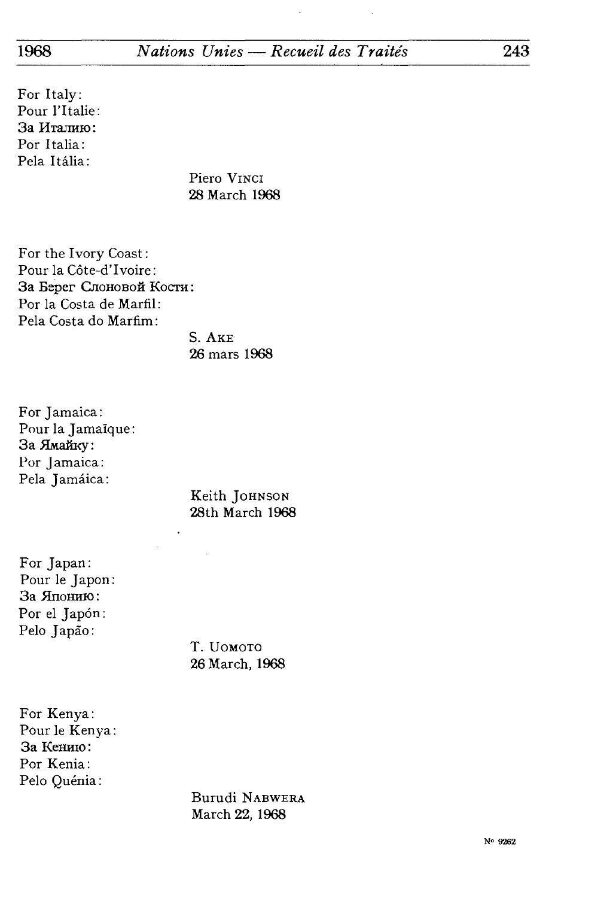For Italy:
Pour l'Italie:
За Италию:
Por Italia:
Pela Itália:

Piero VINCI
28 March 1968

For the Ivory Coast:
Pour la Côte-d'Ivoire:
За Берег Слоновой Кости:
Por la Costa de Marfil:
Pela Costa do Marfim:

S. AKE
26 mars 1968

For Jamaica:
Pour la Jamaïque:
За Ямайку:
Por Jamaica:
Pela Jamáica:

Keith JOHNSON
28th March 1968

For Japan:
Pour le Japon:
За Японию:
Por el Japón:
Pelo Japão:

T. UOMOTO
26 March, 1968

For Kenya:
Pour le Kenya:
За Кению:
Por Kenia:
Pelo Quénia:

Burudi NABWERA
March 22, 1968

N° 9262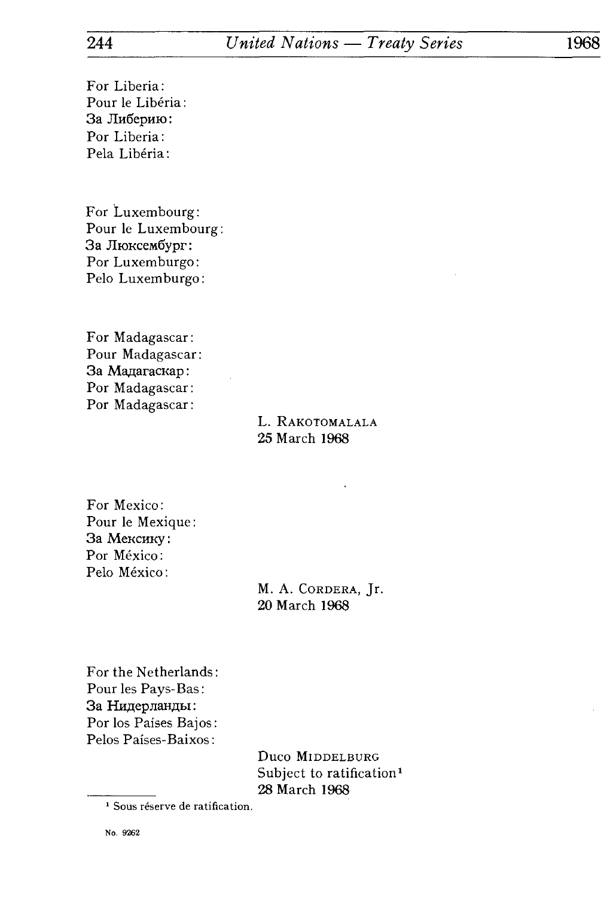For Liberia:
Pour le Libéria:
За Либерию:
Por Liberia:
Pela Libéria:

For Luxembourg:
Pour le Luxembourg:
За Люксембург:
Por Luxemburgo:
Pelo Luxemburgo:

For Madagascar:
Pour Madagascar:
За Мадагаскар:
Por Madagascar:
Por Madagascar:

L. RAKOTOMALALA
25 March 1968

For Mexico:
Pour le Mexique:
За Мексику:
Por México:
Pelo México:

M. A. CORDERA, Jr.
20 March 1968

For the Netherlands:
Pour les Pays-Bas:
За Нидерланды:
Por los Países Bajos:
Pelos Países-Baixos:

Duco MIDDELBURG
Subject to ratification[1]
28 March 1968

[1] Sous réserve de ratification.

No. 9262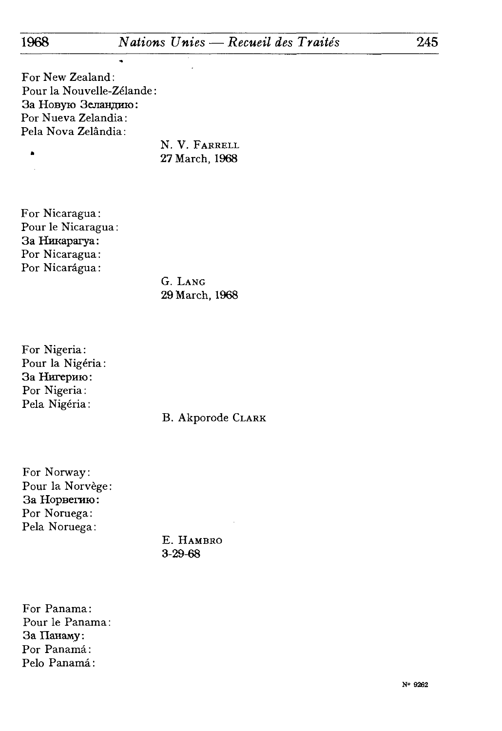For New Zealand:
Pour la Nouvelle-Zélande:
За Новую Зеландию:
Por Nueva Zelandia:
Pela Nova Zelândia:

N. V. FARRELL
27 March, 1968

For Nicaragua:
Pour le Nicaragua:
За Никарагуа:
Por Nicaragua:
Por Nicarágua:

G. LANG
29 March, 1968

For Nigeria:
Pour la Nigéria:
За Нигерию:
Por Nigeria:
Pela Nigéria:

B. Akporode CLARK

For Norway:
Pour la Norvège:
За Норвегию:
Por Noruega:
Pela Noruega:

E. HAMBRO
3-29-68

For Panama:
Pour le Panama:
За Панаму:
Por Panamá:
Pelo Panamá: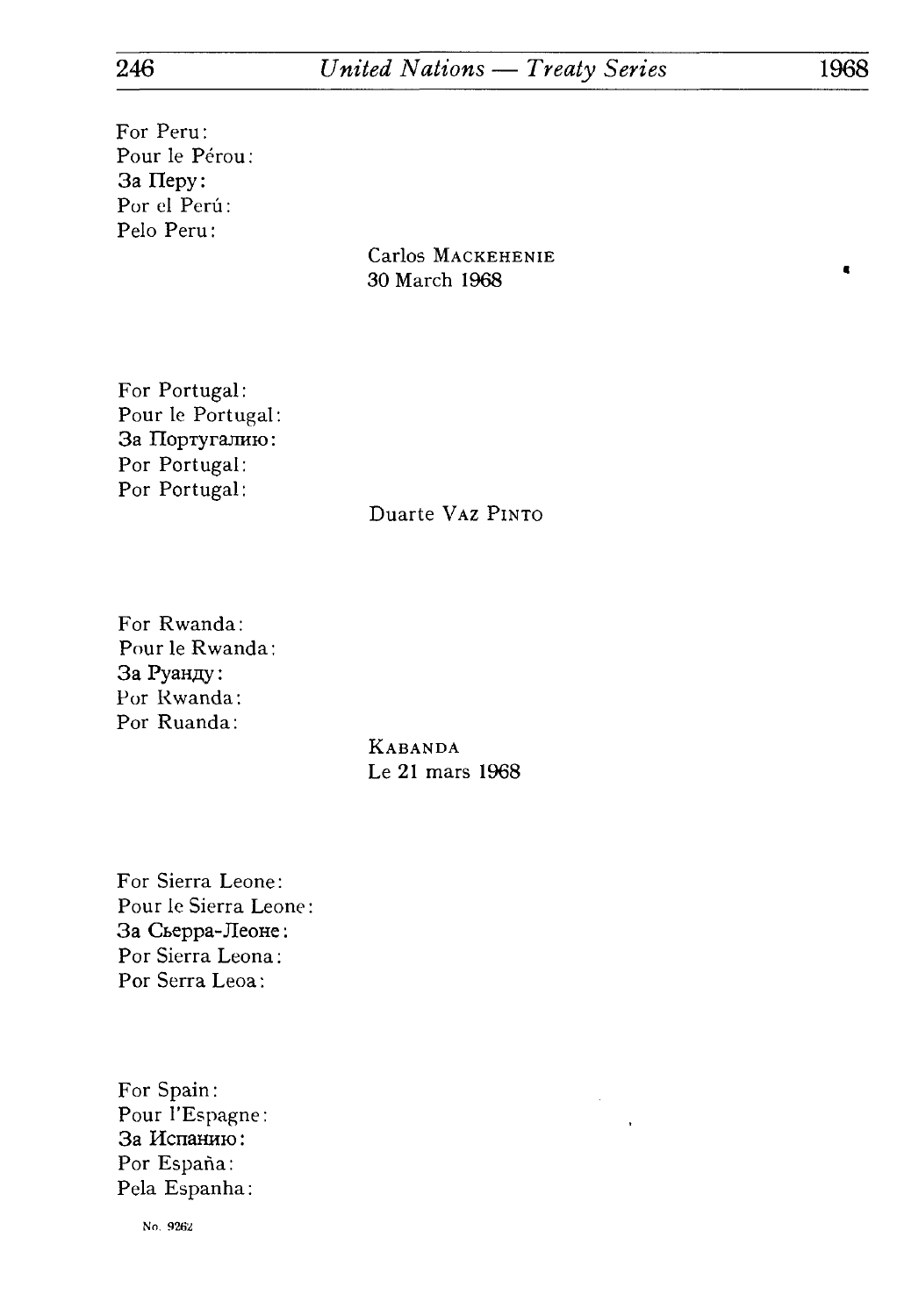For Peru:
Pour le Pérou:
За Перу:
Por el Perú:
Pelo Peru:

Carlos MACKEHENIE
30 March 1968

For Portugal:
Pour le Portugal:
За Португалию:
Por Portugal:
Por Portugal:

Duarte VAZ PINTO

For Rwanda:
Pour le Rwanda:
За Руанду:
Por Rwanda:
Por Ruanda:

KABANDA
Le 21 mars 1968

For Sierra Leone:
Pour le Sierra Leone:
За Сьерра-Леоне:
Por Sierra Leona:
Por Serra Leoa:

For Spain:
Pour l'Espagne:
За Испанию:
Por España:
Pela Espanha:

No. 9262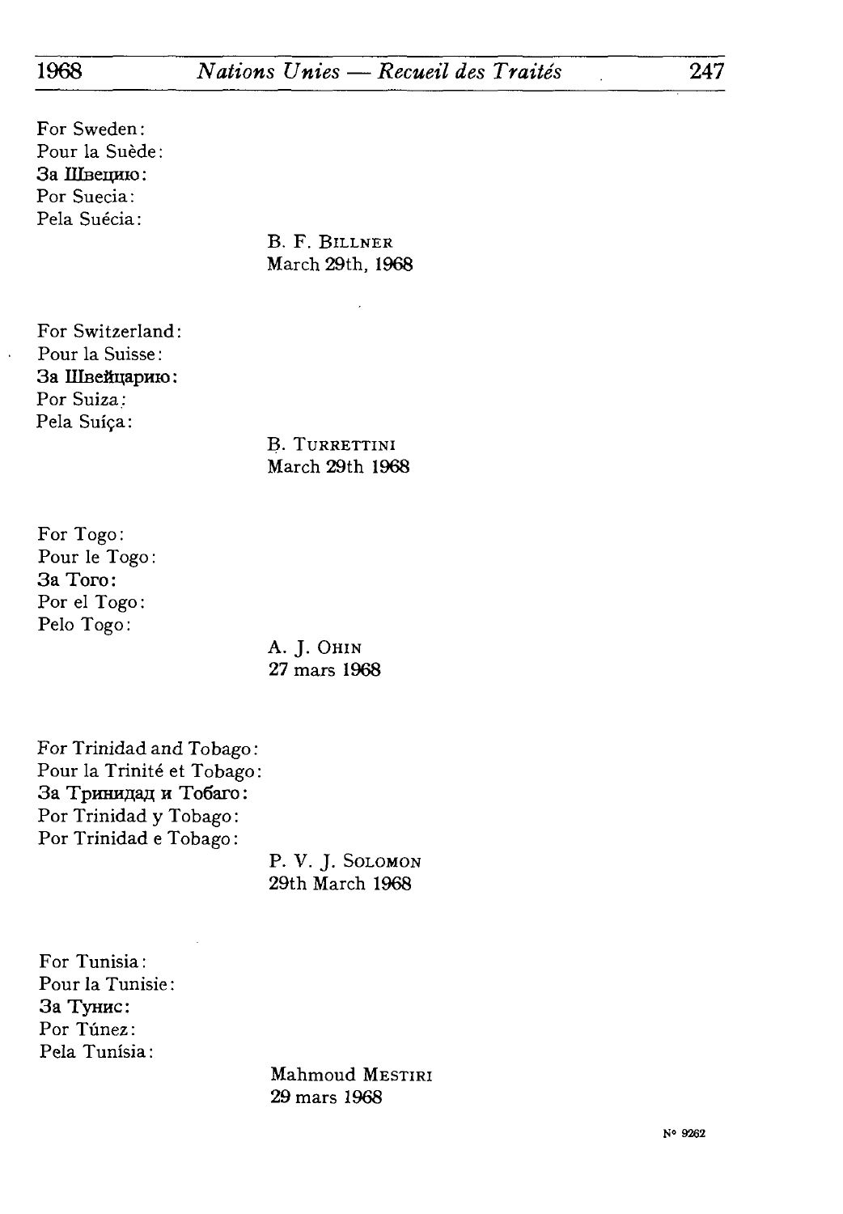For Sweden:
Pour la Suède:
За Швецию:
Por Suecia:
Pela Suécia:

B. F. BILLNER
March 29th, 1968

For Switzerland:
Pour la Suisse:
За Швейцарию:
Por Suiza:
Pela Suíça:

B. TURRETTINI
March 29th 1968

For Togo:
Pour le Togo:
За Того:
Por el Togo:
Pelo Togo:

A. J. OHIN
27 mars 1968

For Trinidad and Tobago:
Pour la Trinité et Tobago:
За Тринидад и Тобаго:
Por Trinidad y Tobago:
Por Trinidad e Tobago:

P. V. J. SOLOMON
29th March 1968

For Tunisia:
Pour la Tunisie:
За Тунис:
Por Túnez:
Pela Tunísia:

Mahmoud MESTIRI
29 mars 1968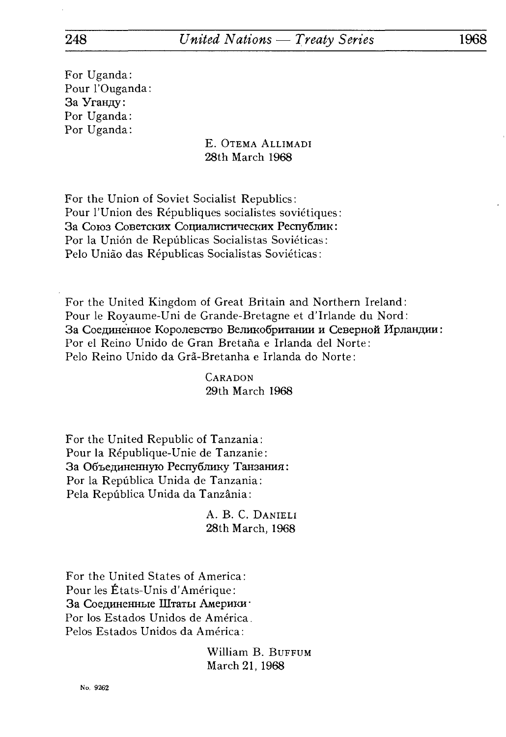For Uganda:
Pour l'Ouganda:
За Уганду:
Por Uganda:
Por Uganda:

E. OTEMA ALLIMADI
28th March 1968

For the Union of Soviet Socialist Republics:
Pour l'Union des Républiques socialistes soviétiques:
За Союз Советских Социалистических Республик:
Por la Unión de Repúblicas Socialistas Soviéticas:
Pelo União das Républicas Socialistas Soviéticas:

For the United Kingdom of Great Britain and Northern Ireland:
Pour le Royaume-Uni de Grande-Bretagne et d'Irlande du Nord:
За Соединённое Королевство Великобритании и Северной Ирландии:
Por el Reino Unido de Gran Bretaña e Irlanda del Norte:
Pelo Reino Unido da Grã-Bretanha e Irlanda do Norte:

CARADON
29th March 1968

For the United Republic of Tanzania:
Pour la République-Unie de Tanzanie:
За Объединенную Республику Танзания:
Por la República Unida de Tanzania:
Pela República Unida da Tanzânia:

A. B. C. DANIELI
28th March, 1968

For the United States of America:
Pour les États-Unis d'Amérique:
За Соединенные Штаты Америки·
Por los Estados Unidos de América.
Pelos Estados Unidos da América:

William B. BUFFUM
March 21, 1968

No. 9262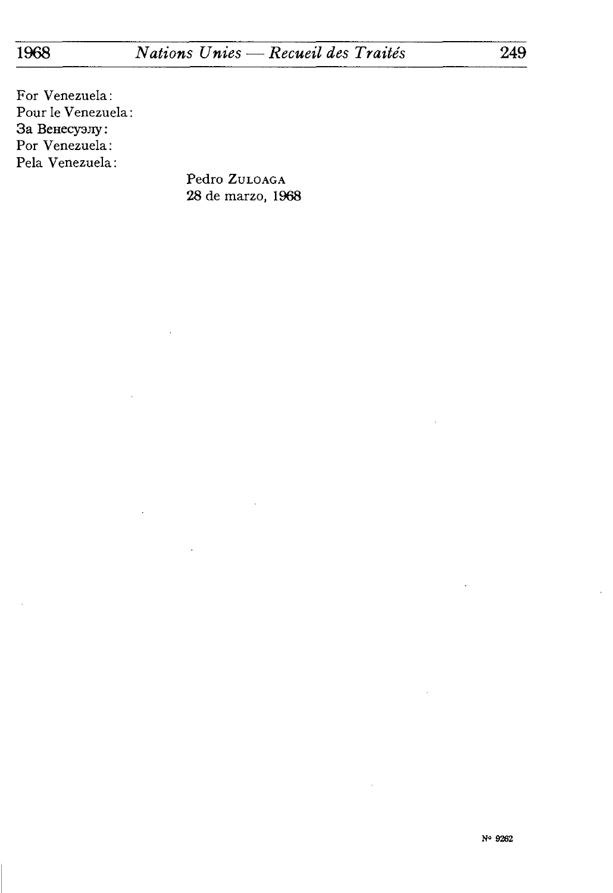For Venezuela:
Pour le Venezuela:
За Венесуэлу:
Por Venezuela:
Pela Venezuela:

Pedro ZULOAGA
28 de marzo, 1968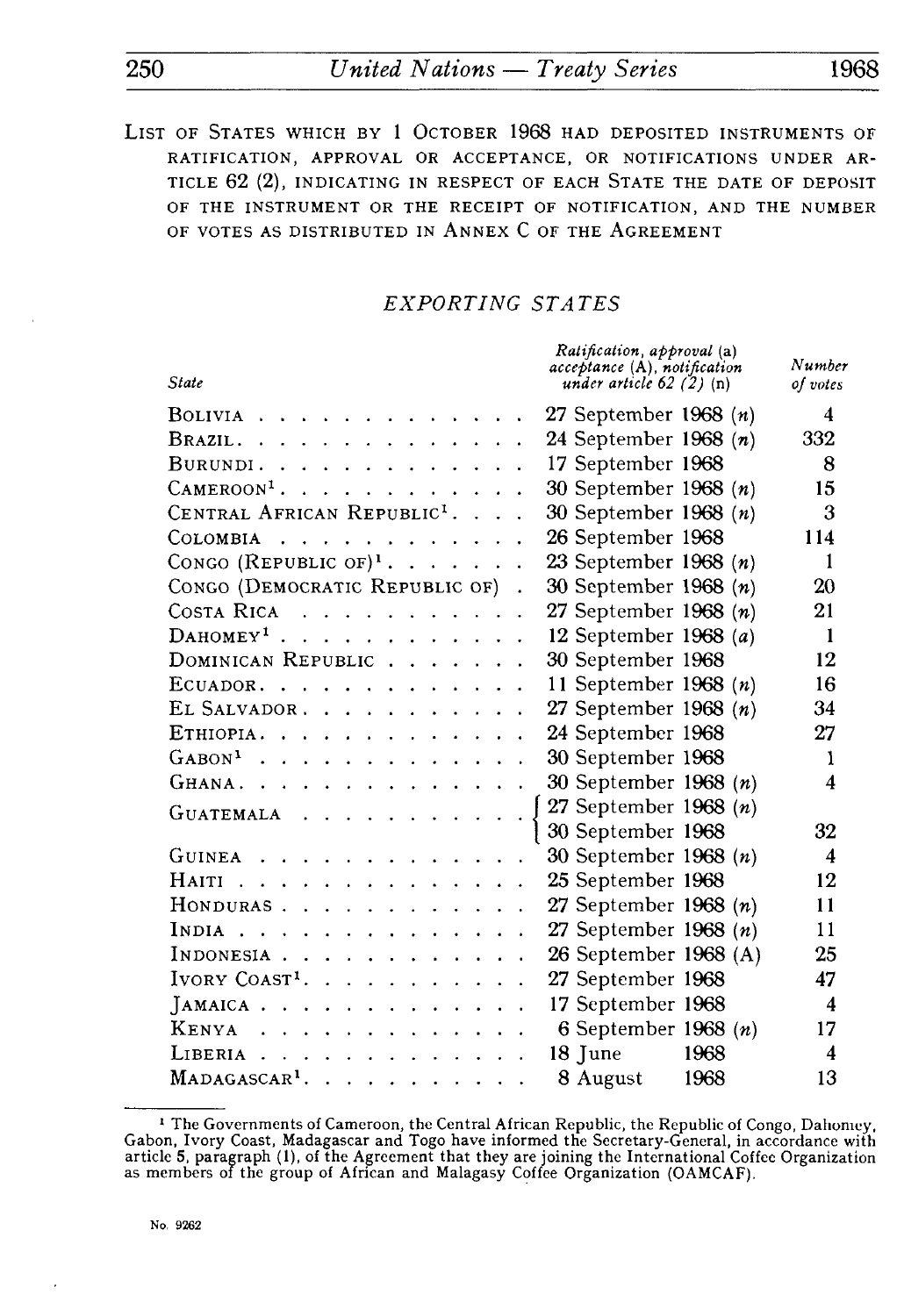LIST OF STATES WHICH BY 1 OCTOBER 1968 HAD DEPOSITED INSTRUMENTS OF RATIFICATION, APPROVAL OR ACCEPTANCE, OR NOTIFICATIONS UNDER ARTICLE 62 (2), INDICATING IN RESPECT OF EACH STATE THE DATE OF DEPOSIT OF THE INSTRUMENT OR THE RECEIPT OF NOTIFICATION, AND THE NUMBER OF VOTES AS DISTRIBUTED IN ANNEX C OF THE AGREEMENT

## *EXPORTING STATES*

| *State* | *Ratification, approval* (a) *acceptance* (A), *notification under article 62 (2)* (n) | *Number of votes* |
|---|---|---|
| BOLIVIA | 27 September 1968 (*n*) | 4 |
| BRAZIL | 24 September 1968 (*n*) | 332 |
| BURUNDI | 17 September 1968 | 8 |
| CAMEROON[1] | 30 September 1968 (*n*) | 15 |
| CENTRAL AFRICAN REPUBLIC[1] | 30 September 1968 (*n*) | 3 |
| COLOMBIA | 26 September 1968 | 114 |
| CONGO (REPUBLIC OF)[1] | 23 September 1968 (*n*) | 1 |
| CONGO (DEMOCRATIC REPUBLIC OF) | 30 September 1968 (*n*) | 20 |
| COSTA RICA | 27 September 1968 (*n*) | 21 |
| DAHOMEY[1] | 12 September 1968 (*a*) | 1 |
| DOMINICAN REPUBLIC | 30 September 1968 | 12 |
| ECUADOR | 11 September 1968 (*n*) | 16 |
| EL SALVADOR | 27 September 1968 (*n*) | 34 |
| ETHIOPIA | 24 September 1968 | 27 |
| GABON[1] | 30 September 1968 | 1 |
| GHANA | 30 September 1968 (*n*) | 4 |
| GUATEMALA | 27 September 1968 (*n*)<br>30 September 1968 | 32 |
| GUINEA | 30 September 1968 (*n*) | 4 |
| HAITI | 25 September 1968 | 12 |
| HONDURAS | 27 September 1968 (*n*) | 11 |
| INDIA | 27 September 1968 (*n*) | 11 |
| INDONESIA | 26 September 1968 (A) | 25 |
| IVORY COAST[1] | 27 September 1968 | 47 |
| JAMAICA | 17 September 1968 | 4 |
| KENYA | 6 September 1968 (*n*) | 17 |
| LIBERIA | 18 June 1968 | 4 |
| MADAGASCAR[1] | 8 August 1968 | 13 |

[1] The Governments of Cameroon, the Central African Republic, the Republic of Congo, Dahomey, Gabon, Ivory Coast, Madagascar and Togo have informed the Secretary-General, in accordance with article 5, paragraph (1), of the Agreement that they are joining the International Coffee Organization as members of the group of African and Malagasy Coffee Organization (OAMCAF).

No. 9262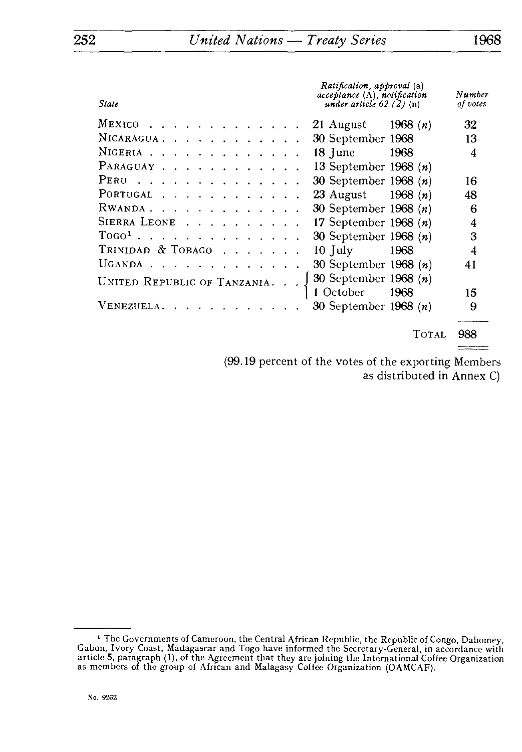| State | Ratification, approval (a) acceptance (A), notification under article 62 (2) (n) | Number of votes |
|---|---|---|
| MEXICO | 21 August 1968 (n) | 32 |
| NICARAGUA | 30 September 1968 | 13 |
| NIGERIA | 18 June 1968 | 4 |
| PARAGUAY | 13 September 1968 (n) | |
| PERU | 30 September 1968 (n) | 16 |
| PORTUGAL | 23 August 1968 (n) | 48 |
| RWANDA | 30 September 1968 (n) | 6 |
| SIERRA LEONE | 17 September 1968 (n) | 4 |
| TOGO[1] | 30 September 1968 (n) | 3 |
| TRINIDAD & TOBAGO | 10 July 1968 | 4 |
| UGANDA | 30 September 1968 (n) | 41 |
| UNITED REPUBLIC OF TANZANIA | 30 September 1968 (n) <br> 1 October 1968 | 15 |
| VENEZUELA | 30 September 1968 (n) | 9 |
| | TOTAL | 988 |

(99.19 percent of the votes of the exporting Members as distributed in Annex C)

[1] The Governments of Cameroon, the Central African Republic, the Republic of Congo, Dahomey, Gabon, Ivory Coast, Madagascar and Togo have informed the Secretary-General, in accordance with article 5, paragraph (1), of the Agreement that they are joining the International Coffee Organization as members of the group of African and Malagasy Coffee Organization (OAMCAF).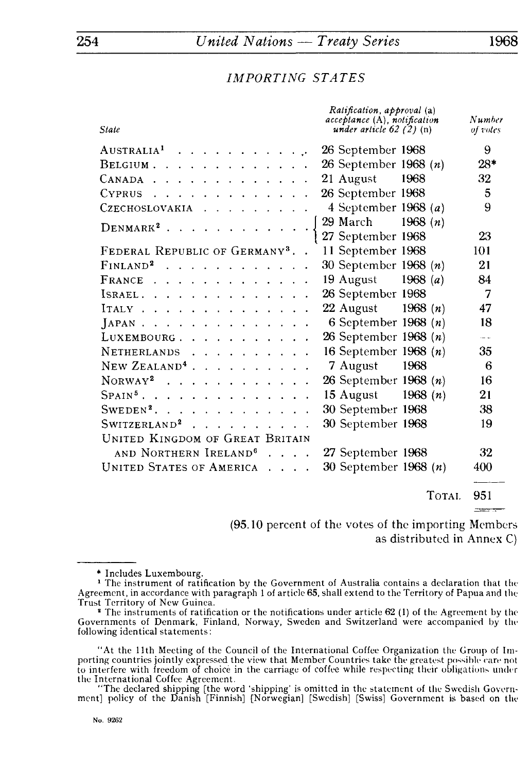## IMPORTING STATES

| State | Ratification, approval (a) acceptance (A), notification under article 62 (2) (n) | Number of votes |
|---|---|---|
| AUSTRALIA[1] | 26 September 1968 | 9 |
| BELGIUM | 26 September 1968 (n) | 28* |
| CANADA | 21 August 1968 | 32 |
| CYPRUS | 26 September 1968 | 5 |
| CZECHOSLOVAKIA | 4 September 1968 (a) | 9 |
| DENMARK[2] | 29 March 1968 (n)<br>27 September 1968 | 23 |
| FEDERAL REPUBLIC OF GERMANY[3] | 11 September 1968 | 101 |
| FINLAND[2] | 30 September 1968 (n) | 21 |
| FRANCE | 19 August 1968 (a) | 84 |
| ISRAEL | 26 September 1968 | 7 |
| ITALY | 22 August 1968 (n) | 47 |
| JAPAN | 6 September 1968 (n) | 18 |
| LUXEMBOURG | 26 September 1968 (n) | -- |
| NETHERLANDS | 16 September 1968 (n) | 35 |
| NEW ZEALAND[4] | 7 August 1968 | 6 |
| NORWAY[2] | 26 September 1968 (n) | 16 |
| SPAIN[5] | 15 August 1968 (n) | 21 |
| SWEDEN[2] | 30 September 1968 | 38 |
| SWITZERLAND[2] | 30 September 1968 | 19 |
| UNITED KINGDOM OF GREAT BRITAIN AND NORTHERN IRELAND[6] | 27 September 1968 | 32 |
| UNITED STATES OF AMERICA | 30 September 1968 (n) | 400 |
| | TOTAL | 951 |

(95.10 percent of the votes of the importing Members as distributed in Annex C)

---

\* Includes Luxembourg.

[1] The instrument of ratification by the Government of Australia contains a declaration that the Agreement, in accordance with paragraph 1 of article 65, shall extend to the Territory of Papua and the Trust Territory of New Guinea.

[2] The instruments of ratification or the notifications under article 62 (1) of the Agreement by the Governments of Denmark, Finland, Norway, Sweden and Switzerland were accompanied by the following identical statements:

"At the 11th Meeting of the Council of the International Coffee Organization the Group of Importing countries jointly expressed the view that Member Countries take the greatest possible care not to interfere with freedom of choice in the carriage of coffee while respecting their obligations under the International Coffee Agreement.

"The declared shipping [the word 'shipping' is omitted in the statement of the Swedish Government] policy of the Danish [Finnish] [Norwegian] [Swedish] [Swiss] Government is based on the

No. 9262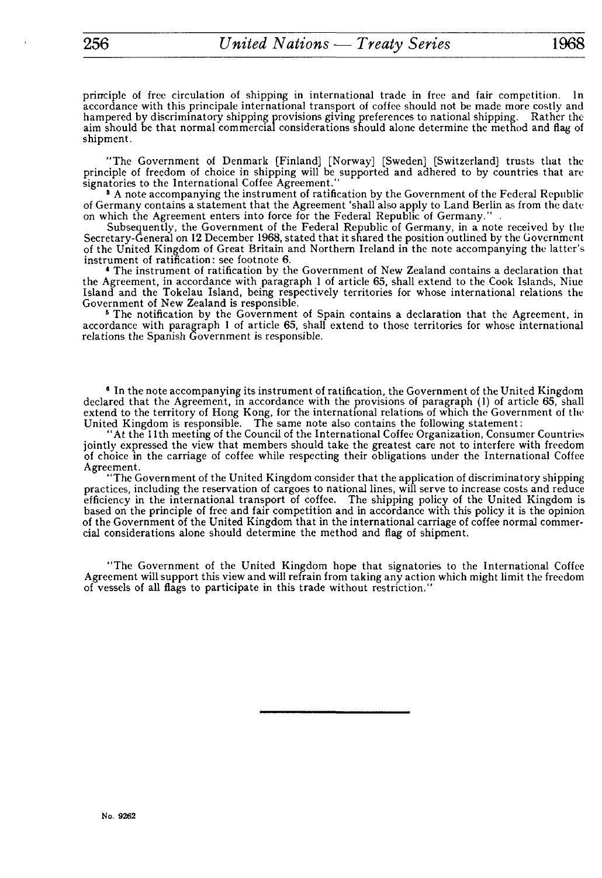principle of free circulation of shipping in international trade in free and fair competition. In accordance with this principale international transport of coffee should not be made more costly and hampered by discriminatory shipping provisions giving preferences to national shipping. Rather the aim should be that normal commercial considerations should alone determine the method and flag of shipment.

"The Government of Denmark [Finland] [Norway] [Sweden] [Switzerland] trusts that the principle of freedom of choice in shipping will be supported and adhered to by countries that are signatories to the International Coffee Agreement."

[3] A note accompanying the instrument of ratification by the Government of the Federal Republic of Germany contains a statement that the Agreement 'shall also apply to Land Berlin as from the date on which the Agreement enters into force for the Federal Republic of Germany." .

Subsequently, the Government of the Federal Republic of Germany, in a note received by the Secretary-General on 12 December 1968, stated that it shared the position outlined by the Government of the United Kingdom of Great Britain and Northern Ireland in the note accompanying the latter's instrument of ratification: see footnote 6.

[4] The instrument of ratification by the Government of New Zealand contains a declaration that the Agreement, in accordance with paragraph 1 of article 65, shall extend to the Cook Islands, Niue Island and the Tokelau Island, being respectively territories for whose international relations the Government of New Zealand is responsible.

[5] The notification by the Government of Spain contains a declaration that the Agreement, in accordance with paragraph 1 of article 65, shall extend to those territories for whose international relations the Spanish Government is responsible.

[6] In the note accompanying its instrument of ratification, the Government of the United Kingdom declared that the Agreement, in accordance with the provisions of paragraph (1) of article 65, shall extend to the territory of Hong Kong, for the international relations of which the Government of the United Kingdom is responsible. The same note also contains the following statement:

"At the 11th meeting of the Council of the International Coffee Organization, Consumer Countries jointly expressed the view that members should take the greatest care not to interfere with freedom of choice in the carriage of coffee while respecting their obligations under the International Coffee Agreement.

"The Government of the United Kingdom consider that the application of discriminatory shipping practices, including the reservation of cargoes to national lines, will serve to increase costs and reduce efficiency in the international transport of coffee. The shipping policy of the United Kingdom is based on the principle of free and fair competition and in accordance with this policy it is the opinion of the Government of the United Kingdom that in the international carriage of coffee normal commercial considerations alone should determine the method and flag of shipment.

"The Government of the United Kingdom hope that signatories to the International Coffee Agreement will support this view and will refrain from taking any action which might limit the freedom of vessels of all flags to participate in this trade without restriction."